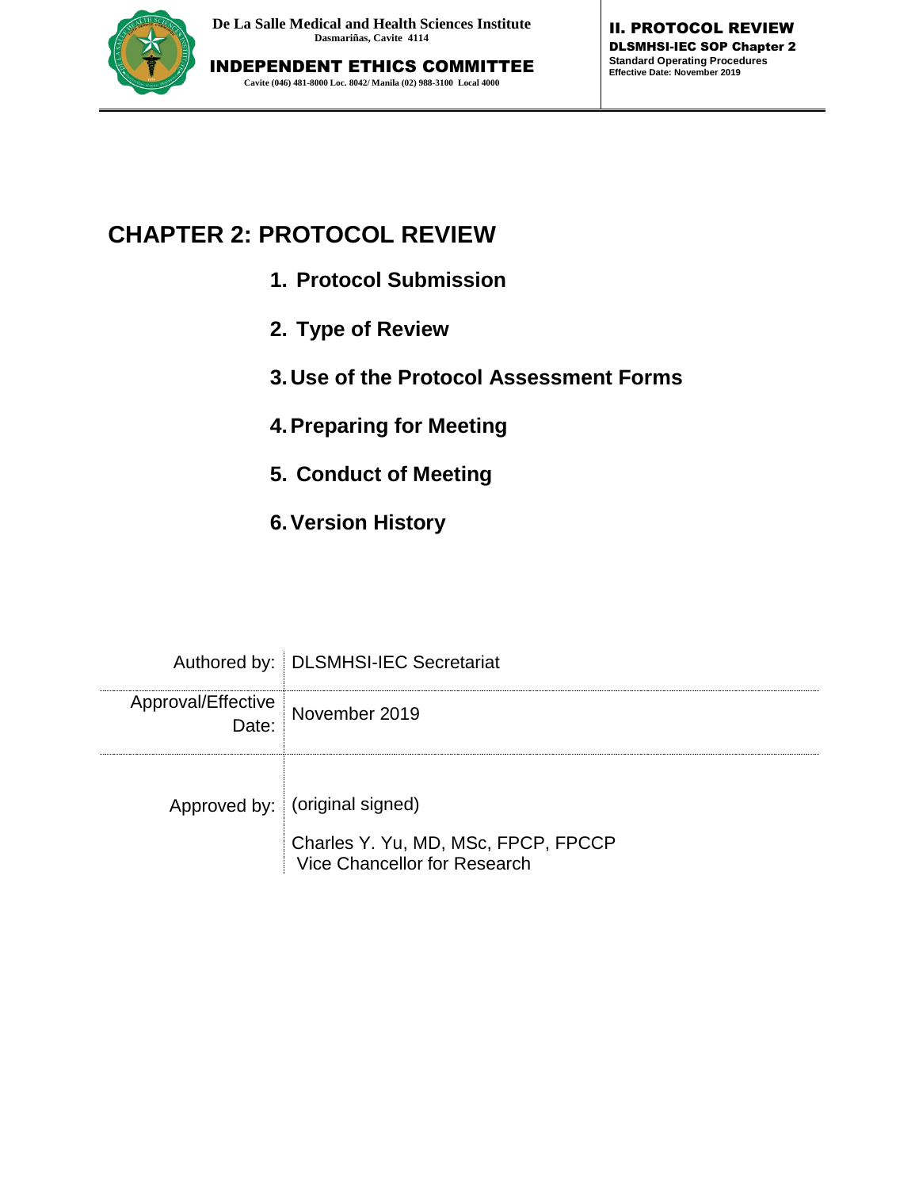# CHAPTER 2: PROTOCOL REVIEW

1. **Protocol Submission**
2. **Type of Review**
3. **Use of the Protocol Assessment Forms**
4. **Preparing for Meeting**
5. **Conduct of Meeting**
6. **Version History**

| | |
|---|---|
| Authored by: | DLSMHSI-IEC Secretariat |
| Approval/Effective Date: | November 2019 |
| Approved by: | (original signed)<br><br>Charles Y. Yu, MD, MSc, FPCP, FPCCP<br>Vice Chancellor for Research |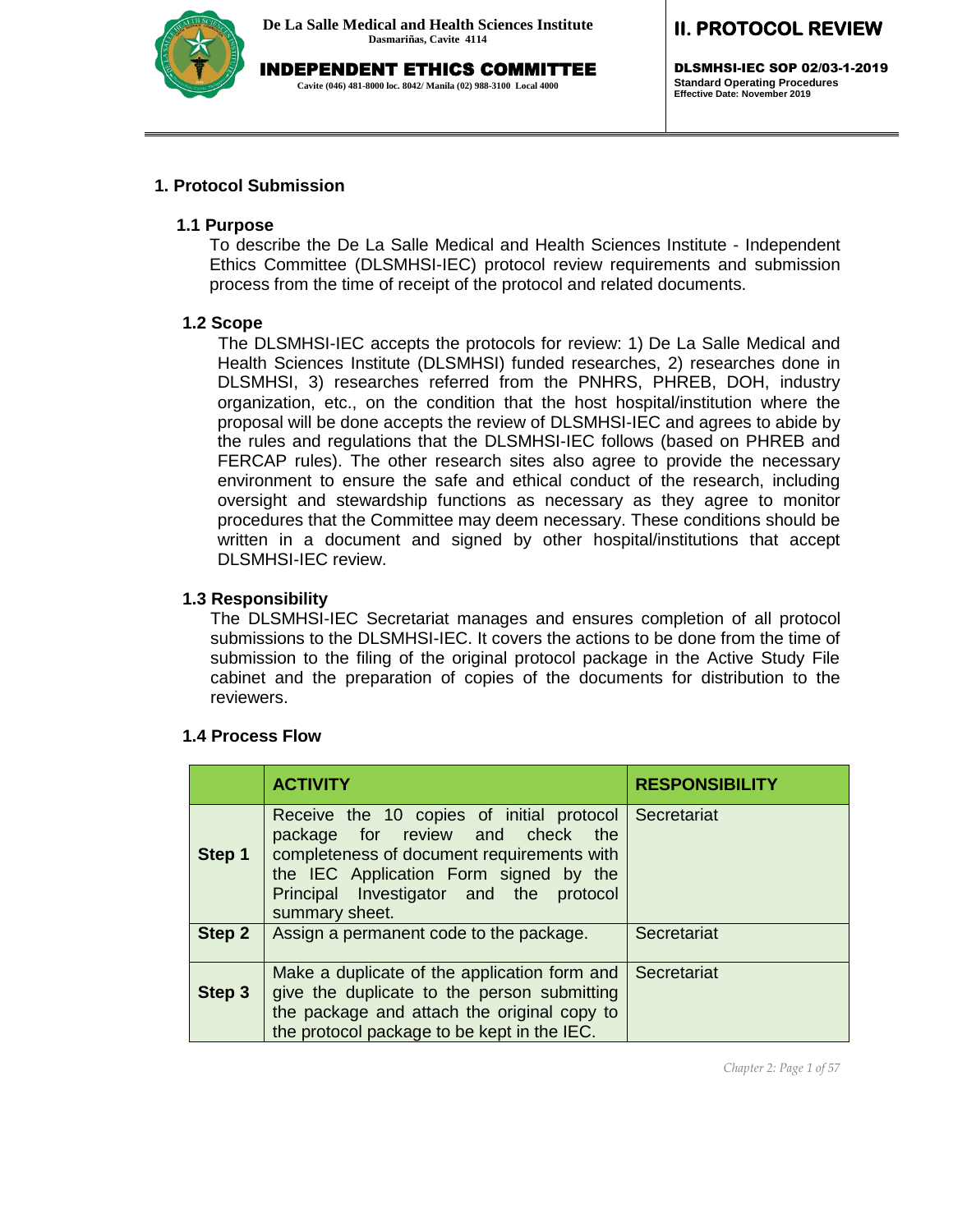# 1. Protocol Submission

## 1.1 Purpose

To describe the De La Salle Medical and Health Sciences Institute - Independent Ethics Committee (DLSMHSI-IEC) protocol review requirements and submission process from the time of receipt of the protocol and related documents.

## 1.2 Scope

The DLSMHSI-IEC accepts the protocols for review: 1) De La Salle Medical and Health Sciences Institute (DLSMHSI) funded researches, 2) researches done in DLSMHSI, 3) researches referred from the PNHRS, PHREB, DOH, industry organization, etc., on the condition that the host hospital/institution where the proposal will be done accepts the review of DLSMHSI-IEC and agrees to abide by the rules and regulations that the DLSMHSI-IEC follows (based on PHREB and FERCAP rules). The other research sites also agree to provide the necessary environment to ensure the safe and ethical conduct of the research, including oversight and stewardship functions as necessary as they agree to monitor procedures that the Committee may deem necessary. These conditions should be written in a document and signed by other hospital/institutions that accept DLSMHSI-IEC review.

## 1.3 Responsibility

The DLSMHSI-IEC Secretariat manages and ensures completion of all protocol submissions to the DLSMHSI-IEC. It covers the actions to be done from the time of submission to the filing of the original protocol package in the Active Study File cabinet and the preparation of copies of the documents for distribution to the reviewers.

## 1.4 Process Flow

| | ACTIVITY | RESPONSIBILITY |
|---|---|---|
| Step 1 | Receive the 10 copies of initial protocol package for review and check the completeness of document requirements with the IEC Application Form signed by the Principal Investigator and the protocol summary sheet. | Secretariat |
| Step 2 | Assign a permanent code to the package. | Secretariat |
| Step 3 | Make a duplicate of the application form and give the duplicate to the person submitting the package and attach the original copy to the protocol package to be kept in the IEC. | Secretariat |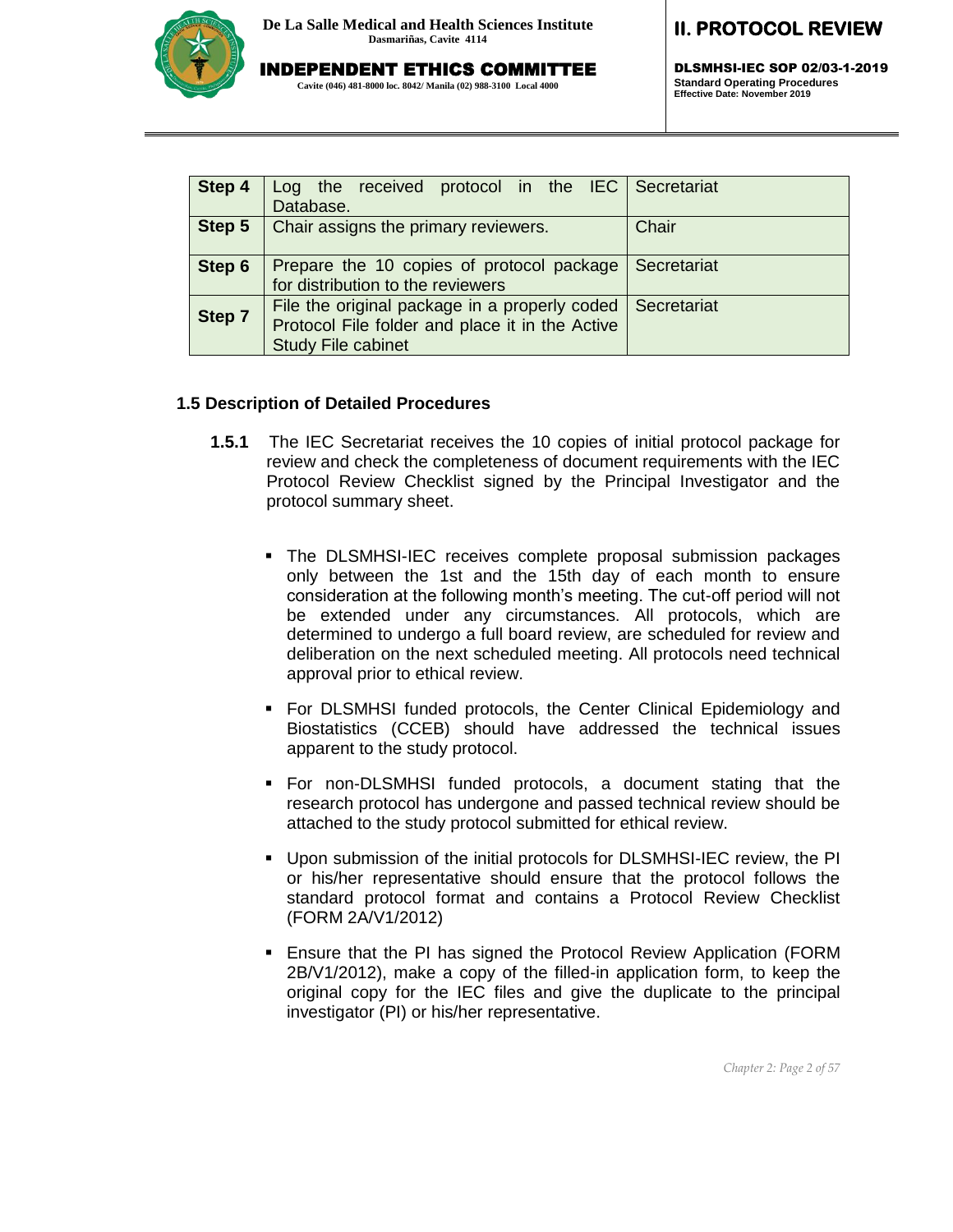| Step 4 | Log the received protocol in the IEC Database. | Secretariat |
|---|---|---|
| Step 5 | Chair assigns the primary reviewers. | Chair |
| Step 6 | Prepare the 10 copies of protocol package for distribution to the reviewers | Secretariat |
| Step 7 | File the original package in a properly coded Protocol File folder and place it in the Active Study File cabinet | Secretariat |

### 1.5 Description of Detailed Procedures

**1.5.1** The IEC Secretariat receives the 10 copies of initial protocol package for review and check the completeness of document requirements with the IEC Protocol Review Checklist signed by the Principal Investigator and the protocol summary sheet.

- The DLSMHSI-IEC receives complete proposal submission packages only between the 1st and the 15th day of each month to ensure consideration at the following month's meeting. The cut-off period will not be extended under any circumstances. All protocols, which are determined to undergo a full board review, are scheduled for review and deliberation on the next scheduled meeting. All protocols need technical approval prior to ethical review.
- For DLSMHSI funded protocols, the Center Clinical Epidemiology and Biostatistics (CCEB) should have addressed the technical issues apparent to the study protocol.
- For non-DLSMHSI funded protocols, a document stating that the research protocol has undergone and passed technical review should be attached to the study protocol submitted for ethical review.
- Upon submission of the initial protocols for DLSMHSI-IEC review, the PI or his/her representative should ensure that the protocol follows the standard protocol format and contains a Protocol Review Checklist (FORM 2A/V1/2012)
- Ensure that the PI has signed the Protocol Review Application (FORM 2B/V1/2012), make a copy of the filled-in application form, to keep the original copy for the IEC files and give the duplicate to the principal investigator (PI) or his/her representative.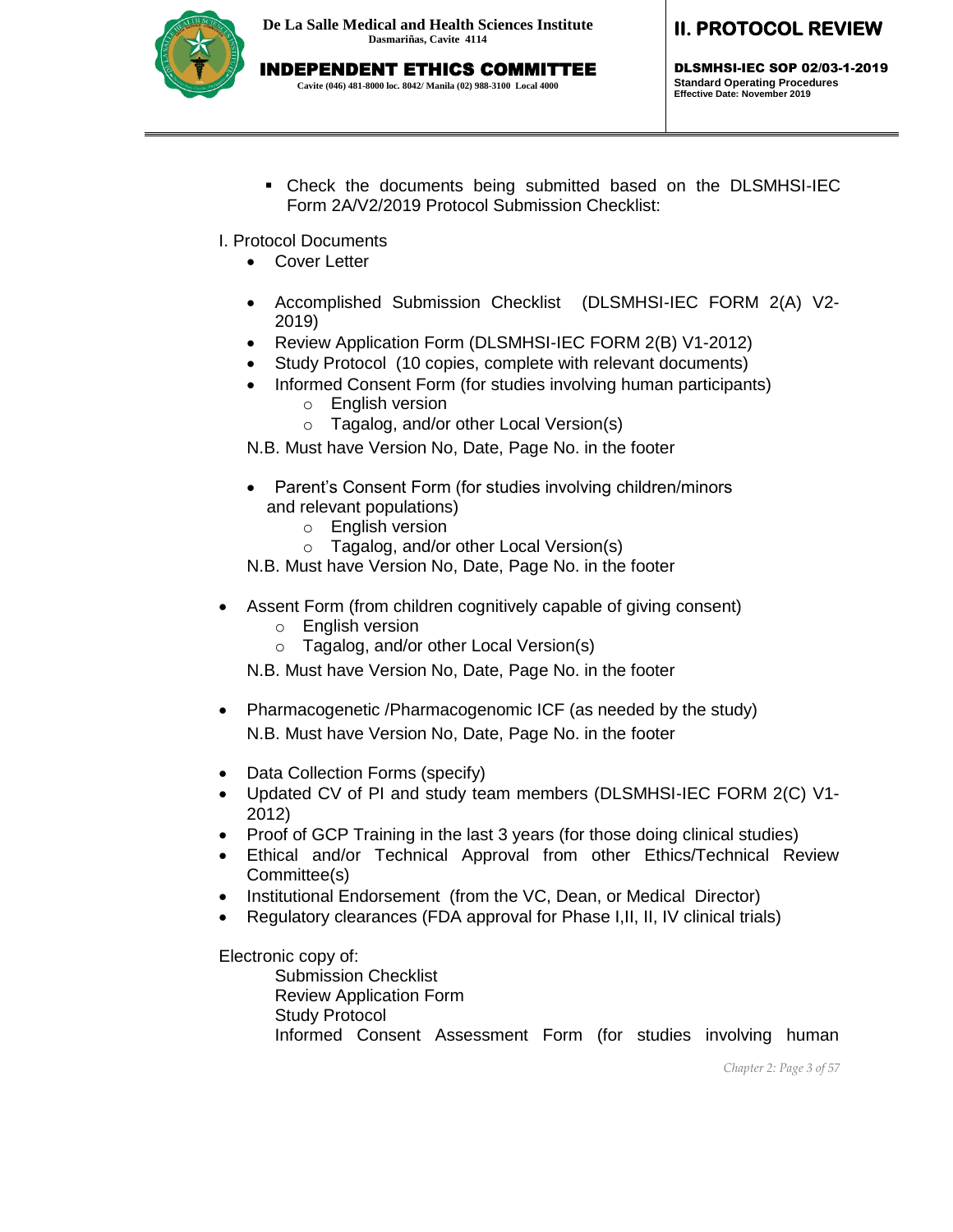- Check the documents being submitted based on the DLSMHSI-IEC Form 2A/V2/2019 Protocol Submission Checklist:

I. Protocol Documents

- Cover Letter
- Accomplished Submission Checklist (DLSMHSI-IEC FORM 2(A) V2-2019)
- Review Application Form (DLSMHSI-IEC FORM 2(B) V1-2012)
- Study Protocol (10 copies, complete with relevant documents)
- Informed Consent Form (for studies involving human participants)
  - English version
  - Tagalog, and/or other Local Version(s)

N.B. Must have Version No, Date, Page No. in the footer

- Parent's Consent Form (for studies involving children/minors and relevant populations)
  - English version
  - Tagalog, and/or other Local Version(s)

N.B. Must have Version No, Date, Page No. in the footer

- Assent Form (from children cognitively capable of giving consent)
  - English version
  - Tagalog, and/or other Local Version(s)

N.B. Must have Version No, Date, Page No. in the footer

- Pharmacogenetic /Pharmacogenomic ICF (as needed by the study)

N.B. Must have Version No, Date, Page No. in the footer

- Data Collection Forms (specify)
- Updated CV of PI and study team members (DLSMHSI-IEC FORM 2(C) V1-2012)
- Proof of GCP Training in the last 3 years (for those doing clinical studies)
- Ethical and/or Technical Approval from other Ethics/Technical Review Committee(s)
- Institutional Endorsement (from the VC, Dean, or Medical Director)
- Regulatory clearances (FDA approval for Phase I,II, II, IV clinical trials)

Electronic copy of:

Submission Checklist
Review Application Form
Study Protocol
Informed Consent Assessment Form (for studies involving human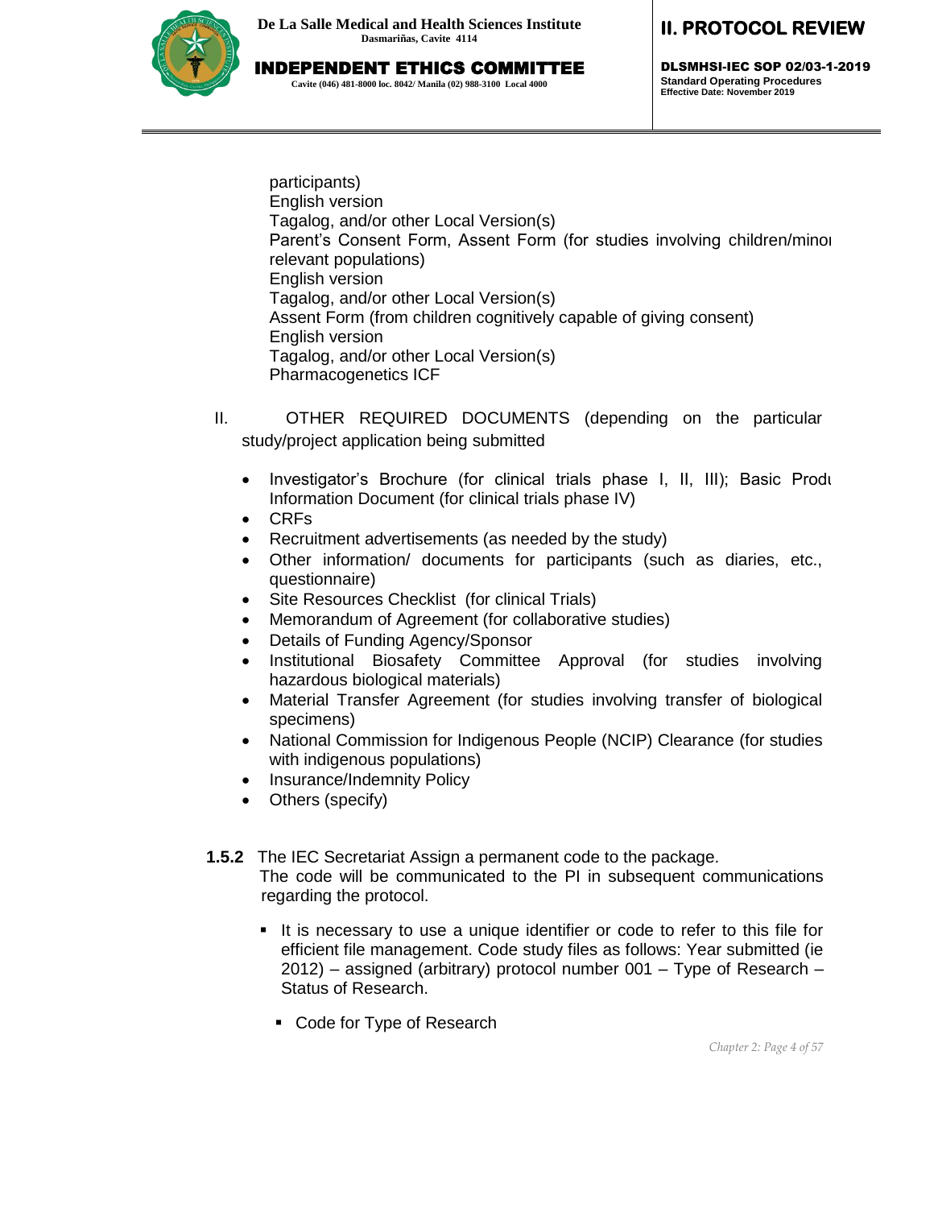participants)
English version
Tagalog, and/or other Local Version(s)
Parent's Consent Form, Assent Form (for studies involving children/minor relevant populations)
English version
Tagalog, and/or other Local Version(s)
Assent Form (from children cognitively capable of giving consent)
English version
Tagalog, and/or other Local Version(s)
Pharmacogenetics ICF

II. OTHER REQUIRED DOCUMENTS (depending on the particular study/project application being submitted

- Investigator's Brochure (for clinical trials phase I, II, III); Basic Product Information Document (for clinical trials phase IV)
- CRFs
- Recruitment advertisements (as needed by the study)
- Other information/ documents for participants (such as diaries, etc., questionnaire)
- Site Resources Checklist (for clinical Trials)
- Memorandum of Agreement (for collaborative studies)
- Details of Funding Agency/Sponsor
- Institutional Biosafety Committee Approval (for studies involving hazardous biological materials)
- Material Transfer Agreement (for studies involving transfer of biological specimens)
- National Commission for Indigenous People (NCIP) Clearance (for studies with indigenous populations)
- Insurance/Indemnity Policy
- Others (specify)

**1.5.2** The IEC Secretariat Assign a permanent code to the package.
The code will be communicated to the PI in subsequent communications regarding the protocol.

- It is necessary to use a unique identifier or code to refer to this file for efficient file management. Code study files as follows: Year submitted (ie 2012) – assigned (arbitrary) protocol number 001 – Type of Research – Status of Research.
  - Code for Type of Research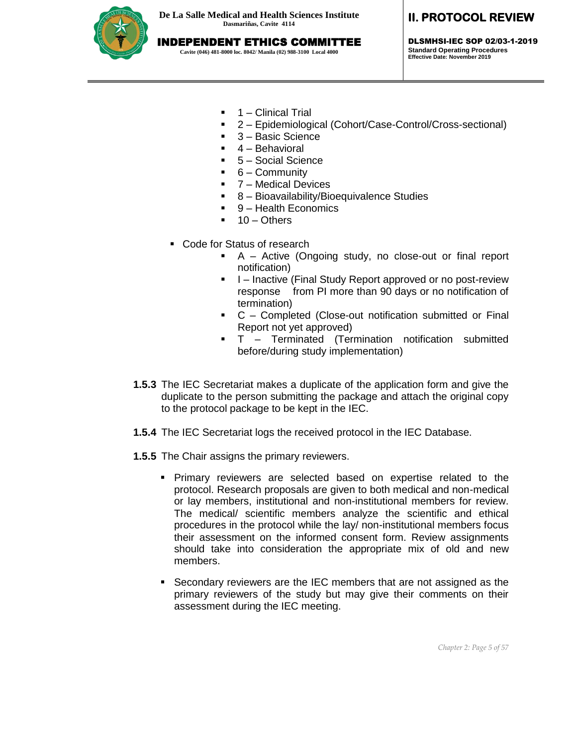- 1 – Clinical Trial
- 2 – Epidemiological (Cohort/Case-Control/Cross-sectional)
- 3 – Basic Science
- 4 – Behavioral
- 5 – Social Science
- 6 – Community
- 7 – Medical Devices
- 8 – Bioavailability/Bioequivalence Studies
- 9 – Health Economics
- 10 – Others

- Code for Status of research
  - A – Active (Ongoing study, no close-out or final report notification)
  - I – Inactive (Final Study Report approved or no post-review response from PI more than 90 days or no notification of termination)
  - C – Completed (Close-out notification submitted or Final Report not yet approved)
  - T – Terminated (Termination notification submitted before/during study implementation)

**1.5.3** The IEC Secretariat makes a duplicate of the application form and give the duplicate to the person submitting the package and attach the original copy to the protocol package to be kept in the IEC.

**1.5.4** The IEC Secretariat logs the received protocol in the IEC Database.

**1.5.5** The Chair assigns the primary reviewers.

- Primary reviewers are selected based on expertise related to the protocol. Research proposals are given to both medical and non-medical or lay members, institutional and non-institutional members for review. The medical/ scientific members analyze the scientific and ethical procedures in the protocol while the lay/ non-institutional members focus their assessment on the informed consent form. Review assignments should take into consideration the appropriate mix of old and new members.

- Secondary reviewers are the IEC members that are not assigned as the primary reviewers of the study but may give their comments on their assessment during the IEC meeting.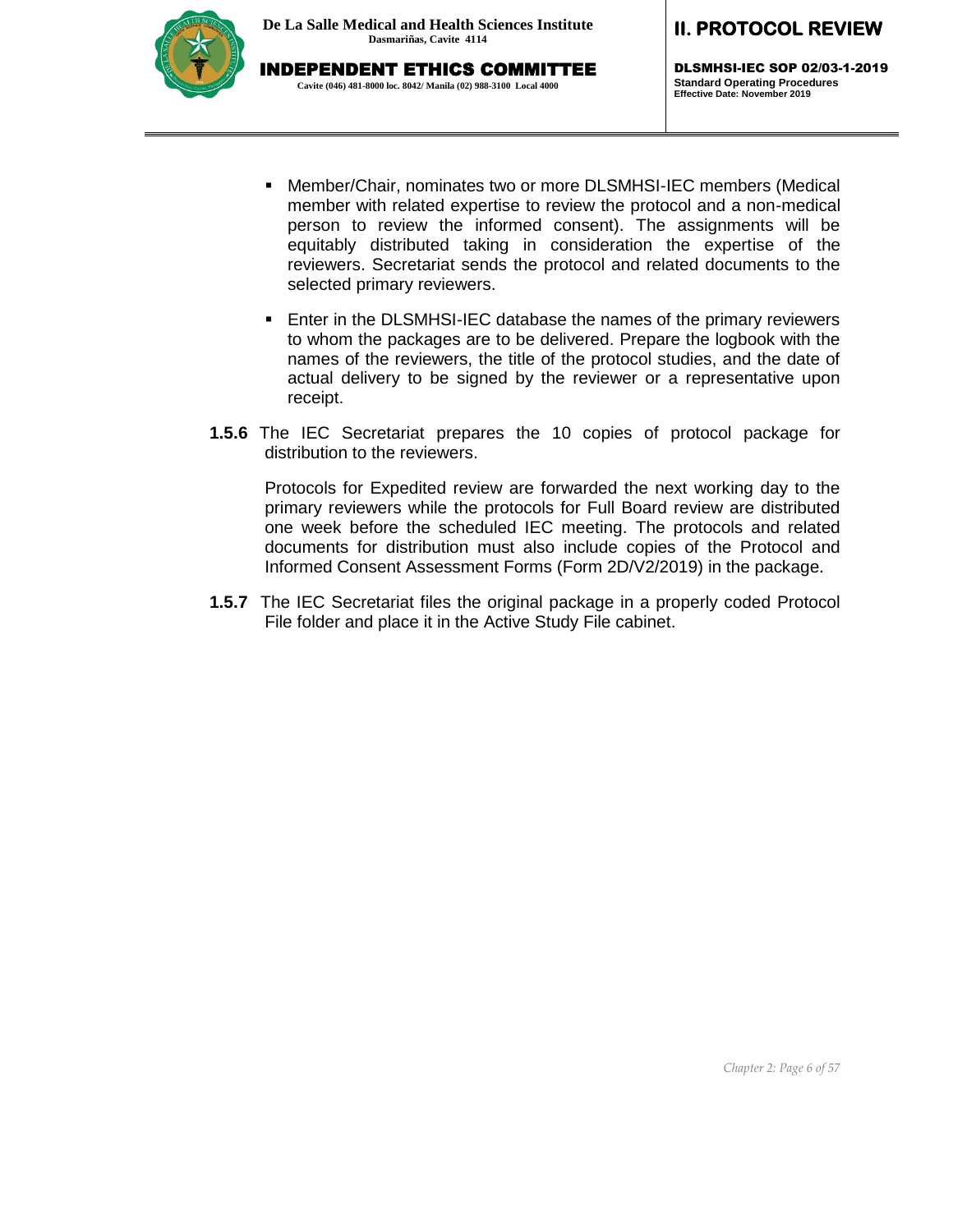- Member/Chair, nominates two or more DLSMHSI-IEC members (Medical member with related expertise to review the protocol and a non-medical person to review the informed consent). The assignments will be equitably distributed taking in consideration the expertise of the reviewers. Secretariat sends the protocol and related documents to the selected primary reviewers.

- Enter in the DLSMHSI-IEC database the names of the primary reviewers to whom the packages are to be delivered. Prepare the logbook with the names of the reviewers, the title of the protocol studies, and the date of actual delivery to be signed by the reviewer or a representative upon receipt.

**1.5.6** The IEC Secretariat prepares the 10 copies of protocol package for distribution to the reviewers.

Protocols for Expedited review are forwarded the next working day to the primary reviewers while the protocols for Full Board review are distributed one week before the scheduled IEC meeting. The protocols and related documents for distribution must also include copies of the Protocol and Informed Consent Assessment Forms (Form 2D/V2/2019) in the package.

**1.5.7** The IEC Secretariat files the original package in a properly coded Protocol File folder and place it in the Active Study File cabinet.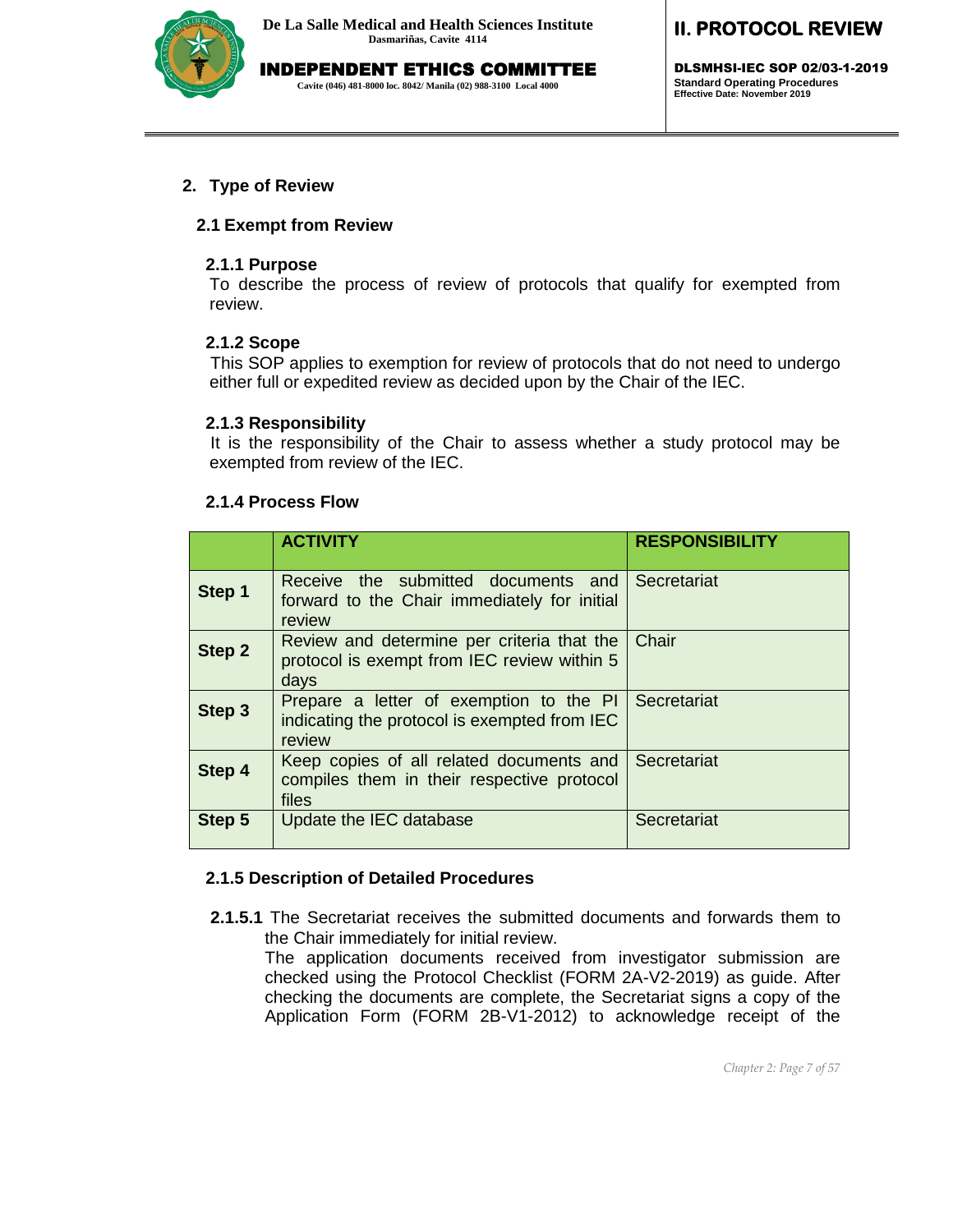## 2. Type of Review

### 2.1 Exempt from Review

#### 2.1.1 Purpose

To describe the process of review of protocols that qualify for exempted from review.

#### 2.1.2 Scope

This SOP applies to exemption for review of protocols that do not need to undergo either full or expedited review as decided upon by the Chair of the IEC.

#### 2.1.3 Responsibility

It is the responsibility of the Chair to assess whether a study protocol may be exempted from review of the IEC.

#### 2.1.4 Process Flow

| | ACTIVITY | RESPONSIBILITY |
|---|---|---|
| **Step 1** | Receive the submitted documents and forward to the Chair immediately for initial review | Secretariat |
| **Step 2** | Review and determine per criteria that the protocol is exempt from IEC review within 5 days | Chair |
| **Step 3** | Prepare a letter of exemption to the PI indicating the protocol is exempted from IEC review | Secretariat |
| **Step 4** | Keep copies of all related documents and compiles them in their respective protocol files | Secretariat |
| **Step 5** | Update the IEC database | Secretariat |

#### 2.1.5 Description of Detailed Procedures

**2.1.5.1** The Secretariat receives the submitted documents and forwards them to the Chair immediately for initial review.

The application documents received from investigator submission are checked using the Protocol Checklist (FORM 2A-V2-2019) as guide. After checking the documents are complete, the Secretariat signs a copy of the Application Form (FORM 2B-V1-2012) to acknowledge receipt of the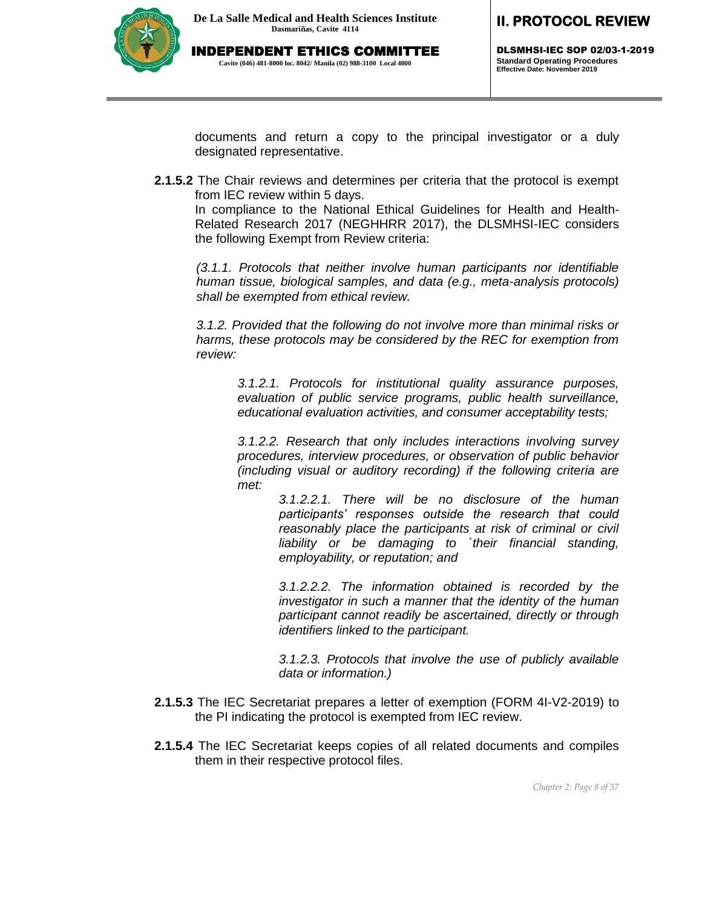documents and return a copy to the principal investigator or a duly designated representative.

**2.1.5.2** The Chair reviews and determines per criteria that the protocol is exempt from IEC review within 5 days.

In compliance to the National Ethical Guidelines for Health and Health-Related Research 2017 (NEGHHRR 2017), the DLSMHSI-IEC considers the following Exempt from Review criteria:

*(3.1.1. Protocols that neither involve human participants nor identifiable human tissue, biological samples, and data (e.g., meta-analysis protocols) shall be exempted from ethical review.*

*3.1.2. Provided that the following do not involve more than minimal risks or harms, these protocols may be considered by the REC for exemption from review:*

*3.1.2.1. Protocols for institutional quality assurance purposes, evaluation of public service programs, public health surveillance, educational evaluation activities, and consumer acceptability tests;*

*3.1.2.2. Research that only includes interactions involving survey procedures, interview procedures, or observation of public behavior (including visual or auditory recording) if the following criteria are met:*

*3.1.2.2.1. There will be no disclosure of the human participants' responses outside the research that could reasonably place the participants at risk of criminal or civil liability or be damaging to `their financial standing, employability, or reputation; and*

*3.1.2.2.2. The information obtained is recorded by the investigator in such a manner that the identity of the human participant cannot readily be ascertained, directly or through identifiers linked to the participant.*

*3.1.2.3. Protocols that involve the use of publicly available data or information.)*

**2.1.5.3** The IEC Secretariat prepares a letter of exemption (FORM 4I-V2-2019) to the PI indicating the protocol is exempted from IEC review.

**2.1.5.4** The IEC Secretariat keeps copies of all related documents and compiles them in their respective protocol files.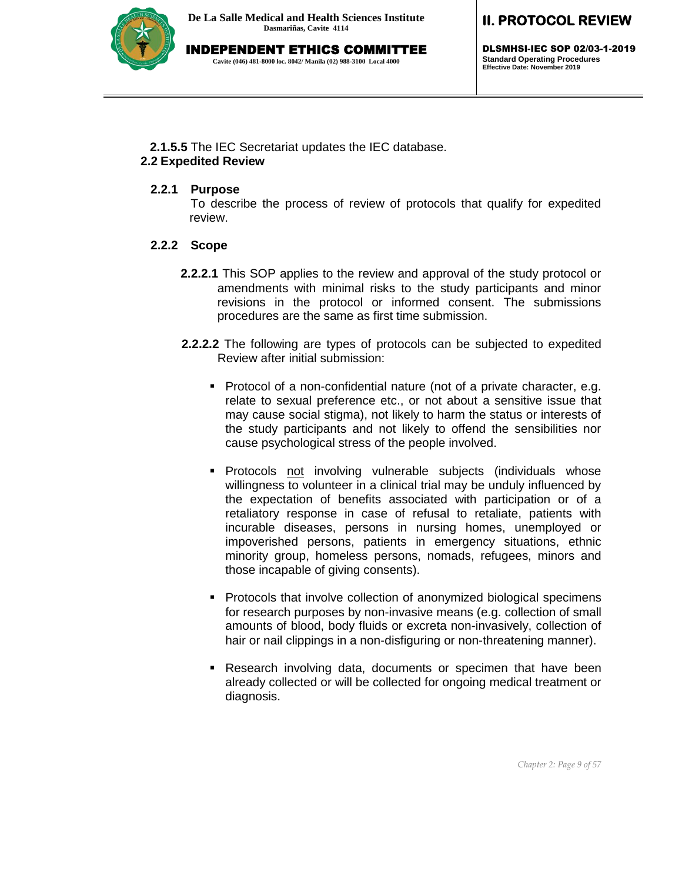**2.1.5.5** The IEC Secretariat updates the IEC database.

## 2.2 Expedited Review

### 2.2.1 Purpose

To describe the process of review of protocols that qualify for expedited review.

### 2.2.2 Scope

**2.2.2.1** This SOP applies to the review and approval of the study protocol or amendments with minimal risks to the study participants and minor revisions in the protocol or informed consent. The submissions procedures are the same as first time submission.

**2.2.2.2** The following are types of protocols can be subjected to expedited Review after initial submission:

- Protocol of a non-confidential nature (not of a private character, e.g. relate to sexual preference etc., or not about a sensitive issue that may cause social stigma), not likely to harm the status or interests of the study participants and not likely to offend the sensibilities nor cause psychological stress of the people involved.
- Protocols <u>not</u> involving vulnerable subjects (individuals whose willingness to volunteer in a clinical trial may be unduly influenced by the expectation of benefits associated with participation or of a retaliatory response in case of refusal to retaliate, patients with incurable diseases, persons in nursing homes, unemployed or impoverished persons, patients in emergency situations, ethnic minority group, homeless persons, nomads, refugees, minors and those incapable of giving consents).
- Protocols that involve collection of anonymized biological specimens for research purposes by non-invasive means (e.g. collection of small amounts of blood, body fluids or excreta non-invasively, collection of hair or nail clippings in a non-disfiguring or non-threatening manner).
- Research involving data, documents or specimen that have been already collected or will be collected for ongoing medical treatment or diagnosis.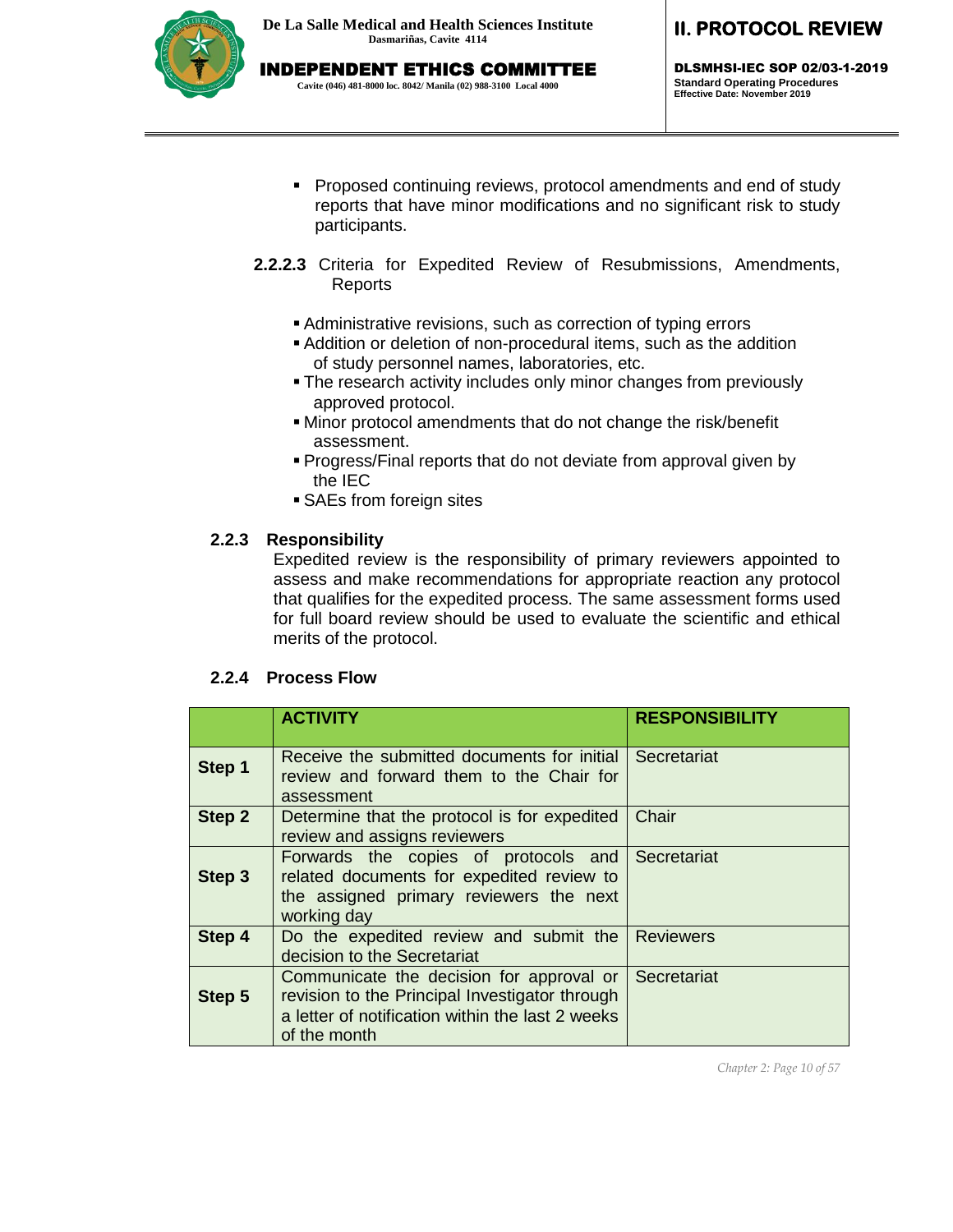- Proposed continuing reviews, protocol amendments and end of study reports that have minor modifications and no significant risk to study participants.

**2.2.2.3** Criteria for Expedited Review of Resubmissions, Amendments, Reports

- Administrative revisions, such as correction of typing errors
- Addition or deletion of non-procedural items, such as the addition of study personnel names, laboratories, etc.
- The research activity includes only minor changes from previously approved protocol.
- Minor protocol amendments that do not change the risk/benefit assessment.
- Progress/Final reports that do not deviate from approval given by the IEC
- SAEs from foreign sites

### 2.2.3 Responsibility

Expedited review is the responsibility of primary reviewers appointed to assess and make recommendations for appropriate reaction any protocol that qualifies for the expedited process. The same assessment forms used for full board review should be used to evaluate the scientific and ethical merits of the protocol.

### 2.2.4 Process Flow

| | ACTIVITY | RESPONSIBILITY |
|---|---|---|
| **Step 1** | Receive the submitted documents for initial review and forward them to the Chair for assessment | Secretariat |
| **Step 2** | Determine that the protocol is for expedited review and assigns reviewers | Chair |
| **Step 3** | Forwards the copies of protocols and related documents for expedited review to the assigned primary reviewers the next working day | Secretariat |
| **Step 4** | Do the expedited review and submit the decision to the Secretariat | Reviewers |
| **Step 5** | Communicate the decision for approval or revision to the Principal Investigator through a letter of notification within the last 2 weeks of the month | Secretariat |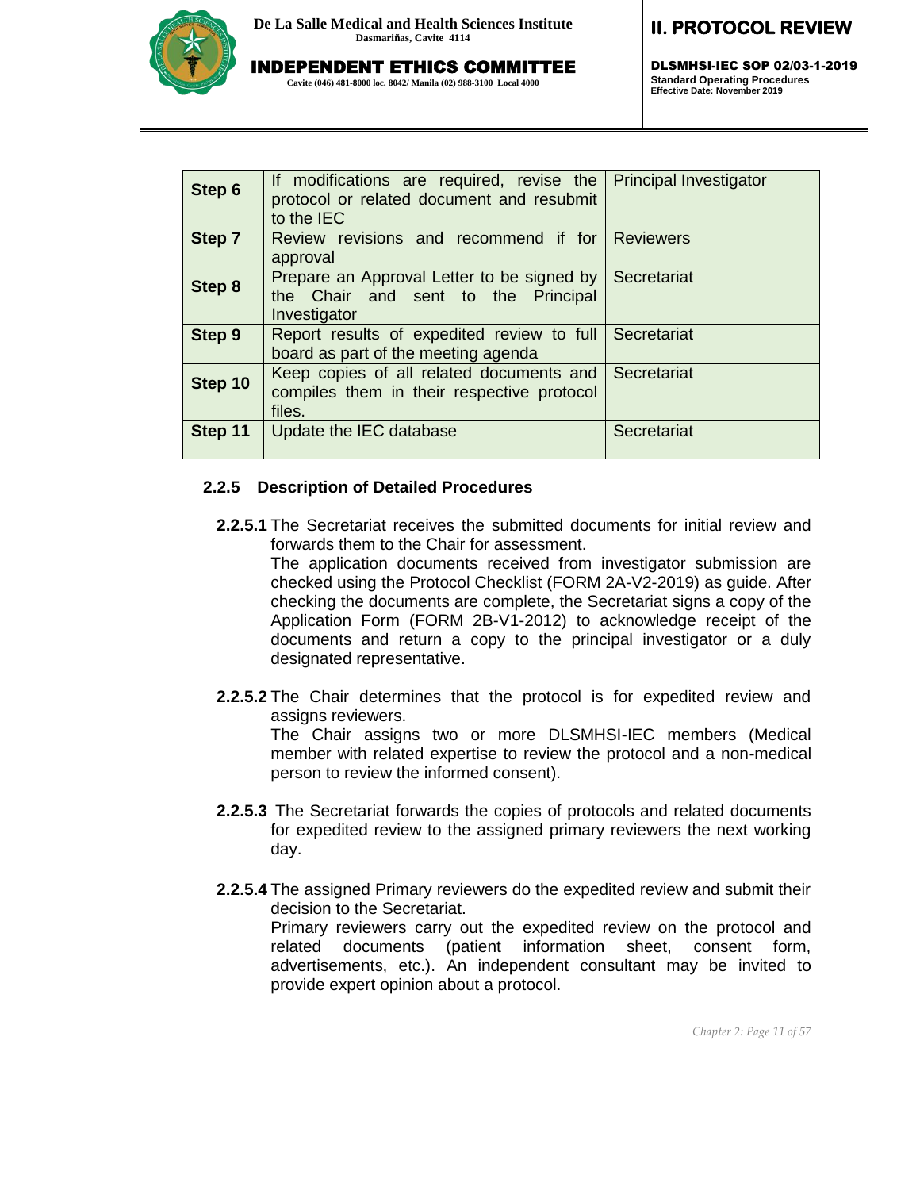| Step 6 | If modifications are required, revise the protocol or related document and resubmit to the IEC | Principal Investigator |
|---|---|---|
| Step 7 | Review revisions and recommend if for approval | Reviewers |
| Step 8 | Prepare an Approval Letter to be signed by the Chair and sent to the Principal Investigator | Secretariat |
| Step 9 | Report results of expedited review to full board as part of the meeting agenda | Secretariat |
| Step 10 | Keep copies of all related documents and compiles them in their respective protocol files. | Secretariat |
| Step 11 | Update the IEC database | Secretariat |

### 2.2.5 Description of Detailed Procedures

**2.2.5.1** The Secretariat receives the submitted documents for initial review and forwards them to the Chair for assessment.

The application documents received from investigator submission are checked using the Protocol Checklist (FORM 2A-V2-2019) as guide. After checking the documents are complete, the Secretariat signs a copy of the Application Form (FORM 2B-V1-2012) to acknowledge receipt of the documents and return a copy to the principal investigator or a duly designated representative.

**2.2.5.2** The Chair determines that the protocol is for expedited review and assigns reviewers.

The Chair assigns two or more DLSMHSI-IEC members (Medical member with related expertise to review the protocol and a non-medical person to review the informed consent).

**2.2.5.3** The Secretariat forwards the copies of protocols and related documents for expedited review to the assigned primary reviewers the next working day.

**2.2.5.4** The assigned Primary reviewers do the expedited review and submit their decision to the Secretariat.

Primary reviewers carry out the expedited review on the protocol and related documents (patient information sheet, consent form, advertisements, etc.). An independent consultant may be invited to provide expert opinion about a protocol.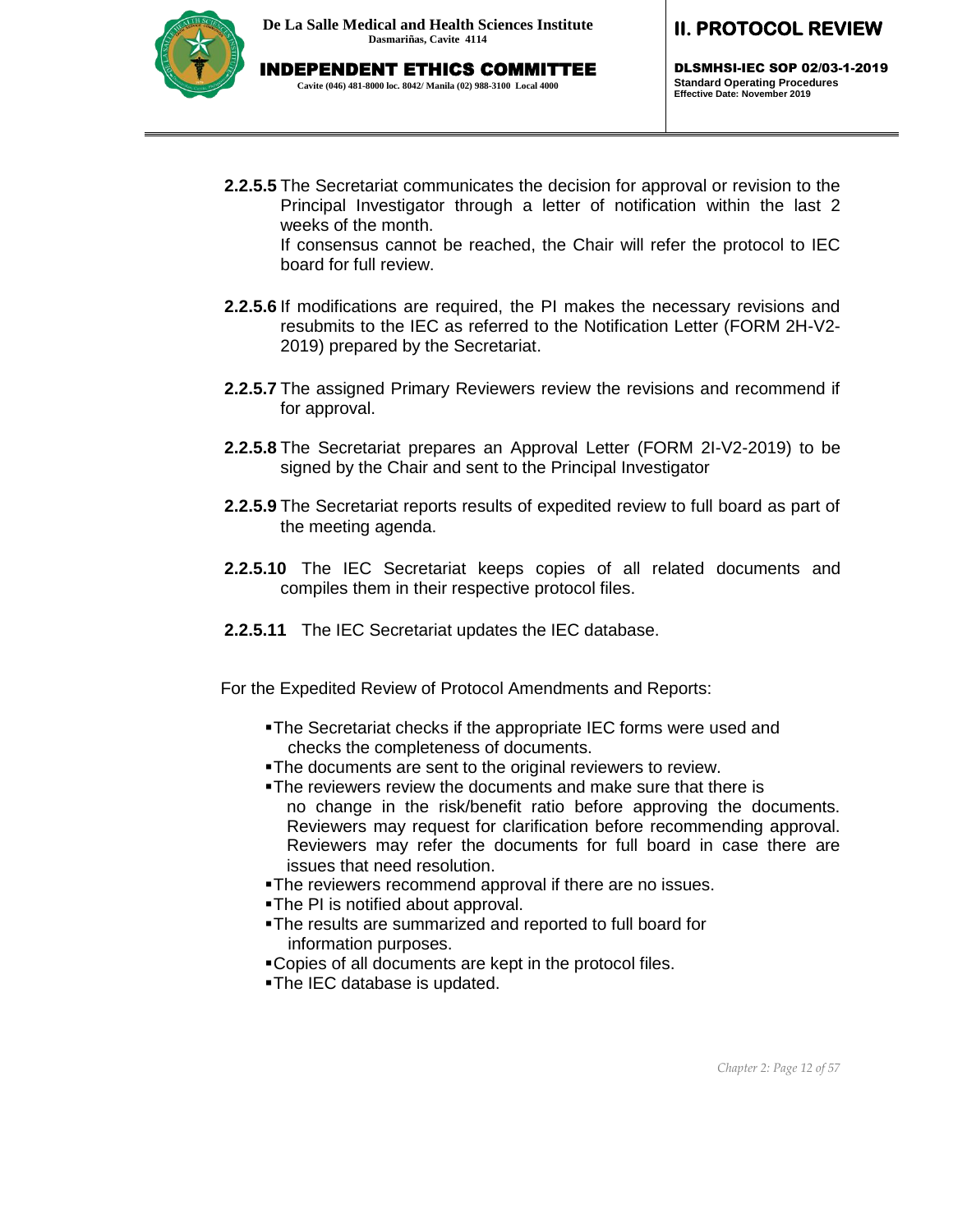**2.2.5.5** The Secretariat communicates the decision for approval or revision to the Principal Investigator through a letter of notification within the last 2 weeks of the month.

If consensus cannot be reached, the Chair will refer the protocol to IEC board for full review.

**2.2.5.6** If modifications are required, the PI makes the necessary revisions and resubmits to the IEC as referred to the Notification Letter (FORM 2H-V2-2019) prepared by the Secretariat.

**2.2.5.7** The assigned Primary Reviewers review the revisions and recommend if for approval.

**2.2.5.8** The Secretariat prepares an Approval Letter (FORM 2I-V2-2019) to be signed by the Chair and sent to the Principal Investigator

**2.2.5.9** The Secretariat reports results of expedited review to full board as part of the meeting agenda.

**2.2.5.10** The IEC Secretariat keeps copies of all related documents and compiles them in their respective protocol files.

**2.2.5.11** The IEC Secretariat updates the IEC database.

For the Expedited Review of Protocol Amendments and Reports:

- The Secretariat checks if the appropriate IEC forms were used and checks the completeness of documents.
- The documents are sent to the original reviewers to review.
- The reviewers review the documents and make sure that there is no change in the risk/benefit ratio before approving the documents. Reviewers may request for clarification before recommending approval. Reviewers may refer the documents for full board in case there are issues that need resolution.
- The reviewers recommend approval if there are no issues.
- The PI is notified about approval.
- The results are summarized and reported to full board for information purposes.
- Copies of all documents are kept in the protocol files.
- The IEC database is updated.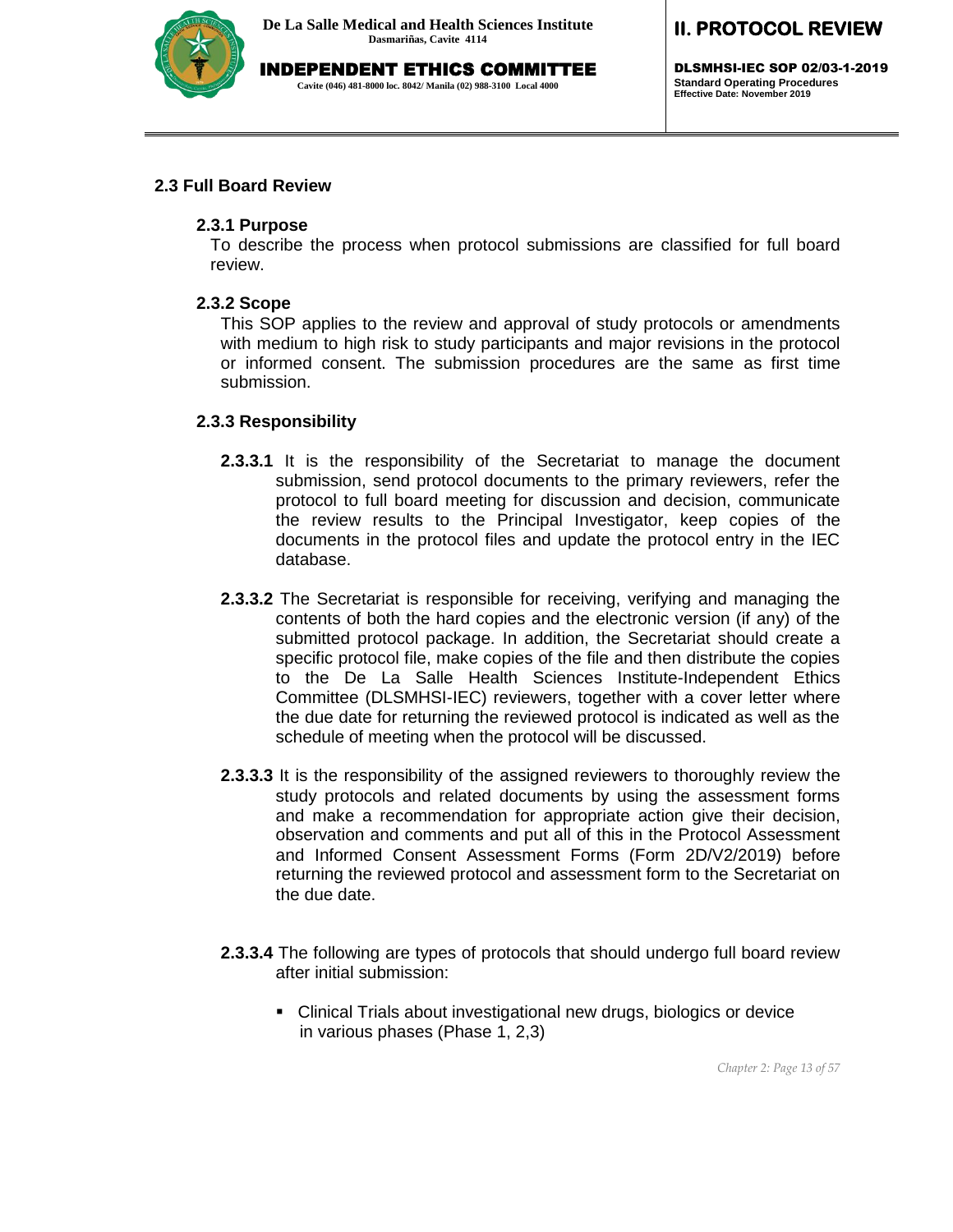## 2.3 Full Board Review

### 2.3.1 Purpose

To describe the process when protocol submissions are classified for full board review.

### 2.3.2 Scope

This SOP applies to the review and approval of study protocols or amendments with medium to high risk to study participants and major revisions in the protocol or informed consent. The submission procedures are the same as first time submission.

### 2.3.3 Responsibility

**2.3.3.1** It is the responsibility of the Secretariat to manage the document submission, send protocol documents to the primary reviewers, refer the protocol to full board meeting for discussion and decision, communicate the review results to the Principal Investigator, keep copies of the documents in the protocol files and update the protocol entry in the IEC database.

**2.3.3.2** The Secretariat is responsible for receiving, verifying and managing the contents of both the hard copies and the electronic version (if any) of the submitted protocol package. In addition, the Secretariat should create a specific protocol file, make copies of the file and then distribute the copies to the De La Salle Health Sciences Institute-Independent Ethics Committee (DLSMHSI-IEC) reviewers, together with a cover letter where the due date for returning the reviewed protocol is indicated as well as the schedule of meeting when the protocol will be discussed.

**2.3.3.3** It is the responsibility of the assigned reviewers to thoroughly review the study protocols and related documents by using the assessment forms and make a recommendation for appropriate action give their decision, observation and comments and put all of this in the Protocol Assessment and Informed Consent Assessment Forms (Form 2D/V2/2019) before returning the reviewed protocol and assessment form to the Secretariat on the due date.

**2.3.3.4** The following are types of protocols that should undergo full board review after initial submission:

- Clinical Trials about investigational new drugs, biologics or device in various phases (Phase 1, 2,3)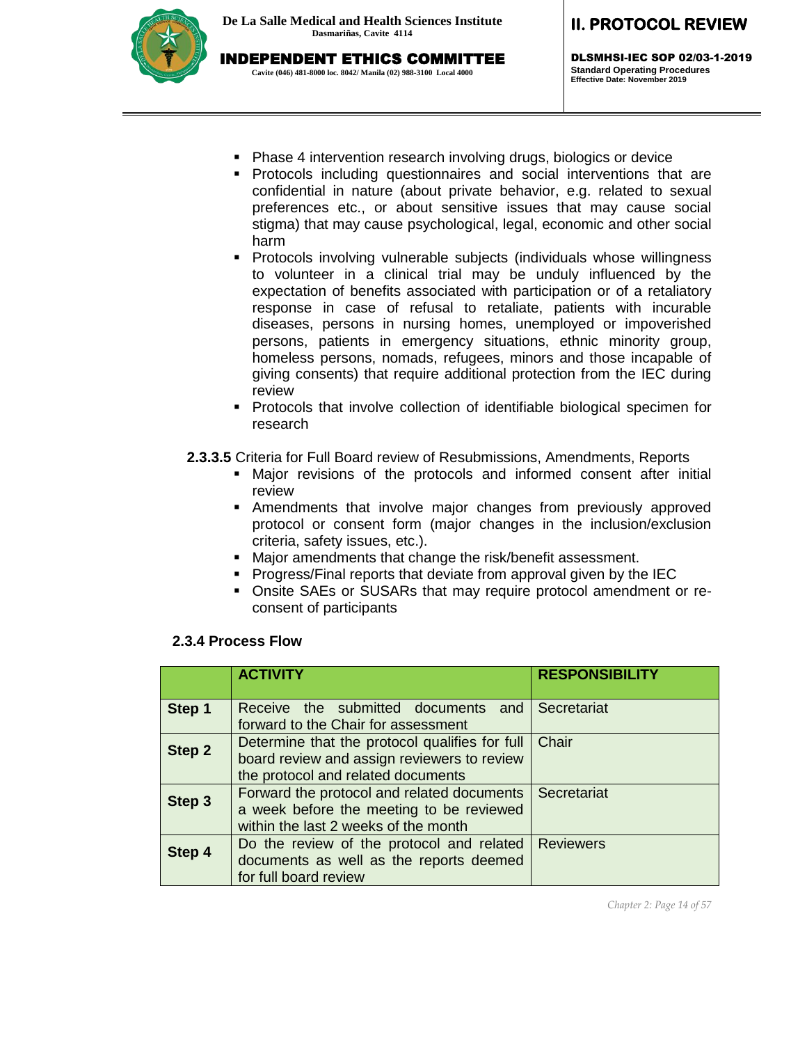- Phase 4 intervention research involving drugs, biologics or device
- Protocols including questionnaires and social interventions that are confidential in nature (about private behavior, e.g. related to sexual preferences etc., or about sensitive issues that may cause social stigma) that may cause psychological, legal, economic and other social harm
- Protocols involving vulnerable subjects (individuals whose willingness to volunteer in a clinical trial may be unduly influenced by the expectation of benefits associated with participation or of a retaliatory response in case of refusal to retaliate, patients with incurable diseases, persons in nursing homes, unemployed or impoverished persons, patients in emergency situations, ethnic minority group, homeless persons, nomads, refugees, minors and those incapable of giving consents) that require additional protection from the IEC during review
- Protocols that involve collection of identifiable biological specimen for research

**2.3.3.5** Criteria for Full Board review of Resubmissions, Amendments, Reports

- Major revisions of the protocols and informed consent after initial review
- Amendments that involve major changes from previously approved protocol or consent form (major changes in the inclusion/exclusion criteria, safety issues, etc.).
- Major amendments that change the risk/benefit assessment.
- Progress/Final reports that deviate from approval given by the IEC
- Onsite SAEs or SUSARs that may require protocol amendment or re-consent of participants

### 2.3.4 Process Flow

| | ACTIVITY | RESPONSIBILITY |
|---|---|---|
| **Step 1** | Receive the submitted documents and forward to the Chair for assessment | Secretariat |
| **Step 2** | Determine that the protocol qualifies for full board review and assign reviewers to review the protocol and related documents | Chair |
| **Step 3** | Forward the protocol and related documents a week before the meeting to be reviewed within the last 2 weeks of the month | Secretariat |
| **Step 4** | Do the review of the protocol and related documents as well as the reports deemed for full board review | Reviewers |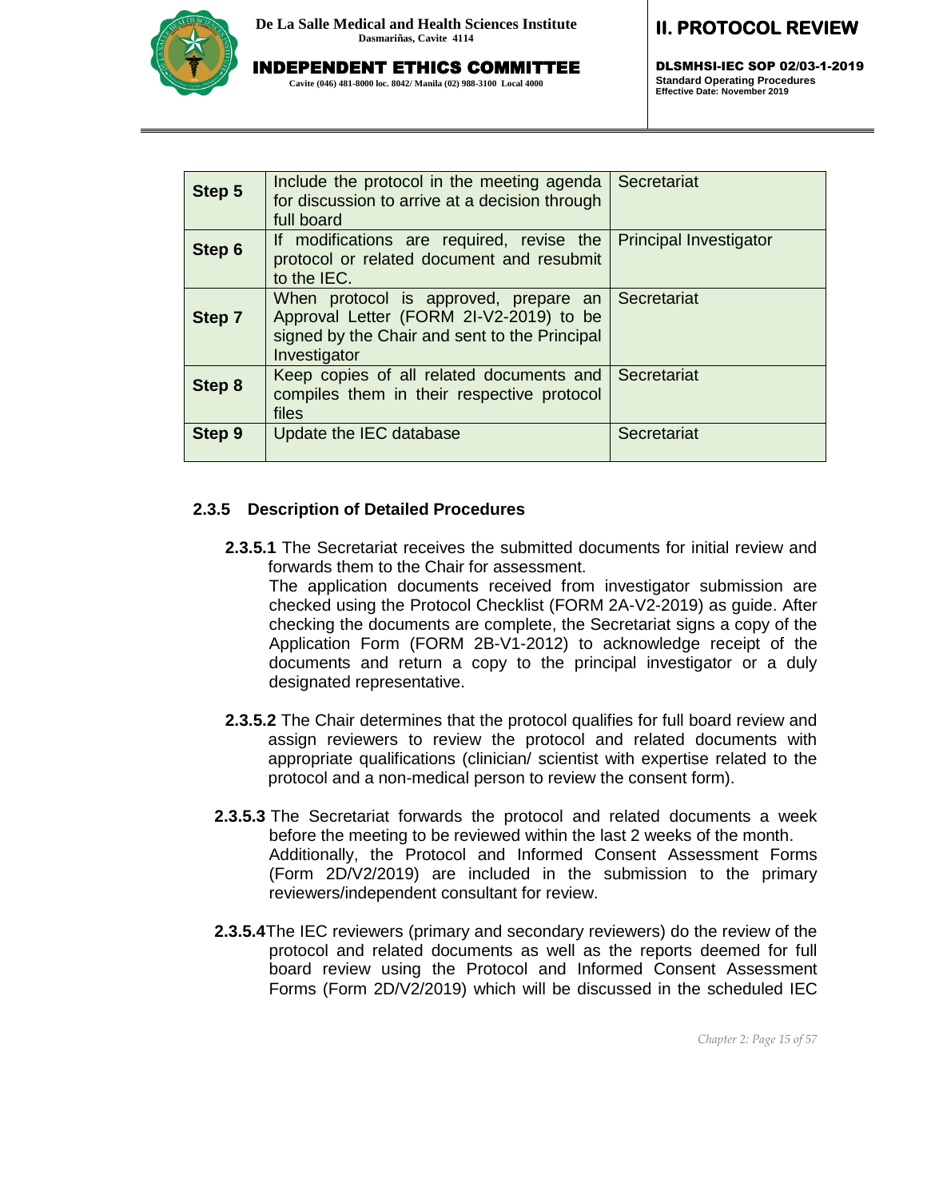| Step | Procedure | Responsibility |
|---|---|---|
| **Step 5** | Include the protocol in the meeting agenda for discussion to arrive at a decision through full board | Secretariat |
| **Step 6** | If modifications are required, revise the protocol or related document and resubmit to the IEC. | Principal Investigator |
| **Step 7** | When protocol is approved, prepare an Approval Letter (FORM 2I-V2-2019) to be signed by the Chair and sent to the Principal Investigator | Secretariat |
| **Step 8** | Keep copies of all related documents and compiles them in their respective protocol files | Secretariat |
| **Step 9** | Update the IEC database | Secretariat |

### 2.3.5 Description of Detailed Procedures

**2.3.5.1** The Secretariat receives the submitted documents for initial review and forwards them to the Chair for assessment.
The application documents received from investigator submission are checked using the Protocol Checklist (FORM 2A-V2-2019) as guide. After checking the documents are complete, the Secretariat signs a copy of the Application Form (FORM 2B-V1-2012) to acknowledge receipt of the documents and return a copy to the principal investigator or a duly designated representative.

**2.3.5.2** The Chair determines that the protocol qualifies for full board review and assign reviewers to review the protocol and related documents with appropriate qualifications (clinician/ scientist with expertise related to the protocol and a non-medical person to review the consent form).

**2.3.5.3** The Secretariat forwards the protocol and related documents a week before the meeting to be reviewed within the last 2 weeks of the month. Additionally, the Protocol and Informed Consent Assessment Forms (Form 2D/V2/2019) are included in the submission to the primary reviewers/independent consultant for review.

**2.3.5.4** The IEC reviewers (primary and secondary reviewers) do the review of the protocol and related documents as well as the reports deemed for full board review using the Protocol and Informed Consent Assessment Forms (Form 2D/V2/2019) which will be discussed in the scheduled IEC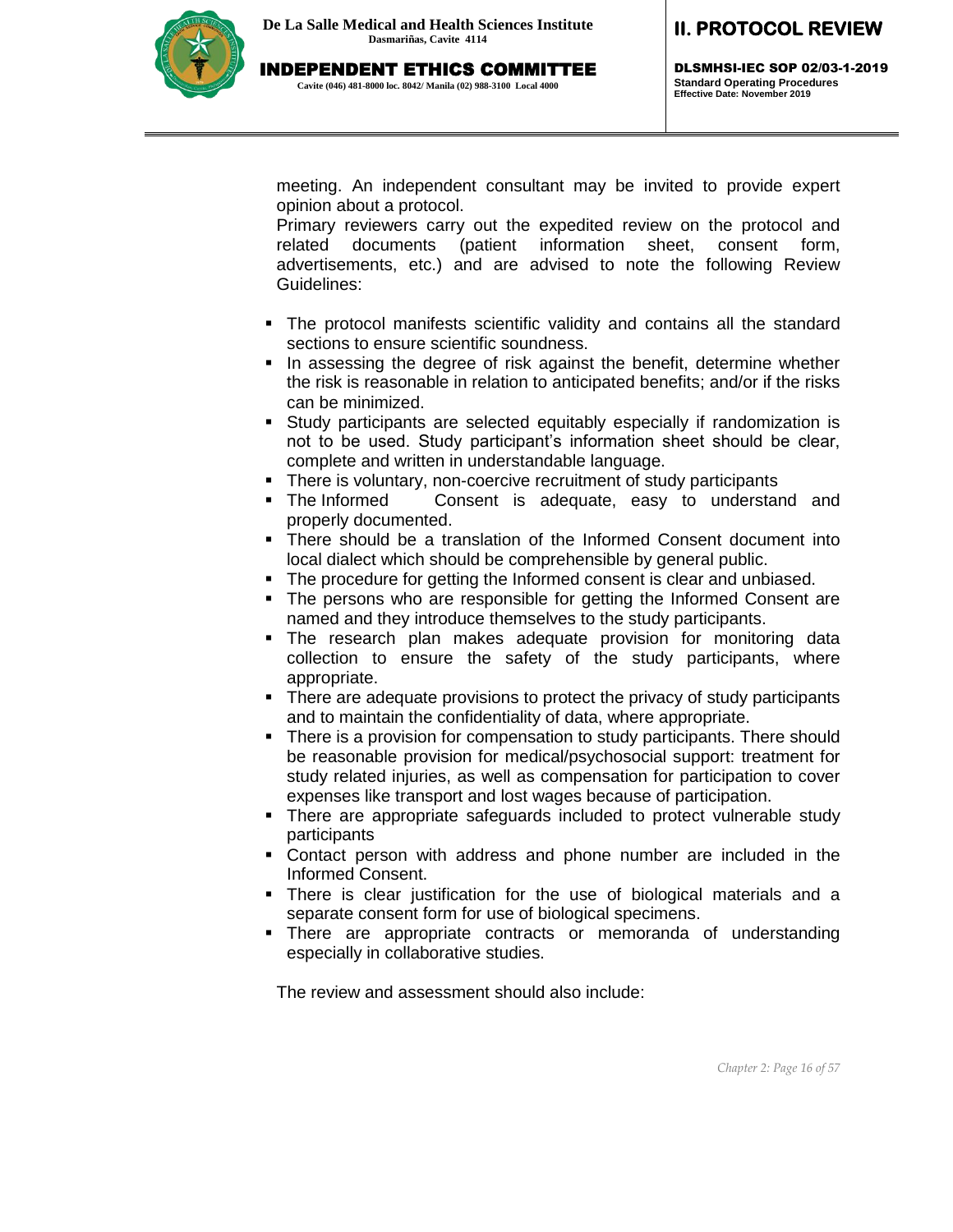meeting. An independent consultant may be invited to provide expert opinion about a protocol.

Primary reviewers carry out the expedited review on the protocol and related documents (patient information sheet, consent form, advertisements, etc.) and are advised to note the following Review Guidelines:

- The protocol manifests scientific validity and contains all the standard sections to ensure scientific soundness.
- In assessing the degree of risk against the benefit, determine whether the risk is reasonable in relation to anticipated benefits; and/or if the risks can be minimized.
- Study participants are selected equitably especially if randomization is not to be used. Study participant's information sheet should be clear, complete and written in understandable language.
- There is voluntary, non-coercive recruitment of study participants
- The Informed Consent is adequate, easy to understand and properly documented.
- There should be a translation of the Informed Consent document into local dialect which should be comprehensible by general public.
- The procedure for getting the Informed consent is clear and unbiased.
- The persons who are responsible for getting the Informed Consent are named and they introduce themselves to the study participants.
- The research plan makes adequate provision for monitoring data collection to ensure the safety of the study participants, where appropriate.
- There are adequate provisions to protect the privacy of study participants and to maintain the confidentiality of data, where appropriate.
- There is a provision for compensation to study participants. There should be reasonable provision for medical/psychosocial support: treatment for study related injuries, as well as compensation for participation to cover expenses like transport and lost wages because of participation.
- There are appropriate safeguards included to protect vulnerable study participants
- Contact person with address and phone number are included in the Informed Consent.
- There is clear justification for the use of biological materials and a separate consent form for use of biological specimens.
- There are appropriate contracts or memoranda of understanding especially in collaborative studies.

The review and assessment should also include: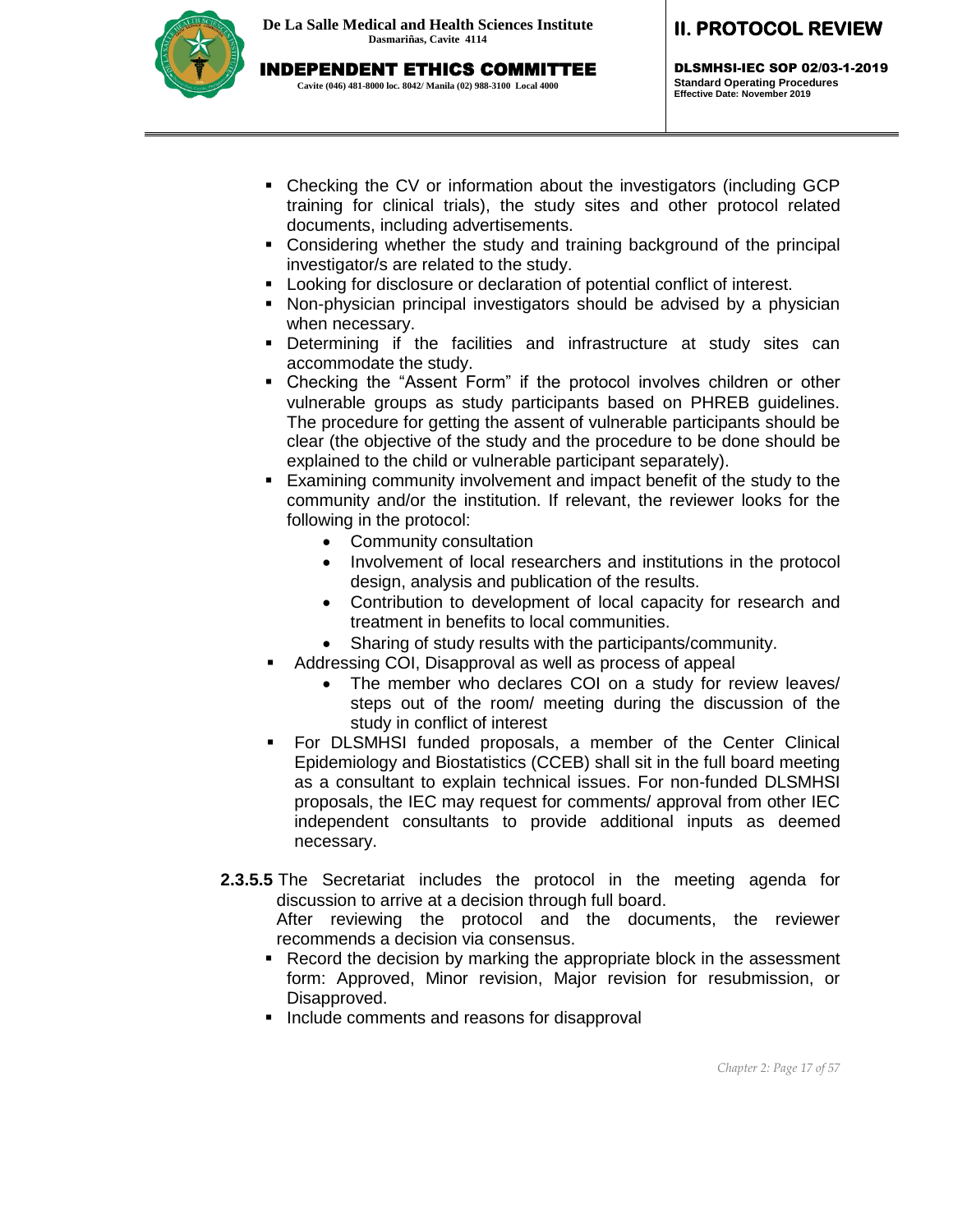- Checking the CV or information about the investigators (including GCP training for clinical trials), the study sites and other protocol related documents, including advertisements.
- Considering whether the study and training background of the principal investigator/s are related to the study.
- Looking for disclosure or declaration of potential conflict of interest.
- Non-physician principal investigators should be advised by a physician when necessary.
- Determining if the facilities and infrastructure at study sites can accommodate the study.
- Checking the “Assent Form” if the protocol involves children or other vulnerable groups as study participants based on PHREB guidelines. The procedure for getting the assent of vulnerable participants should be clear (the objective of the study and the procedure to be done should be explained to the child or vulnerable participant separately).
- Examining community involvement and impact benefit of the study to the community and/or the institution. If relevant, the reviewer looks for the following in the protocol:
    - Community consultation
    - Involvement of local researchers and institutions in the protocol design, analysis and publication of the results.
    - Contribution to development of local capacity for research and treatment in benefits to local communities.
    - Sharing of study results with the participants/community.
- Addressing COI, Disapproval as well as process of appeal
    - The member who declares COI on a study for review leaves/ steps out of the room/ meeting during the discussion of the study in conflict of interest
- For DLSMHSI funded proposals, a member of the Center Clinical Epidemiology and Biostatistics (CCEB) shall sit in the full board meeting as a consultant to explain technical issues. For non-funded DLSMHSI proposals, the IEC may request for comments/ approval from other IEC independent consultants to provide additional inputs as deemed necessary.

**2.3.5.5** The Secretariat includes the protocol in the meeting agenda for discussion to arrive at a decision through full board.
After reviewing the protocol and the documents, the reviewer recommends a decision via consensus.

- Record the decision by marking the appropriate block in the assessment form: Approved, Minor revision, Major revision for resubmission, or Disapproved.
- Include comments and reasons for disapproval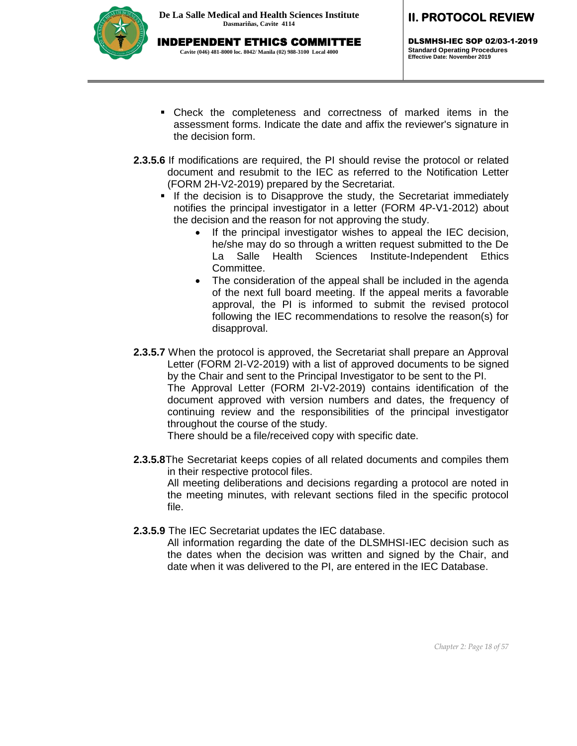- Check the completeness and correctness of marked items in the assessment forms. Indicate the date and affix the reviewer's signature in the decision form.

**2.3.5.6** If modifications are required, the PI should revise the protocol or related document and resubmit to the IEC as referred to the Notification Letter (FORM 2H-V2-2019) prepared by the Secretariat.

- If the decision is to Disapprove the study, the Secretariat immediately notifies the principal investigator in a letter (FORM 4P-V1-2012) about the decision and the reason for not approving the study.
  - If the principal investigator wishes to appeal the IEC decision, he/she may do so through a written request submitted to the De La Salle Health Sciences Institute-Independent Ethics Committee.
  - The consideration of the appeal shall be included in the agenda of the next full board meeting. If the appeal merits a favorable approval, the PI is informed to submit the revised protocol following the IEC recommendations to resolve the reason(s) for disapproval.

**2.3.5.7** When the protocol is approved, the Secretariat shall prepare an Approval Letter (FORM 2I-V2-2019) with a list of approved documents to be signed by the Chair and sent to the Principal Investigator to be sent to the PI.
The Approval Letter (FORM 2I-V2-2019) contains identification of the document approved with version numbers and dates, the frequency of continuing review and the responsibilities of the principal investigator throughout the course of the study.
There should be a file/received copy with specific date.

**2.3.5.8** The Secretariat keeps copies of all related documents and compiles them in their respective protocol files.
All meeting deliberations and decisions regarding a protocol are noted in the meeting minutes, with relevant sections filed in the specific protocol file.

**2.3.5.9** The IEC Secretariat updates the IEC database.
All information regarding the date of the DLSMHSI-IEC decision such as the dates when the decision was written and signed by the Chair, and date when it was delivered to the PI, are entered in the IEC Database.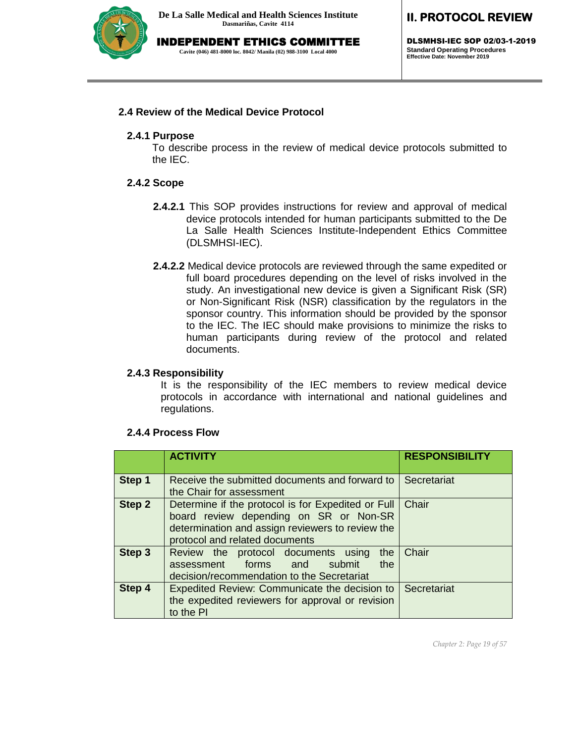## 2.4 Review of the Medical Device Protocol

### 2.4.1 Purpose

To describe process in the review of medical device protocols submitted to the IEC.

### 2.4.2 Scope

**2.4.2.1** This SOP provides instructions for review and approval of medical device protocols intended for human participants submitted to the De La Salle Health Sciences Institute-Independent Ethics Committee (DLSMHSI-IEC).

**2.4.2.2** Medical device protocols are reviewed through the same expedited or full board procedures depending on the level of risks involved in the study. An investigational new device is given a Significant Risk (SR) or Non-Significant Risk (NSR) classification by the regulators in the sponsor country. This information should be provided by the sponsor to the IEC. The IEC should make provisions to minimize the risks to human participants during review of the protocol and related documents.

### 2.4.3 Responsibility

It is the responsibility of the IEC members to review medical device protocols in accordance with international and national guidelines and regulations.

### 2.4.4 Process Flow

| | ACTIVITY | RESPONSIBILITY |
|---|---|---|
| Step 1 | Receive the submitted documents and forward to the Chair for assessment | Secretariat |
| Step 2 | Determine if the protocol is for Expedited or Full board review depending on SR or Non-SR determination and assign reviewers to review the protocol and related documents | Chair |
| Step 3 | Review the protocol documents using the assessment forms and submit the decision/recommendation to the Secretariat | Chair |
| Step 4 | Expedited Review: Communicate the decision to the expedited reviewers for approval or revision to the PI | Secretariat |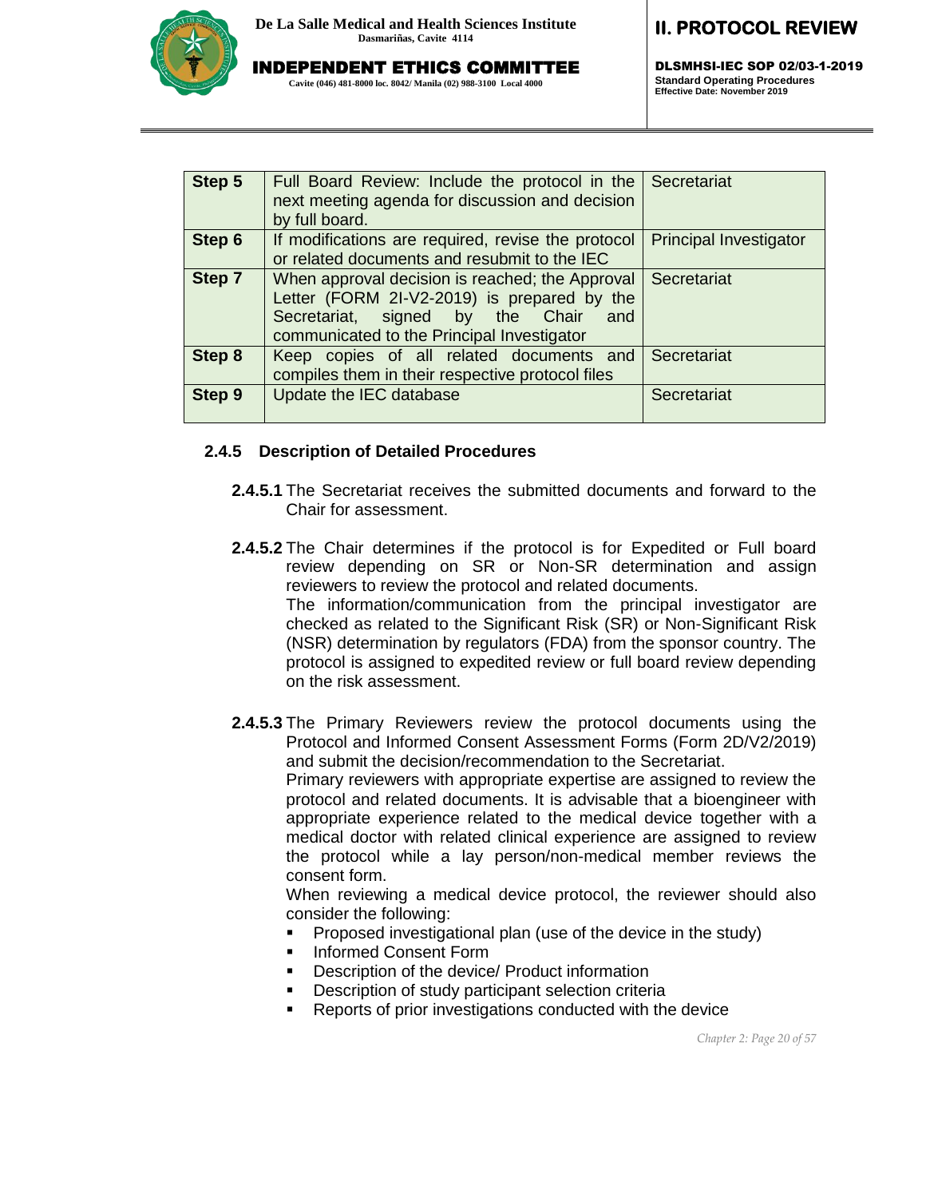| Step 5 | Full Board Review: Include the protocol in the next meeting agenda for discussion and decision by full board. | Secretariat |
|---|---|---|
| Step 6 | If modifications are required, revise the protocol or related documents and resubmit to the IEC | Principal Investigator |
| Step 7 | When approval decision is reached; the Approval Letter (FORM 2I-V2-2019) is prepared by the Secretariat, signed by the Chair and communicated to the Principal Investigator | Secretariat |
| Step 8 | Keep copies of all related documents and compiles them in their respective protocol files | Secretariat |
| Step 9 | Update the IEC database | Secretariat |

### 2.4.5 Description of Detailed Procedures

**2.4.5.1** The Secretariat receives the submitted documents and forward to the Chair for assessment.

**2.4.5.2** The Chair determines if the protocol is for Expedited or Full board review depending on SR or Non-SR determination and assign reviewers to review the protocol and related documents.
The information/communication from the principal investigator are checked as related to the Significant Risk (SR) or Non-Significant Risk (NSR) determination by regulators (FDA) from the sponsor country. The protocol is assigned to expedited review or full board review depending on the risk assessment.

**2.4.5.3** The Primary Reviewers review the protocol documents using the Protocol and Informed Consent Assessment Forms (Form 2D/V2/2019) and submit the decision/recommendation to the Secretariat.
Primary reviewers with appropriate expertise are assigned to review the protocol and related documents. It is advisable that a bioengineer with appropriate experience related to the medical device together with a medical doctor with related clinical experience are assigned to review the protocol while a lay person/non-medical member reviews the consent form.
When reviewing a medical device protocol, the reviewer should also consider the following:

- Proposed investigational plan (use of the device in the study)
- Informed Consent Form
- Description of the device/ Product information
- Description of study participant selection criteria
- Reports of prior investigations conducted with the device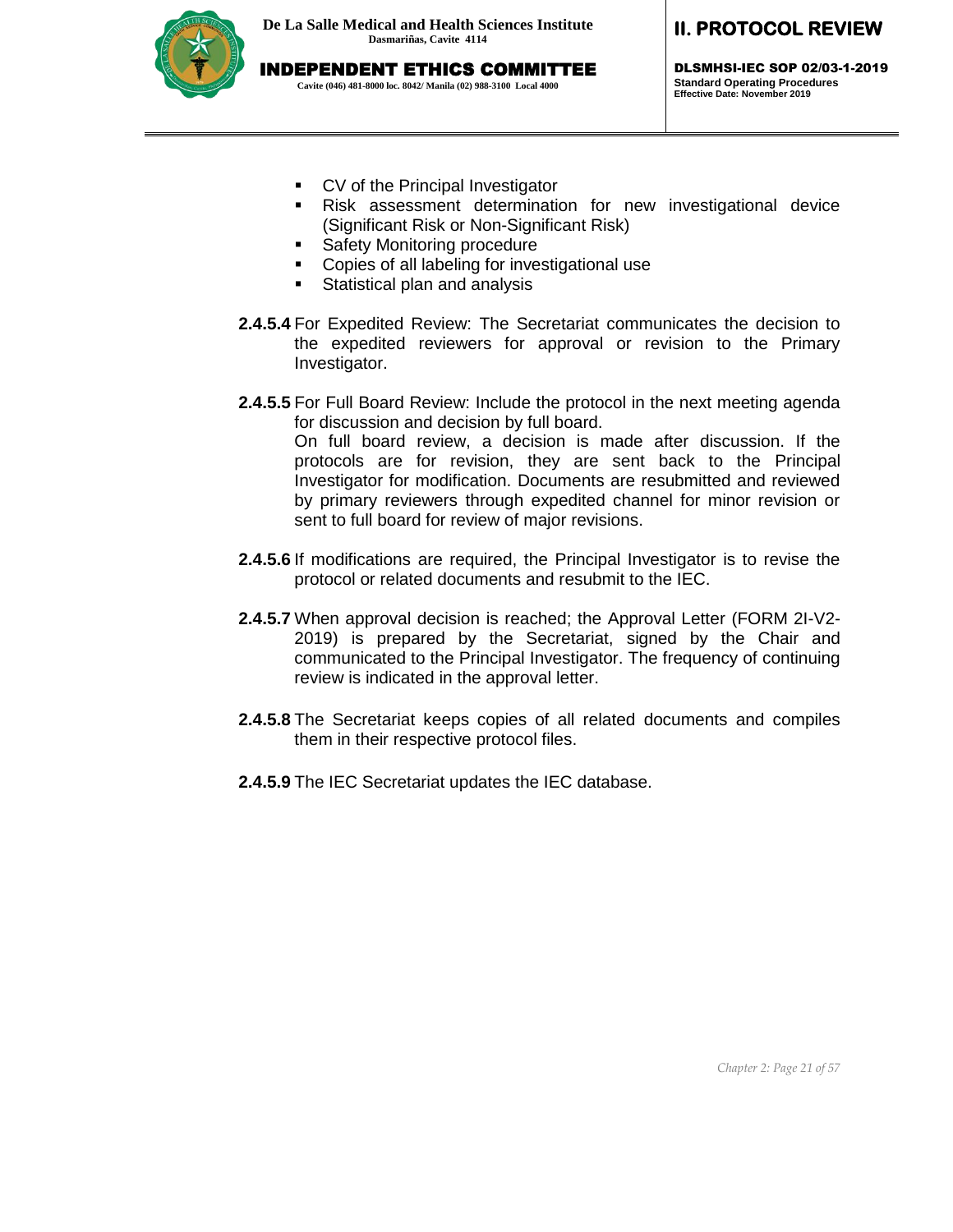- CV of the Principal Investigator
- Risk assessment determination for new investigational device (Significant Risk or Non-Significant Risk)
- Safety Monitoring procedure
- Copies of all labeling for investigational use
- Statistical plan and analysis

**2.4.5.4** For Expedited Review: The Secretariat communicates the decision to the expedited reviewers for approval or revision to the Primary Investigator.

**2.4.5.5** For Full Board Review: Include the protocol in the next meeting agenda for discussion and decision by full board.
On full board review, a decision is made after discussion. If the protocols are for revision, they are sent back to the Principal Investigator for modification. Documents are resubmitted and reviewed by primary reviewers through expedited channel for minor revision or sent to full board for review of major revisions.

**2.4.5.6** If modifications are required, the Principal Investigator is to revise the protocol or related documents and resubmit to the IEC.

**2.4.5.7** When approval decision is reached; the Approval Letter (FORM 2I-V2-2019) is prepared by the Secretariat, signed by the Chair and communicated to the Principal Investigator. The frequency of continuing review is indicated in the approval letter.

**2.4.5.8** The Secretariat keeps copies of all related documents and compiles them in their respective protocol files.

**2.4.5.9** The IEC Secretariat updates the IEC database.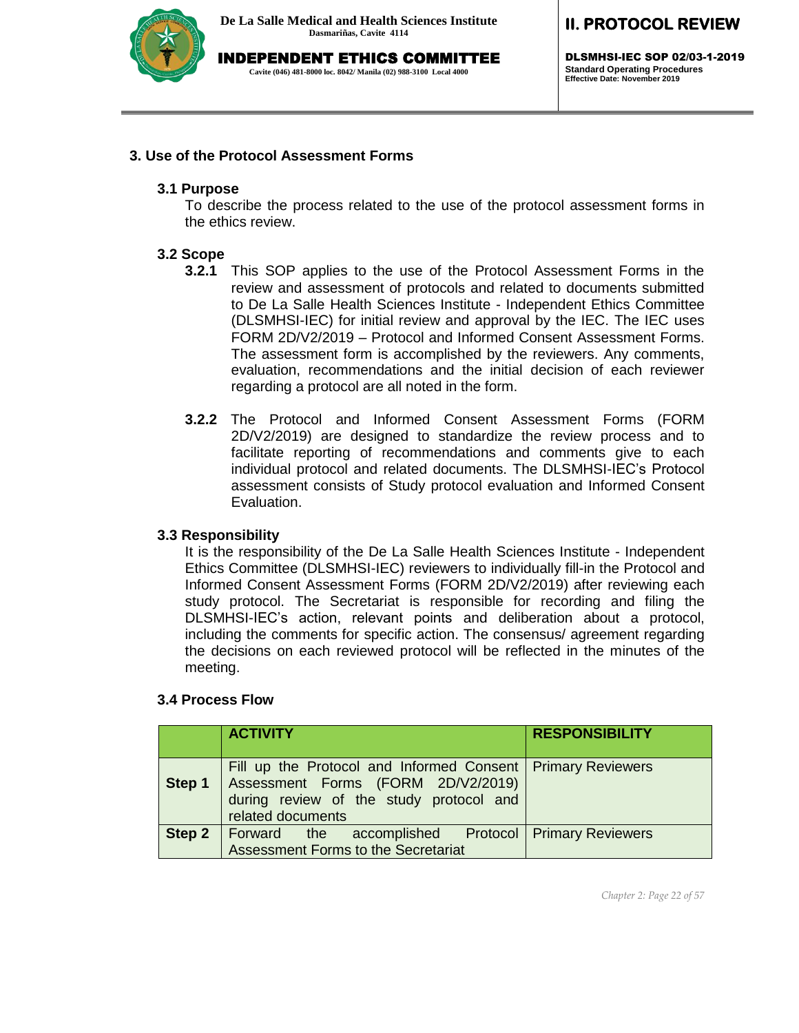## 3. Use of the Protocol Assessment Forms

### 3.1 Purpose

To describe the process related to the use of the protocol assessment forms in the ethics review.

### 3.2 Scope

**3.2.1** This SOP applies to the use of the Protocol Assessment Forms in the review and assessment of protocols and related to documents submitted to De La Salle Health Sciences Institute - Independent Ethics Committee (DLSMHSI-IEC) for initial review and approval by the IEC. The IEC uses FORM 2D/V2/2019 – Protocol and Informed Consent Assessment Forms. The assessment form is accomplished by the reviewers. Any comments, evaluation, recommendations and the initial decision of each reviewer regarding a protocol are all noted in the form.

**3.2.2** The Protocol and Informed Consent Assessment Forms (FORM 2D/V2/2019) are designed to standardize the review process and to facilitate reporting of recommendations and comments give to each individual protocol and related documents. The DLSMHSI-IEC's Protocol assessment consists of Study protocol evaluation and Informed Consent Evaluation.

### 3.3 Responsibility

It is the responsibility of the De La Salle Health Sciences Institute - Independent Ethics Committee (DLSMHSI-IEC) reviewers to individually fill-in the Protocol and Informed Consent Assessment Forms (FORM 2D/V2/2019) after reviewing each study protocol. The Secretariat is responsible for recording and filing the DLSMHSI-IEC's action, relevant points and deliberation about a protocol, including the comments for specific action. The consensus/ agreement regarding the decisions on each reviewed protocol will be reflected in the minutes of the meeting.

### 3.4 Process Flow

| | ACTIVITY | RESPONSIBILITY |
|---|---|---|
| **Step 1** | Fill up the Protocol and Informed Consent Assessment Forms (FORM 2D/V2/2019) during review of the study protocol and related documents | Primary Reviewers |
| **Step 2** | Forward the accomplished Protocol Assessment Forms to the Secretariat | Primary Reviewers |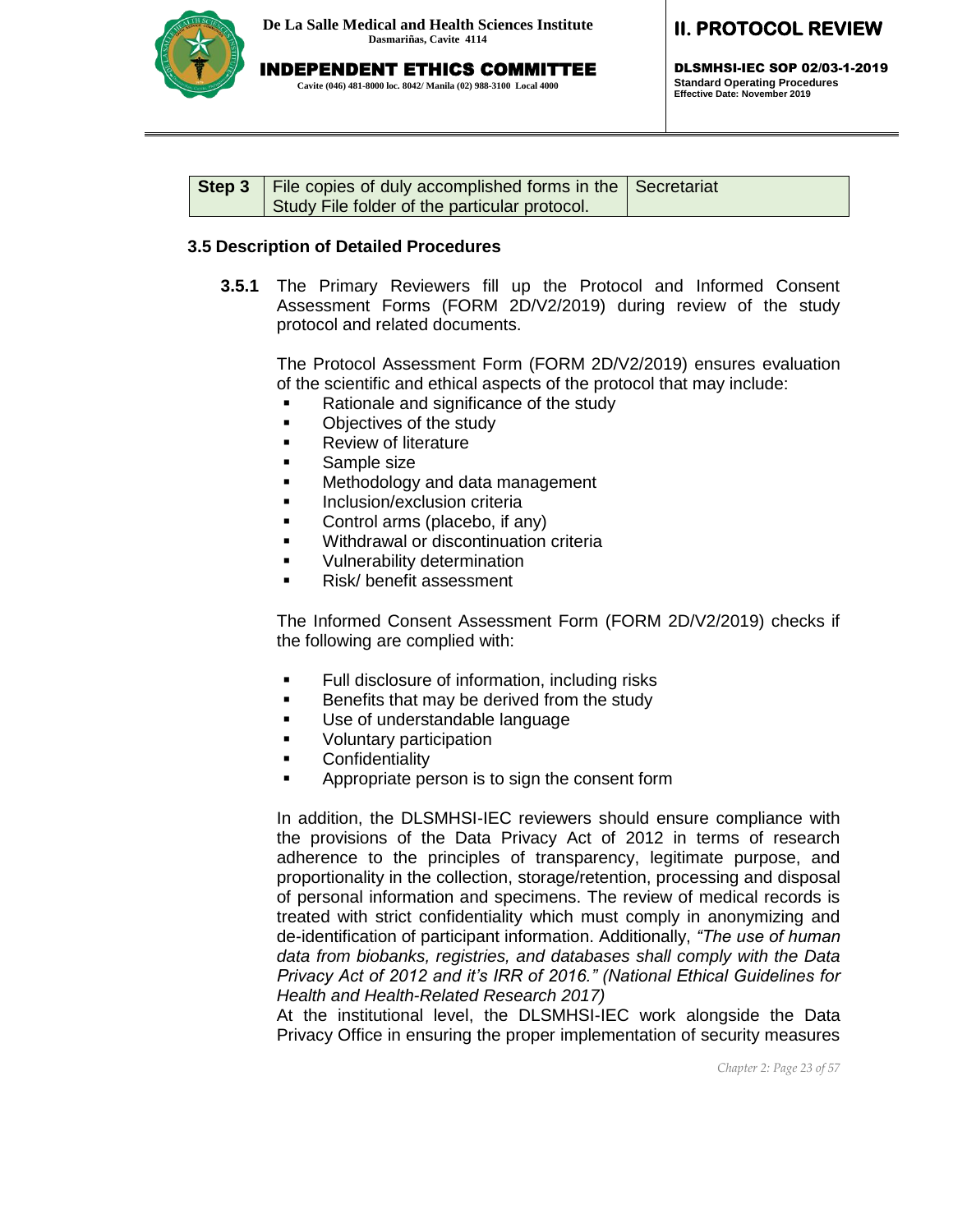| Step 3 | File copies of duly accomplished forms in the Study File folder of the particular protocol. | Secretariat |
|---|---|---|

**3.5 Description of Detailed Procedures**

**3.5.1** The Primary Reviewers fill up the Protocol and Informed Consent Assessment Forms (FORM 2D/V2/2019) during review of the study protocol and related documents.

The Protocol Assessment Form (FORM 2D/V2/2019) ensures evaluation of the scientific and ethical aspects of the protocol that may include:

- Rationale and significance of the study
- Objectives of the study
- Review of literature
- Sample size
- Methodology and data management
- Inclusion/exclusion criteria
- Control arms (placebo, if any)
- Withdrawal or discontinuation criteria
- Vulnerability determination
- Risk/ benefit assessment

The Informed Consent Assessment Form (FORM 2D/V2/2019) checks if the following are complied with:

- Full disclosure of information, including risks
- Benefits that may be derived from the study
- Use of understandable language
- Voluntary participation
- Confidentiality
- Appropriate person is to sign the consent form

In addition, the DLSMHSI-IEC reviewers should ensure compliance with the provisions of the Data Privacy Act of 2012 in terms of research adherence to the principles of transparency, legitimate purpose, and proportionality in the collection, storage/retention, processing and disposal of personal information and specimens. The review of medical records is treated with strict confidentiality which must comply in anonymizing and de-identification of participant information. Additionally, *"The use of human data from biobanks, registries, and databases shall comply with the Data Privacy Act of 2012 and it's IRR of 2016." (National Ethical Guidelines for Health and Health-Related Research 2017)*

At the institutional level, the DLSMHSI-IEC work alongside the Data Privacy Office in ensuring the proper implementation of security measures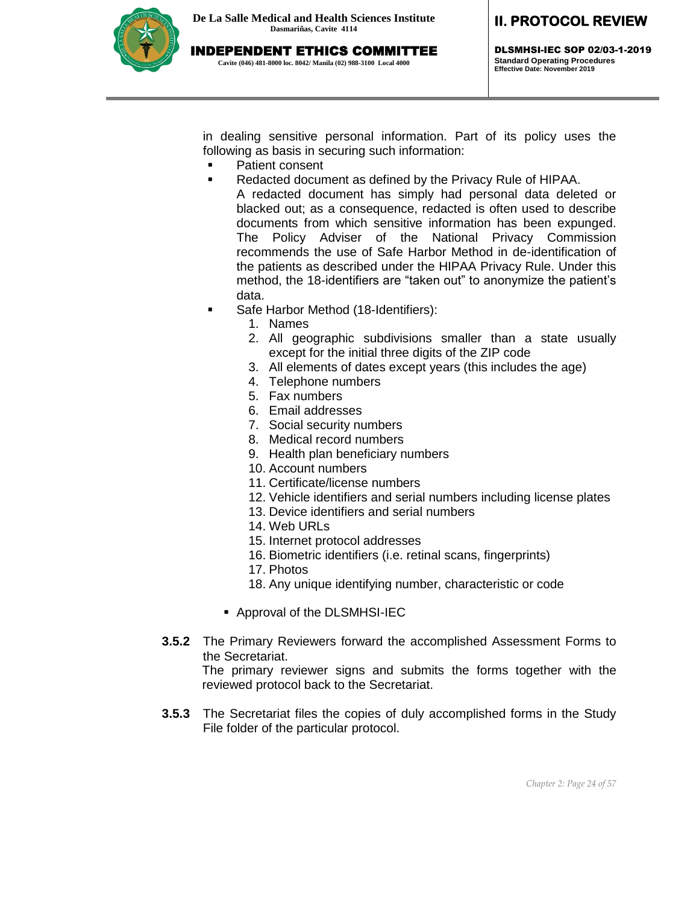in dealing sensitive personal information. Part of its policy uses the following as basis in securing such information:

- Patient consent
- Redacted document as defined by the Privacy Rule of HIPAA.
  A redacted document has simply had personal data deleted or blacked out; as a consequence, redacted is often used to describe documents from which sensitive information has been expunged. The Policy Adviser of the National Privacy Commission recommends the use of Safe Harbor Method in de-identification of the patients as described under the HIPAA Privacy Rule. Under this method, the 18-identifiers are "taken out" to anonymize the patient's data.
- Safe Harbor Method (18-Identifiers):
  1. Names
  2. All geographic subdivisions smaller than a state usually except for the initial three digits of the ZIP code
  3. All elements of dates except years (this includes the age)
  4. Telephone numbers
  5. Fax numbers
  6. Email addresses
  7. Social security numbers
  8. Medical record numbers
  9. Health plan beneficiary numbers
  10. Account numbers
  11. Certificate/license numbers
  12. Vehicle identifiers and serial numbers including license plates
  13. Device identifiers and serial numbers
  14. Web URLs
  15. Internet protocol addresses
  16. Biometric identifiers (i.e. retinal scans, fingerprints)
  17. Photos
  18. Any unique identifying number, characteristic or code
- Approval of the DLSMHSI-IEC

**3.5.2** The Primary Reviewers forward the accomplished Assessment Forms to the Secretariat.
The primary reviewer signs and submits the forms together with the reviewed protocol back to the Secretariat.

**3.5.3** The Secretariat files the copies of duly accomplished forms in the Study File folder of the particular protocol.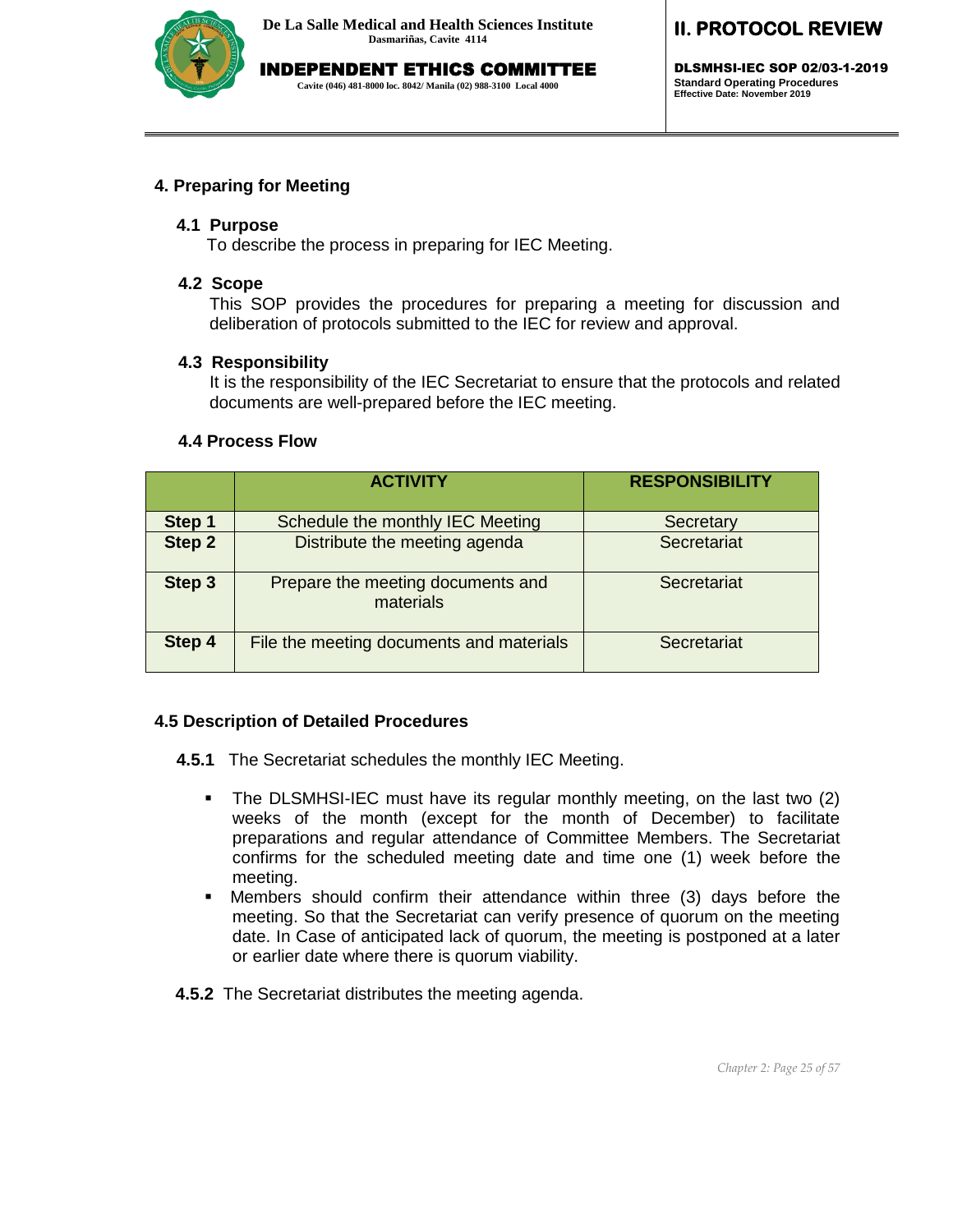## 4. Preparing for Meeting

### 4.1 Purpose

To describe the process in preparing for IEC Meeting.

### 4.2 Scope

This SOP provides the procedures for preparing a meeting for discussion and deliberation of protocols submitted to the IEC for review and approval.

### 4.3 Responsibility

It is the responsibility of the IEC Secretariat to ensure that the protocols and related documents are well-prepared before the IEC meeting.

### 4.4 Process Flow

| | ACTIVITY | RESPONSIBILITY |
|---|---|---|
| **Step 1** | Schedule the monthly IEC Meeting | Secretary |
| **Step 2** | Distribute the meeting agenda | Secretariat |
| **Step 3** | Prepare the meeting documents and materials | Secretariat |
| **Step 4** | File the meeting documents and materials | Secretariat |

### 4.5 Description of Detailed Procedures

**4.5.1** The Secretariat schedules the monthly IEC Meeting.

- The DLSMHSI-IEC must have its regular monthly meeting, on the last two (2) weeks of the month (except for the month of December) to facilitate preparations and regular attendance of Committee Members. The Secretariat confirms for the scheduled meeting date and time one (1) week before the meeting.
- Members should confirm their attendance within three (3) days before the meeting. So that the Secretariat can verify presence of quorum on the meeting date. In Case of anticipated lack of quorum, the meeting is postponed at a later or earlier date where there is quorum viability.

**4.5.2** The Secretariat distributes the meeting agenda.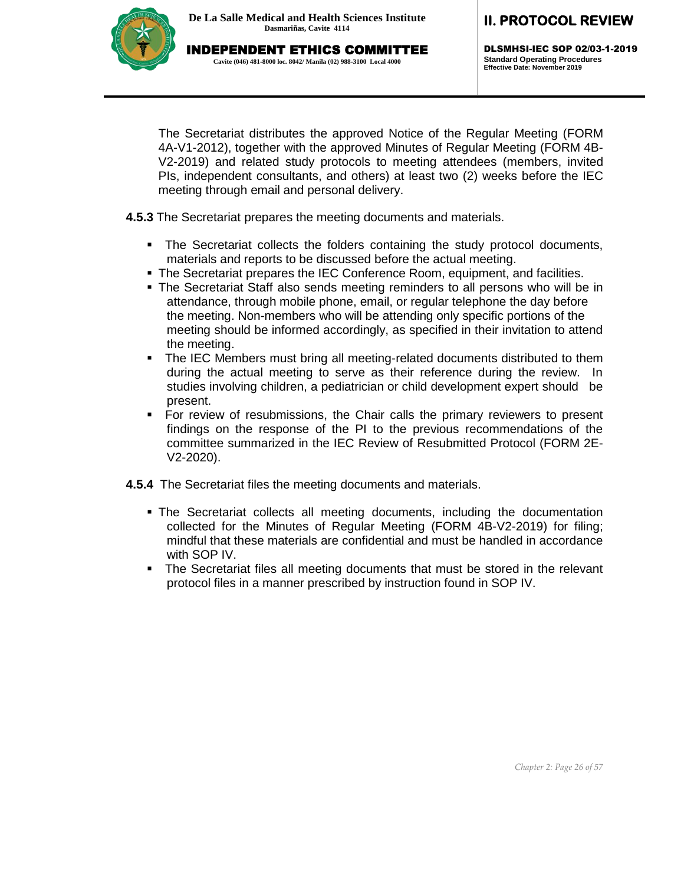The Secretariat distributes the approved Notice of the Regular Meeting (FORM 4A-V1-2012), together with the approved Minutes of Regular Meeting (FORM 4B-V2-2019) and related study protocols to meeting attendees (members, invited PIs, independent consultants, and others) at least two (2) weeks before the IEC meeting through email and personal delivery.

**4.5.3** The Secretariat prepares the meeting documents and materials.

- The Secretariat collects the folders containing the study protocol documents, materials and reports to be discussed before the actual meeting.
- The Secretariat prepares the IEC Conference Room, equipment, and facilities.
- The Secretariat Staff also sends meeting reminders to all persons who will be in attendance, through mobile phone, email, or regular telephone the day before the meeting. Non-members who will be attending only specific portions of the meeting should be informed accordingly, as specified in their invitation to attend the meeting.
- The IEC Members must bring all meeting-related documents distributed to them during the actual meeting to serve as their reference during the review. In studies involving children, a pediatrician or child development expert should be present.
- For review of resubmissions, the Chair calls the primary reviewers to present findings on the response of the PI to the previous recommendations of the committee summarized in the IEC Review of Resubmitted Protocol (FORM 2E-V2-2020).

**4.5.4** The Secretariat files the meeting documents and materials.

- The Secretariat collects all meeting documents, including the documentation collected for the Minutes of Regular Meeting (FORM 4B-V2-2019) for filing; mindful that these materials are confidential and must be handled in accordance with SOP IV.
- The Secretariat files all meeting documents that must be stored in the relevant protocol files in a manner prescribed by instruction found in SOP IV.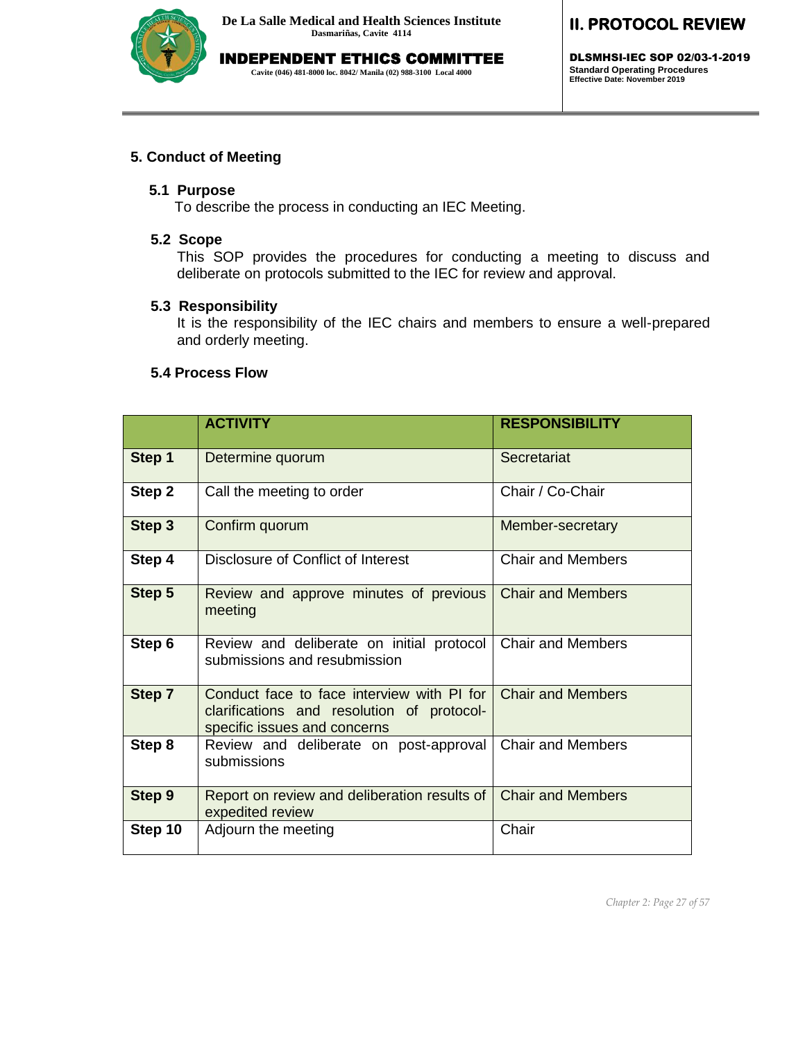## 5. Conduct of Meeting

### 5.1 Purpose

To describe the process in conducting an IEC Meeting.

### 5.2 Scope

This SOP provides the procedures for conducting a meeting to discuss and deliberate on protocols submitted to the IEC for review and approval.

### 5.3 Responsibility

It is the responsibility of the IEC chairs and members to ensure a well-prepared and orderly meeting.

### 5.4 Process Flow

| | ACTIVITY | RESPONSIBILITY |
|---|---|---|
| **Step 1** | Determine quorum | Secretariat |
| **Step 2** | Call the meeting to order | Chair / Co-Chair |
| **Step 3** | Confirm quorum | Member-secretary |
| **Step 4** | Disclosure of Conflict of Interest | Chair and Members |
| **Step 5** | Review and approve minutes of previous meeting | Chair and Members |
| **Step 6** | Review and deliberate on initial protocol submissions and resubmission | Chair and Members |
| **Step 7** | Conduct face to face interview with PI for clarifications and resolution of protocol-specific issues and concerns | Chair and Members |
| **Step 8** | Review and deliberate on post-approval submissions | Chair and Members |
| **Step 9** | Report on review and deliberation results of expedited review | Chair and Members |
| **Step 10** | Adjourn the meeting | Chair |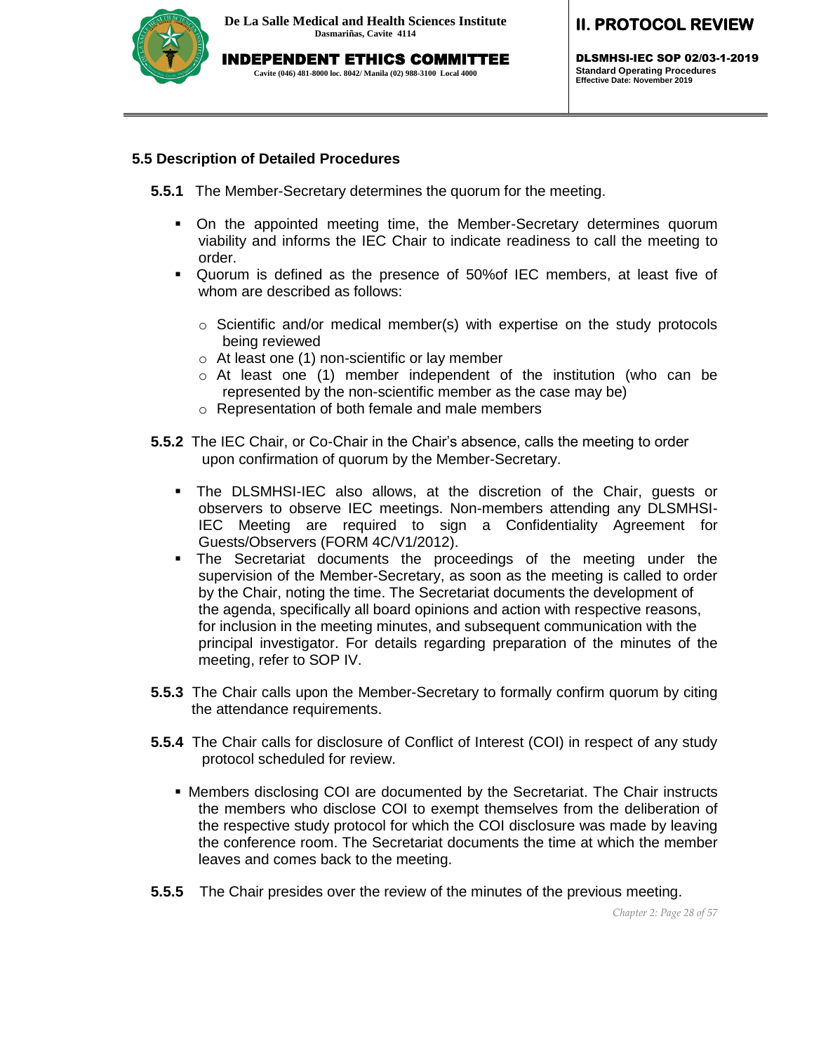### 5.5 Description of Detailed Procedures

**5.5.1** The Member-Secretary determines the quorum for the meeting.

- On the appointed meeting time, the Member-Secretary determines quorum viability and informs the IEC Chair to indicate readiness to call the meeting to order.
- Quorum is defined as the presence of 50%of IEC members, at least five of whom are described as follows:
  - Scientific and/or medical member(s) with expertise on the study protocols being reviewed
  - At least one (1) non-scientific or lay member
  - At least one (1) member independent of the institution (who can be represented by the non-scientific member as the case may be)
  - Representation of both female and male members

**5.5.2** The IEC Chair, or Co-Chair in the Chair's absence, calls the meeting to order upon confirmation of quorum by the Member-Secretary.

- The DLSMHSI-IEC also allows, at the discretion of the Chair, guests or observers to observe IEC meetings. Non-members attending any DLSMHSI-IEC Meeting are required to sign a Confidentiality Agreement for Guests/Observers (FORM 4C/V1/2012).
- The Secretariat documents the proceedings of the meeting under the supervision of the Member-Secretary, as soon as the meeting is called to order by the Chair, noting the time. The Secretariat documents the development of the agenda, specifically all board opinions and action with respective reasons, for inclusion in the meeting minutes, and subsequent communication with the principal investigator. For details regarding preparation of the minutes of the meeting, refer to SOP IV.

**5.5.3** The Chair calls upon the Member-Secretary to formally confirm quorum by citing the attendance requirements.

**5.5.4** The Chair calls for disclosure of Conflict of Interest (COI) in respect of any study protocol scheduled for review.

- Members disclosing COI are documented by the Secretariat. The Chair instructs the members who disclose COI to exempt themselves from the deliberation of the respective study protocol for which the COI disclosure was made by leaving the conference room. The Secretariat documents the time at which the member leaves and comes back to the meeting.

**5.5.5** The Chair presides over the review of the minutes of the previous meeting.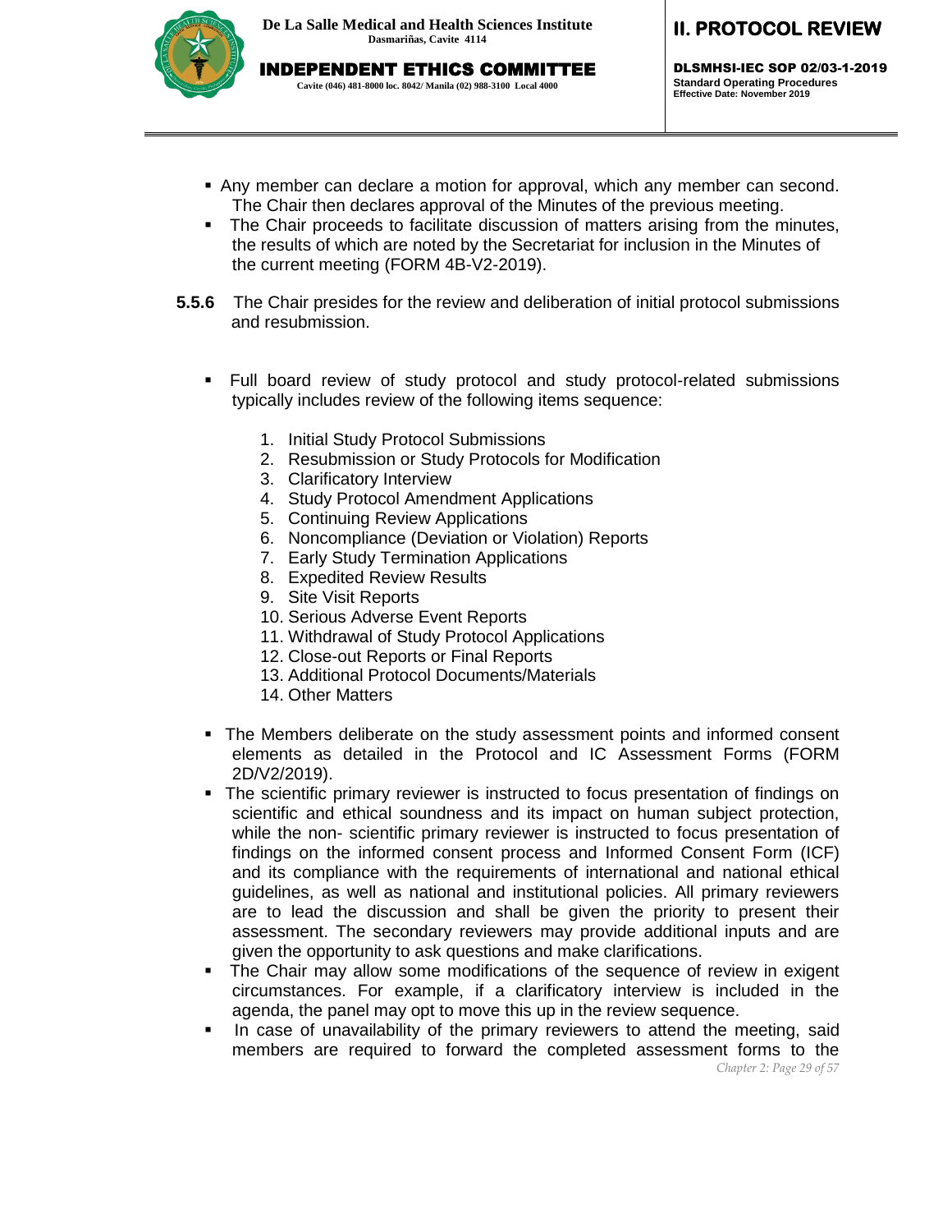- Any member can declare a motion for approval, which any member can second. The Chair then declares approval of the Minutes of the previous meeting.
- The Chair proceeds to facilitate discussion of matters arising from the minutes, the results of which are noted by the Secretariat for inclusion in the Minutes of the current meeting (FORM 4B-V2-2019).

**5.5.6** The Chair presides for the review and deliberation of initial protocol submissions and resubmission.

- Full board review of study protocol and study protocol-related submissions typically includes review of the following items sequence:

    1. Initial Study Protocol Submissions
    2. Resubmission or Study Protocols for Modification
    3. Clarificatory Interview
    4. Study Protocol Amendment Applications
    5. Continuing Review Applications
    6. Noncompliance (Deviation or Violation) Reports
    7. Early Study Termination Applications
    8. Expedited Review Results
    9. Site Visit Reports
    10. Serious Adverse Event Reports
    11. Withdrawal of Study Protocol Applications
    12. Close-out Reports or Final Reports
    13. Additional Protocol Documents/Materials
    14. Other Matters

- The Members deliberate on the study assessment points and informed consent elements as detailed in the Protocol and IC Assessment Forms (FORM 2D/V2/2019).
- The scientific primary reviewer is instructed to focus presentation of findings on scientific and ethical soundness and its impact on human subject protection, while the non- scientific primary reviewer is instructed to focus presentation of findings on the informed consent process and Informed Consent Form (ICF) and its compliance with the requirements of international and national ethical guidelines, as well as national and institutional policies. All primary reviewers are to lead the discussion and shall be given the priority to present their assessment. The secondary reviewers may provide additional inputs and are given the opportunity to ask questions and make clarifications.
- The Chair may allow some modifications of the sequence of review in exigent circumstances. For example, if a clarificatory interview is included in the agenda, the panel may opt to move this up in the review sequence.
- In case of unavailability of the primary reviewers to attend the meeting, said members are required to forward the completed assessment forms to the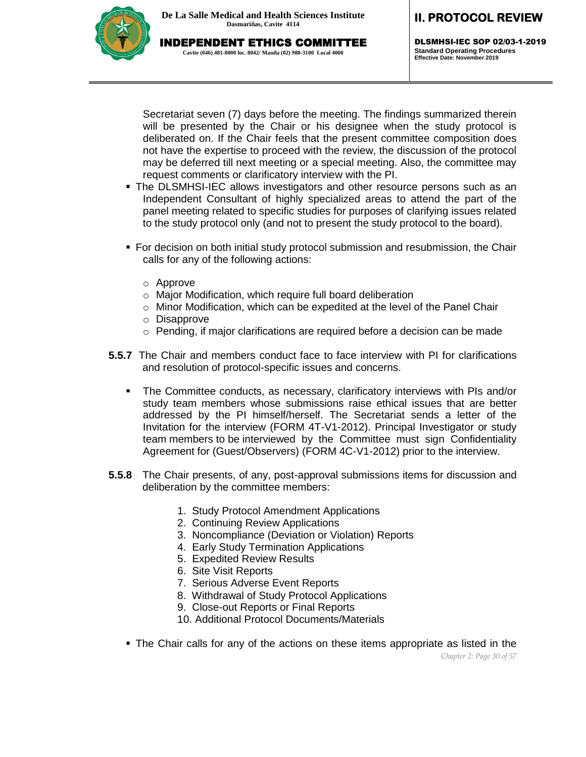Secretariat seven (7) days before the meeting. The findings summarized therein will be presented by the Chair or his designee when the study protocol is deliberated on. If the Chair feels that the present committee composition does not have the expertise to proceed with the review, the discussion of the protocol may be deferred till next meeting or a special meeting. Also, the committee may request comments or clarificatory interview with the PI.

- The DLSMHSI-IEC allows investigators and other resource persons such as an Independent Consultant of highly specialized areas to attend the part of the panel meeting related to specific studies for purposes of clarifying issues related to the study protocol only (and not to present the study protocol to the board).

- For decision on both initial study protocol submission and resubmission, the Chair calls for any of the following actions:

  - Approve
  - Major Modification, which require full board deliberation
  - Minor Modification, which can be expedited at the level of the Panel Chair
  - Disapprove
  - Pending, if major clarifications are required before a decision can be made

**5.5.7** The Chair and members conduct face to face interview with PI for clarifications and resolution of protocol-specific issues and concerns.

- The Committee conducts, as necessary, clarificatory interviews with PIs and/or study team members whose submissions raise ethical issues that are better addressed by the PI himself/herself. The Secretariat sends a letter of the Invitation for the interview (FORM 4T-V1-2012). Principal Investigator or study team members to be interviewed by the Committee must sign Confidentiality Agreement for (Guest/Observers) (FORM 4C-V1-2012) prior to the interview.

**5.5.8** The Chair presents, of any, post-approval submissions items for discussion and deliberation by the committee members:

1. Study Protocol Amendment Applications
2. Continuing Review Applications
3. Noncompliance (Deviation or Violation) Reports
4. Early Study Termination Applications
5. Expedited Review Results
6. Site Visit Reports
7. Serious Adverse Event Reports
8. Withdrawal of Study Protocol Applications
9. Close-out Reports or Final Reports
10. Additional Protocol Documents/Materials

- The Chair calls for any of the actions on these items appropriate as listed in the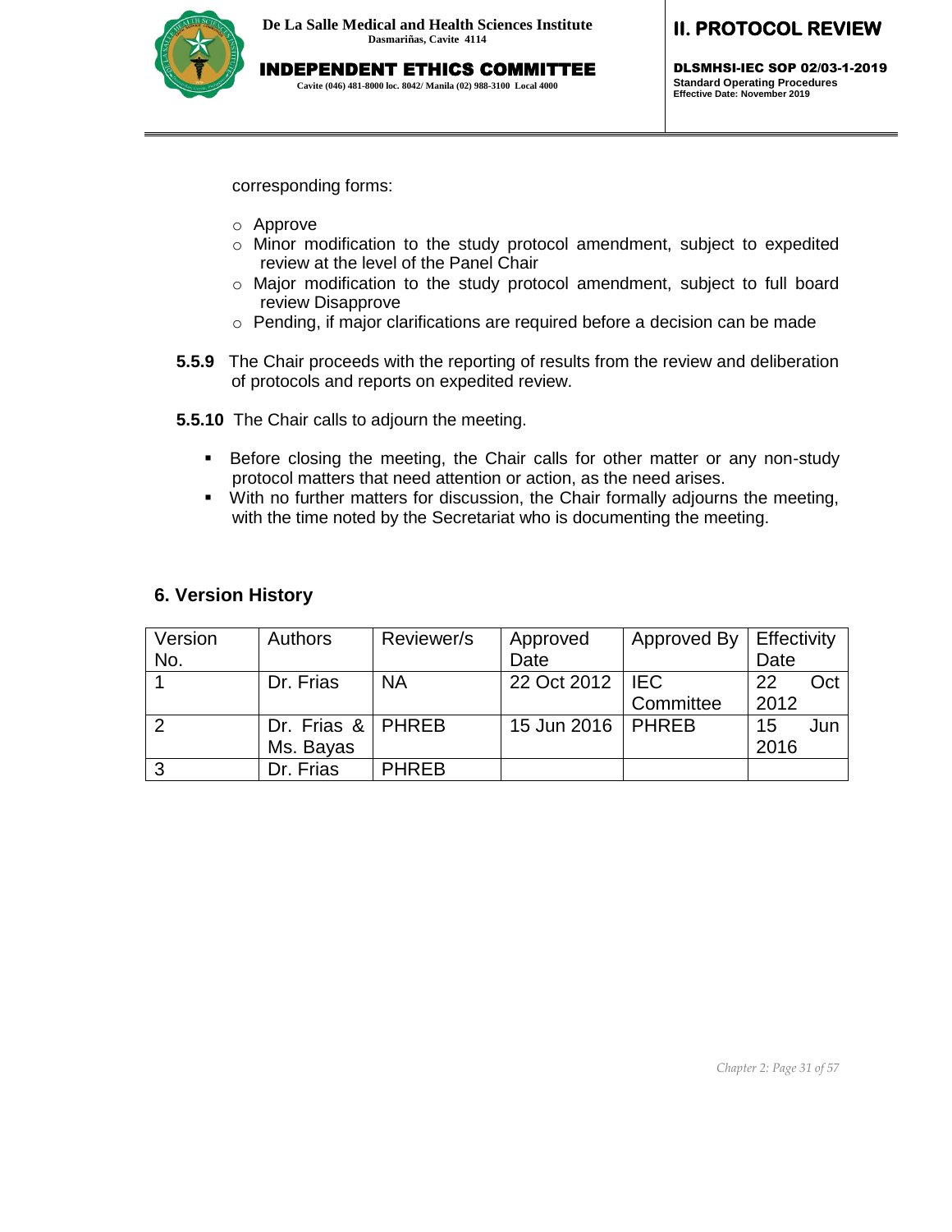corresponding forms:

- Approve
- Minor modification to the study protocol amendment, subject to expedited review at the level of the Panel Chair
- Major modification to the study protocol amendment, subject to full board review Disapprove
- Pending, if major clarifications are required before a decision can be made

**5.5.9** The Chair proceeds with the reporting of results from the review and deliberation of protocols and reports on expedited review.

**5.5.10** The Chair calls to adjourn the meeting.

- Before closing the meeting, the Chair calls for other matter or any non-study protocol matters that need attention or action, as the need arises.
- With no further matters for discussion, the Chair formally adjourns the meeting, with the time noted by the Secretariat who is documenting the meeting.

## 6. Version History

| Version No. | Authors | Reviewer/s | Approved Date | Approved By | Effectivity Date |
|---|---|---|---|---|---|
| 1 | Dr. Frias | NA | 22 Oct 2012 | IEC Committee | 22 Oct 2012 |
| 2 | Dr. Frias & Ms. Bayas | PHREB | 15 Jun 2016 | PHREB | 15 Jun 2016 |
| 3 | Dr. Frias | PHREB | | | |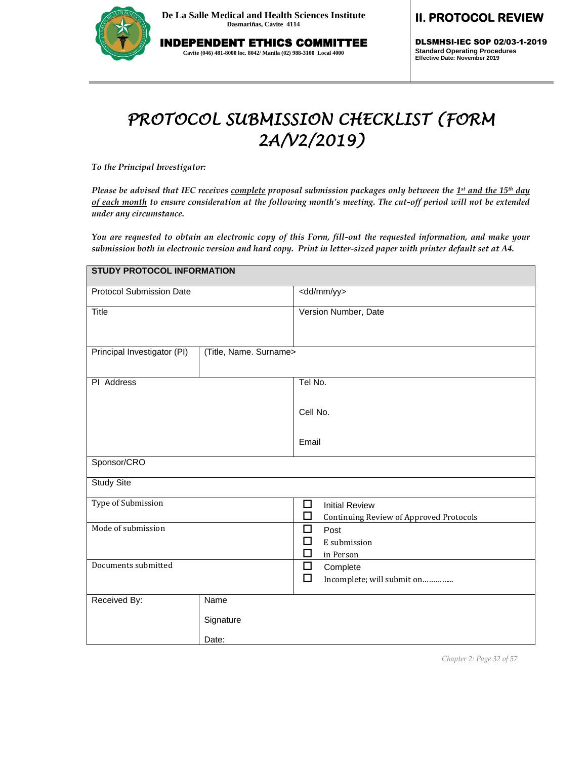# PROTOCOL SUBMISSION CHECKLIST (FORM 2A/V2/2019)

*To the Principal Investigator:*

*Please be advised that IEC receives complete proposal submission packages only between the 1st and the 15th day of each month to ensure consideration at the following month's meeting. The cut-off period will not be extended under any circumstance.*

*You are requested to obtain an electronic copy of this Form, fill-out the requested information, and make your submission both in electronic version and hard copy. Print in letter-sized paper with printer default set at A4.*

| **STUDY PROTOCOL INFORMATION** | | |
|---|---|---|
| Protocol Submission Date | | <dd/mm/yy> |
| Title | | Version Number, Date |
| Principal Investigator (PI) | (Title, Name. Surname> | |
| PI Address | | Tel No.<br><br>Cell No.<br><br>Email |
| Sponsor/CRO | | |
| Study Site | | |
| Type of Submission | | ☐ Initial Review<br>☐ Continuing Review of Approved Protocols |
| Mode of submission | | ☐ Post<br>☐ E submission<br>☐ in Person |
| Documents submitted | | ☐ Complete<br>☐ Incomplete; will submit on………….. |
| Received By: | Name<br><br>Signature<br><br>Date: | |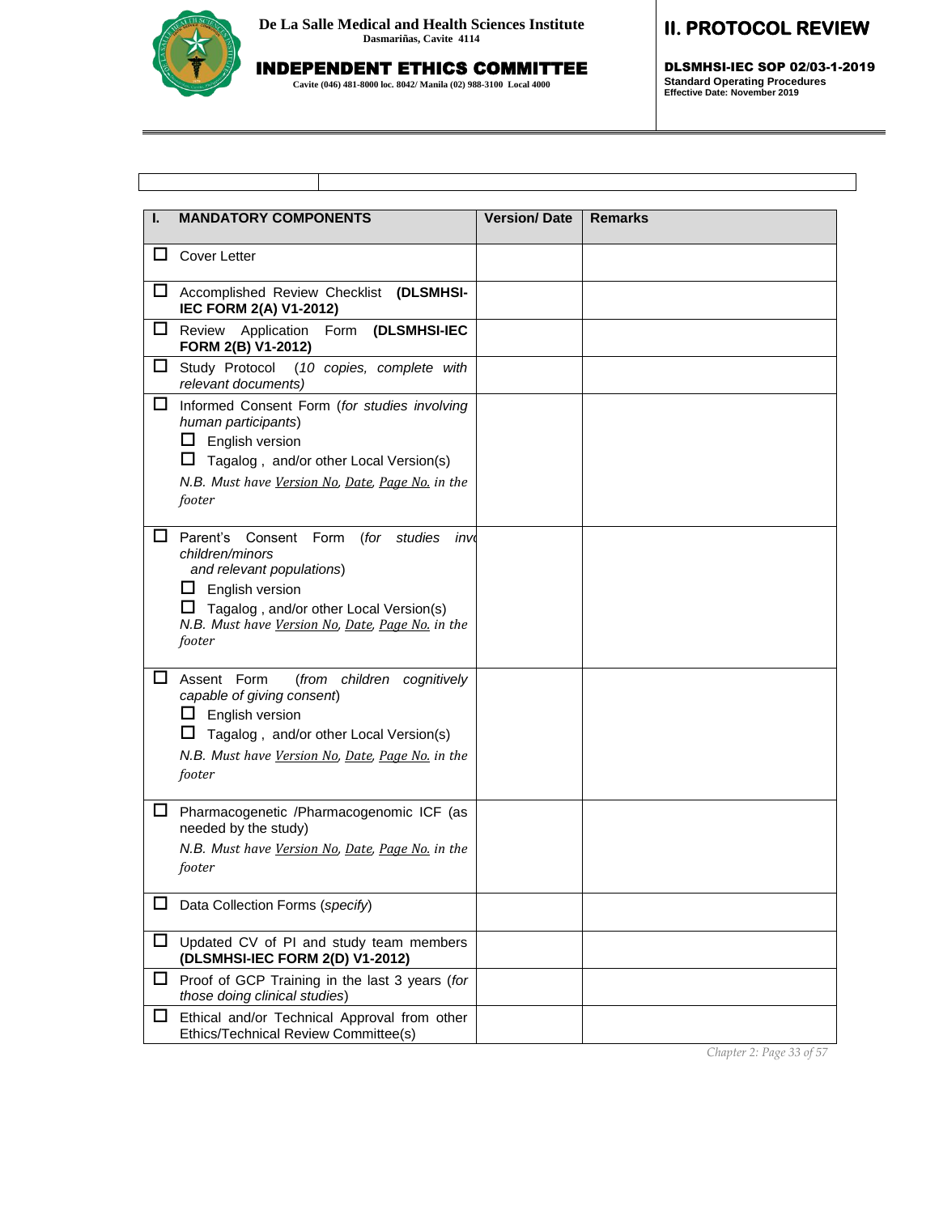| | |
|---|---|
| | |

| I. MANDATORY COMPONENTS | Version/ Date | Remarks |
|---|---|---|
| ☐ Cover Letter | | |
| ☐ Accomplished Review Checklist **(DLSMHSI-IEC FORM 2(A) V1-2012)** | | |
| ☐ Review Application Form **(DLSMHSI-IEC FORM 2(B) V1-2012)** | | |
| ☐ Study Protocol *(10 copies, complete with relevant documents)* | | |
| ☐ Informed Consent Form (*for studies involving human participants*)<br>☐ English version<br>☐ Tagalog , and/or other Local Version(s)<br>*N.B. Must have Version No, Date, Page No. in the footer* | | |
| ☐ Parent's Consent Form (*for studies involving children/minors and relevant populations*)<br>☐ English version<br>☐ Tagalog , and/or other Local Version(s)<br>*N.B. Must have Version No, Date, Page No. in the footer* | | |
| ☐ Assent Form (*from children cognitively capable of giving consent*)<br>☐ English version<br>☐ Tagalog , and/or other Local Version(s)<br>*N.B. Must have Version No, Date, Page No. in the footer* | | |
| ☐ Pharmacogenetic /Pharmacogenomic ICF (as needed by the study)<br>*N.B. Must have Version No, Date, Page No. in the footer* | | |
| ☐ Data Collection Forms (*specify*) | | |
| ☐ Updated CV of PI and study team members **(DLSMHSI-IEC FORM 2(D) V1-2012)** | | |
| ☐ Proof of GCP Training in the last 3 years (*for those doing clinical studies*) | | |
| ☐ Ethical and/or Technical Approval from other Ethics/Technical Review Committee(s) | | |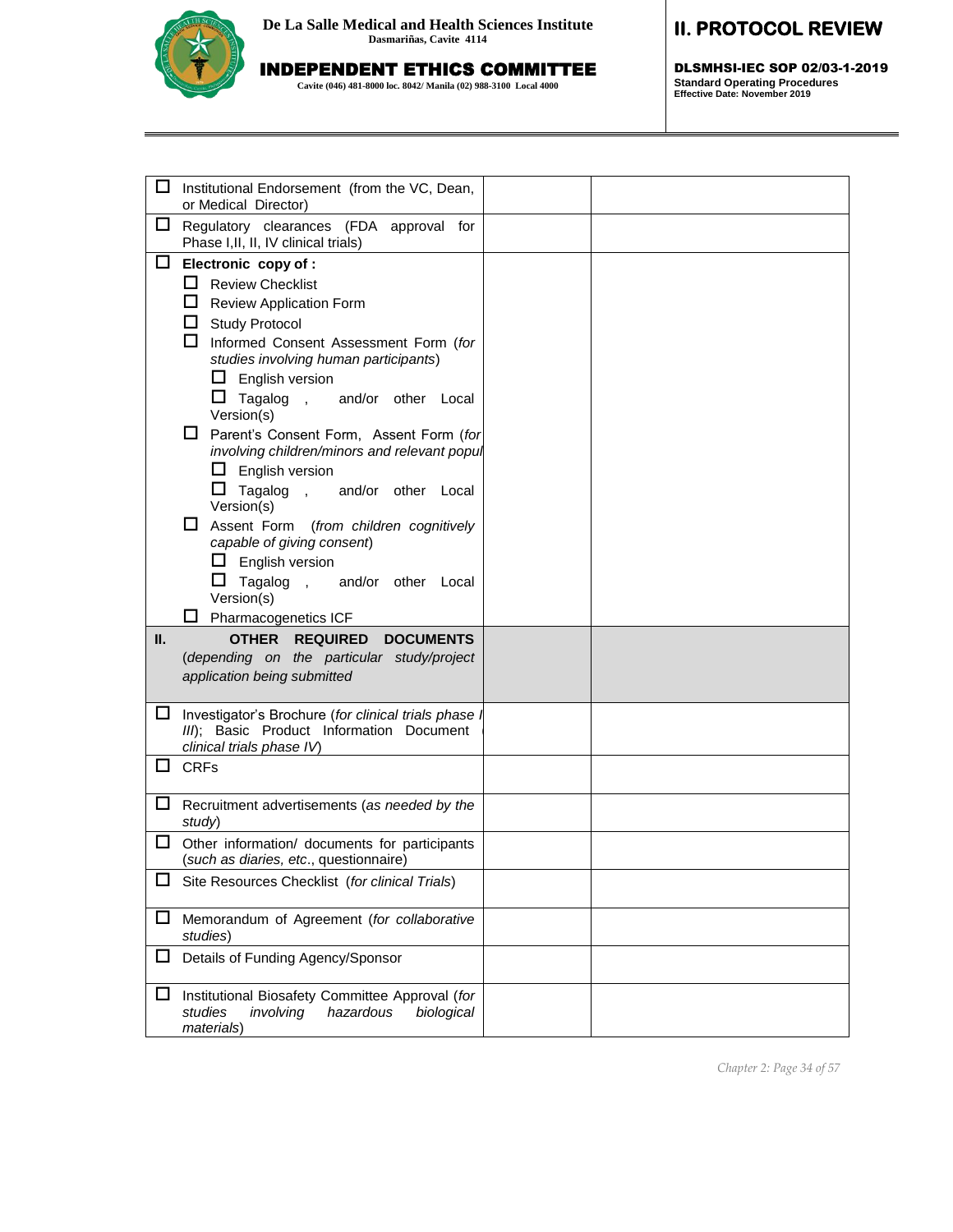| | | |
|---|---|---|
| ☐ Institutional Endorsement (from the VC, Dean, or Medical Director) | | |
| ☐ Regulatory clearances (FDA approval for Phase I,II, II, IV clinical trials) | | |
| ☐ **Electronic copy of :**<br>☐ Review Checklist<br>☐ Review Application Form<br>☐ Study Protocol<br>☐ Informed Consent Assessment Form (*for studies involving human participants*)<br>☐ English version<br>☐ Tagalog , and/or other Local Version(s)<br>☐ Parent's Consent Form, Assent Form (*for involving children/minors and relevant popul*<br>☐ English version<br>☐ Tagalog , and/or other Local Version(s)<br>☐ Assent Form (*from children cognitively capable of giving consent*)<br>☐ English version<br>☐ Tagalog , and/or other Local Version(s)<br>☐ Pharmacogenetics ICF | | |
| **II. OTHER REQUIRED DOCUMENTS** (*depending on the particular study/project application being submitted* | | |
| ☐ Investigator's Brochure (*for clinical trials phase I III*); Basic Product Information Document *clinical trials phase IV*) | | |
| ☐ CRFs | | |
| ☐ Recruitment advertisements (*as needed by the study*) | | |
| ☐ Other information/ documents for participants (*such as diaries, etc*., questionnaire) | | |
| ☐ Site Resources Checklist (*for clinical Trials*) | | |
| ☐ Memorandum of Agreement (*for collaborative studies*) | | |
| ☐ Details of Funding Agency/Sponsor | | |
| ☐ Institutional Biosafety Committee Approval (*for studies involving hazardous biological materials*) | | |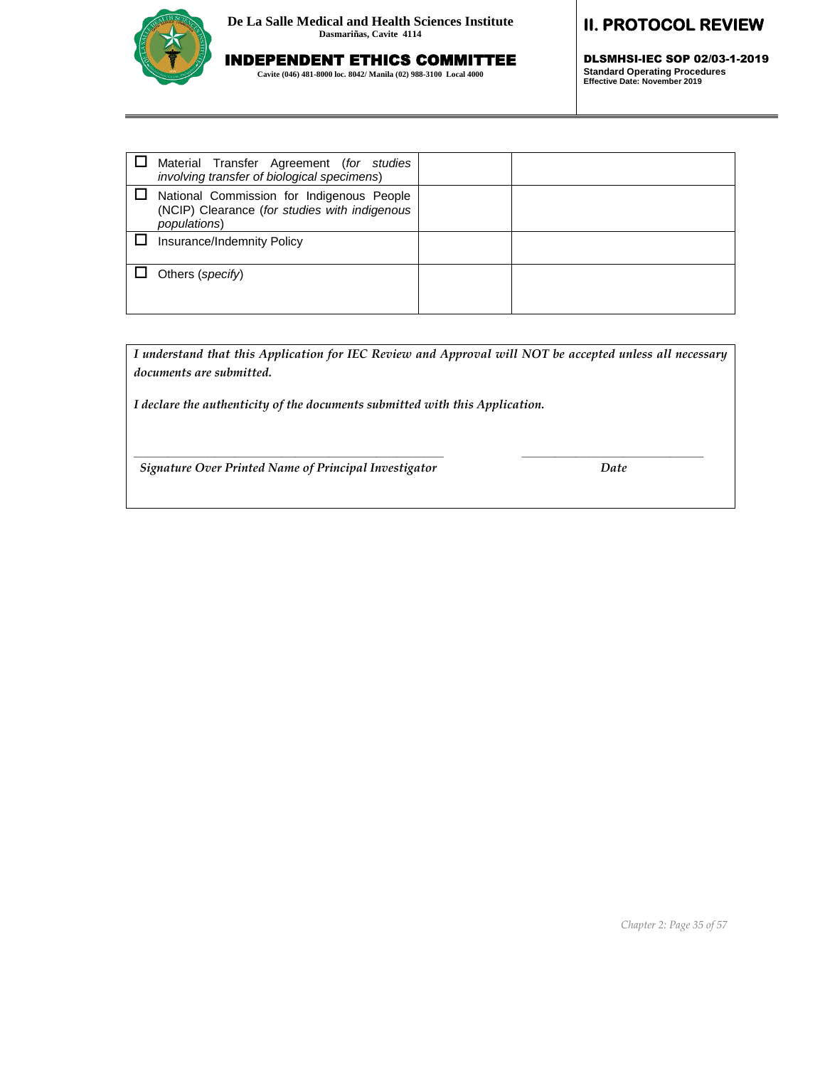| | | |
|---|---|---|
| ☐ Material Transfer Agreement (*for studies involving transfer of biological specimens*) | | |
| ☐ National Commission for Indigenous People (NCIP) Clearance (*for studies with indigenous populations*) | | |
| ☐ Insurance/Indemnity Policy | | |
| ☐ Others (*specify*) | | |

***I understand that this Application for IEC Review and Approval will NOT be accepted unless all necessary documents are submitted.***

***I declare the authenticity of the documents submitted with this Application.***

_______________________________________________ ____________________________

***Signature Over Printed Name of Principal Investigator*** ***Date***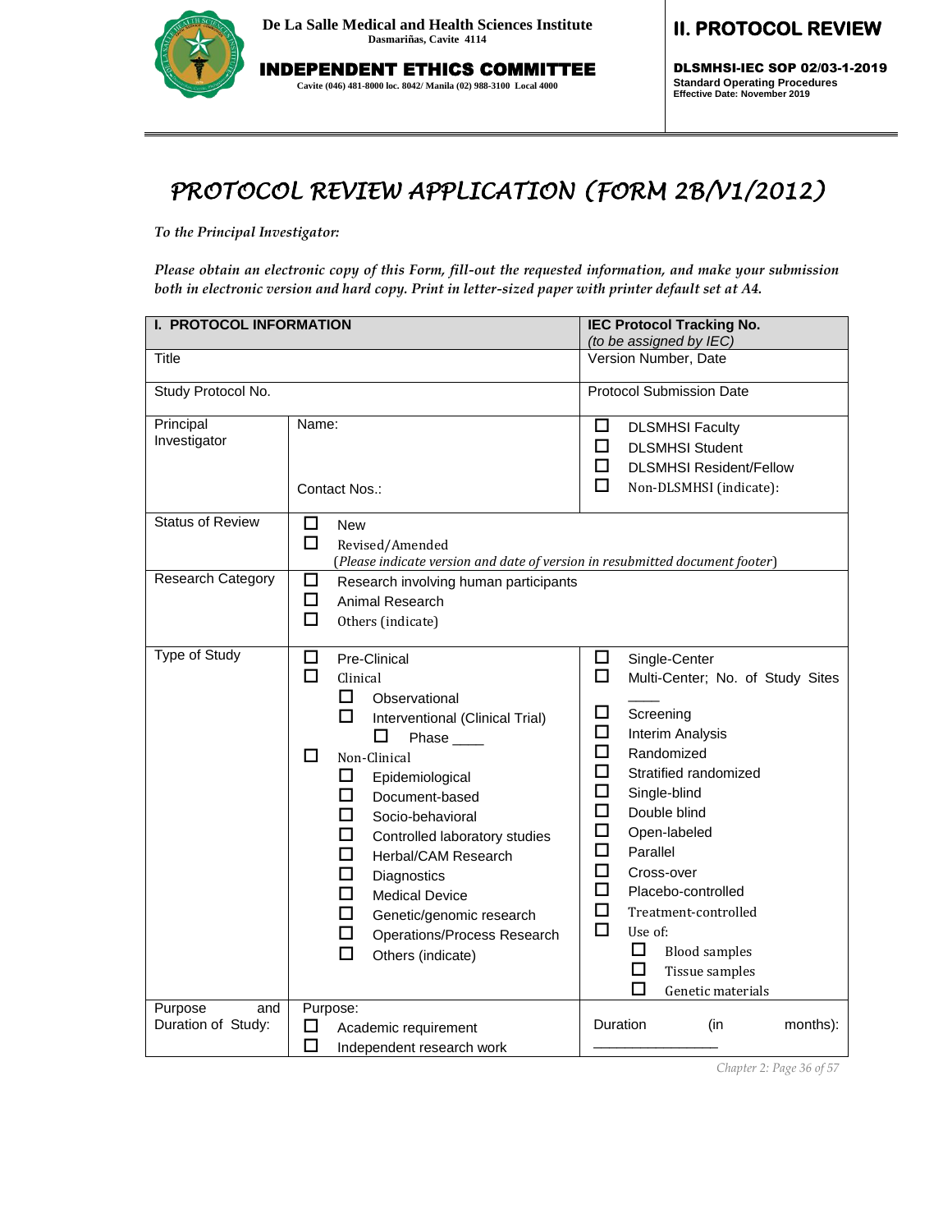# PROTOCOL REVIEW APPLICATION (FORM 2B/V1/2012)

*To the Principal Investigator:*

*Please obtain an electronic copy of this Form, fill-out the requested information, and make your submission both in electronic version and hard copy. Print in letter-sized paper with printer default set at A4.*

| **I. PROTOCOL INFORMATION** | | **IEC Protocol Tracking No.** *(to be assigned by IEC)* |
|---|---|---|
| Title | | Version Number, Date |
| Study Protocol No. | | Protocol Submission Date |
| Principal Investigator | Name:<br><br>Contact Nos.: | ☐ DLSMHSI Faculty<br>☐ DLSMHSI Student<br>☐ DLSMHSI Resident/Fellow<br>☐ Non-DLSMHSI (indicate): |
| Status of Review | ☐ New<br>☐ Revised/Amended<br>(*Please indicate version and date of version in resubmitted document footer*) | |
| Research Category | ☐ Research involving human participants<br>☐ Animal Research<br>☐ Others (indicate) | |
| Type of Study | ☐ Pre-Clinical<br>☐ Clinical<br>&nbsp;&nbsp;☐ Observational<br>&nbsp;&nbsp;☐ Interventional (Clinical Trial)<br>&nbsp;&nbsp;&nbsp;&nbsp;☐ Phase ____<br>☐ Non-Clinical<br>&nbsp;&nbsp;☐ Epidemiological<br>&nbsp;&nbsp;☐ Document-based<br>&nbsp;&nbsp;☐ Socio-behavioral<br>&nbsp;&nbsp;☐ Controlled laboratory studies<br>&nbsp;&nbsp;☐ Herbal/CAM Research<br>&nbsp;&nbsp;☐ Diagnostics<br>&nbsp;&nbsp;☐ Medical Device<br>&nbsp;&nbsp;☐ Genetic/genomic research<br>&nbsp;&nbsp;☐ Operations/Process Research<br>&nbsp;&nbsp;☐ Others (indicate) | ☐ Single-Center<br>☐ Multi-Center; No. of Study Sites ____<br>☐ Screening<br>☐ Interim Analysis<br>☐ Randomized<br>☐ Stratified randomized<br>☐ Single-blind<br>☐ Double blind<br>☐ Open-labeled<br>☐ Parallel<br>☐ Cross-over<br>☐ Placebo-controlled<br>☐ Treatment-controlled<br>☐ Use of:<br>&nbsp;&nbsp;☐ Blood samples<br>&nbsp;&nbsp;☐ Tissue samples<br>&nbsp;&nbsp;☐ Genetic materials |
| Purpose and Duration of Study: | Purpose:<br>☐ Academic requirement<br>☐ Independent research work | Duration (in months): ________________ |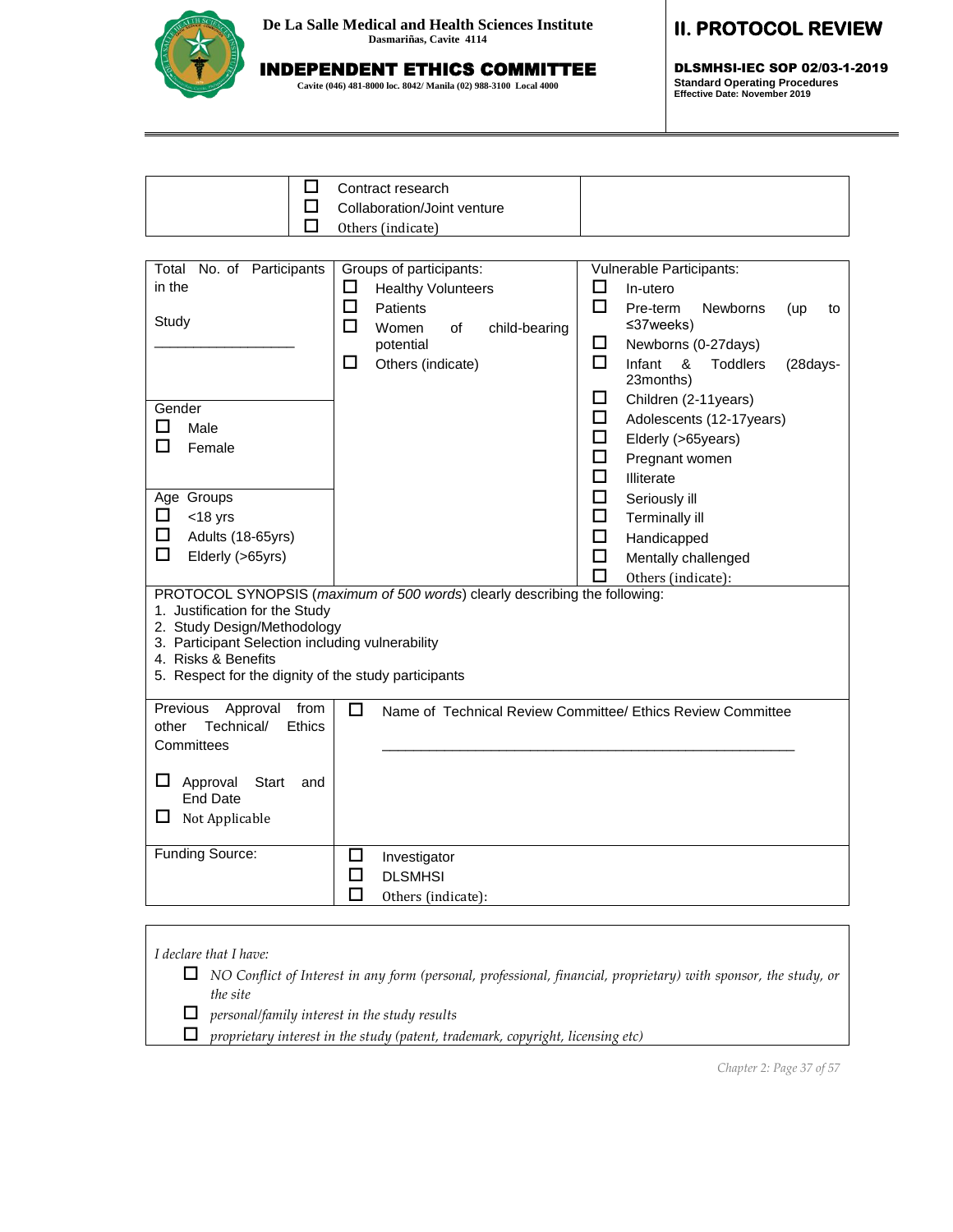| | ☐ Contract research<br>☐ Collaboration/Joint venture<br>☐ Others (indicate) | |
|---|---|---|

| Total No. of Participants in the Study<br><br>________________ | Groups of participants:<br>☐ Healthy Volunteers<br>☐ Patients<br>☐ Women of child-bearing potential<br>☐ Others (indicate) | Vulnerable Participants:<br>☐ In-utero<br>☐ Pre-term Newborns (up to ≤37weeks)<br>☐ Newborns (0-27days)<br>☐ Infant & Toddlers (28days-23months)<br>☐ Children (2-11years)<br>☐ Adolescents (12-17years)<br>☐ Elderly (>65years)<br>☐ Pregnant women<br>☐ Illiterate<br>☐ Seriously ill<br>☐ Terminally ill<br>☐ Handicapped<br>☐ Mentally challenged<br>☐ Others (indicate): |
|---|---|---|
| Gender<br>☐ Male<br>☐ Female | | |
| Age Groups<br>☐ <18 yrs<br>☐ Adults (18-65yrs)<br>☐ Elderly (>65yrs) | | |
| PROTOCOL SYNOPSIS (*maximum of 500 words*) clearly describing the following:<br>1. Justification for the Study<br>2. Study Design/Methodology<br>3. Participant Selection including vulnerability<br>4. Risks & Benefits<br>5. Respect for the dignity of the study participants | | |
| Previous Approval from other Technical/ Ethics Committees<br><br>☐ Approval Start and End Date<br>☐ Not Applicable | ☐ Name of Technical Review Committee/ Ethics Review Committee<br><br>______________________________________________ | |
| Funding Source: | ☐ Investigator<br>☐ DLSMHSI<br>☐ Others (indicate): | |

*I declare that I have:*

- ☐ *NO Conflict of Interest in any form (personal, professional, financial, proprietary) with sponsor, the study, or the site*
- ☐ *personal/family interest in the study results*
- ☐ *proprietary interest in the study (patent, trademark, copyright, licensing etc)*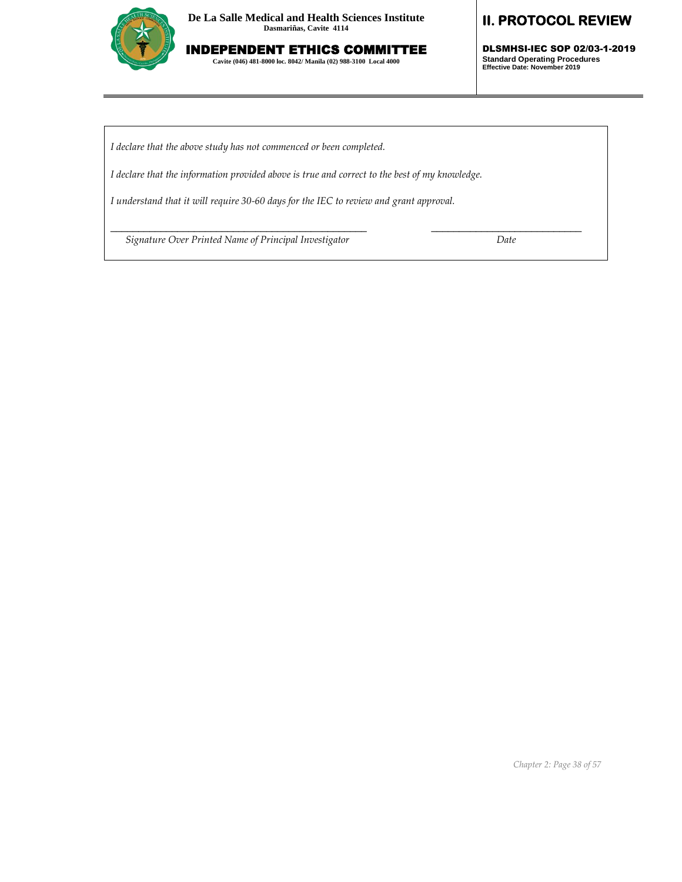*I declare that the above study has not commenced or been completed.*

*I declare that the information provided above is true and correct to the best of my knowledge.*

*I understand that it will require 30-60 days for the IEC to review and grant approval.*

\_\_\_\_\_\_\_\_\_\_\_\_\_\_\_\_\_\_\_\_\_\_\_\_\_\_\_\_\_\_\_\_\_\_\_\_\_\_\_\_\_\_\_\_\_\_\_\_ \_\_\_\_\_\_\_\_\_\_\_\_\_\_\_\_\_\_\_\_\_\_\_\_\_\_\_\_\_\_

*Signature Over Printed Name of Principal Investigator* *Date*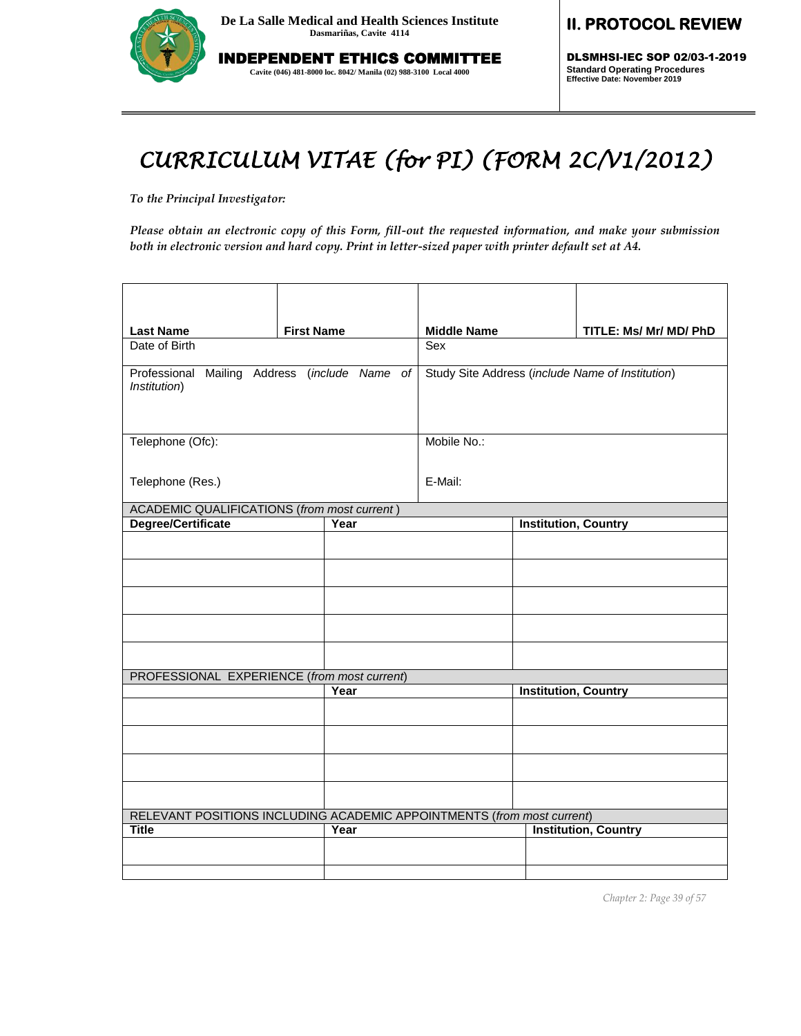# CURRICULUM VITAE (for PI) (FORM 2C/V1/2012)

*To the Principal Investigator:*

*Please obtain an electronic copy of this Form, fill-out the requested information, and make your submission both in electronic version and hard copy. Print in letter-sized paper with printer default set at A4.*

| **Last Name** | **First Name** | **Middle Name** | **TITLE: Ms/ Mr/ MD/ PhD** |
|---|---|---|---|
| Date of Birth | | Sex | |
| Professional Mailing Address (*include Name of Institution*) | | Study Site Address (*include Name of Institution*) | |
| Telephone (Ofc): | | Mobile No.: | |
| Telephone (Res.) | | E-Mail: | |

ACADEMIC QUALIFICATIONS (*from most current* )

| **Degree/Certificate** | **Year** | **Institution, Country** |
|---|---|---|
| | | |
| | | |
| | | |
| | | |
| | | |

PROFESSIONAL EXPERIENCE (*from most current*)

| | **Year** | **Institution, Country** |
|---|---|---|
| | | |
| | | |
| | | |
| | | |

RELEVANT POSITIONS INCLUDING ACADEMIC APPOINTMENTS (*from most current*)

| **Title** | **Year** | **Institution, Country** |
|---|---|---|
| | | |
| | | |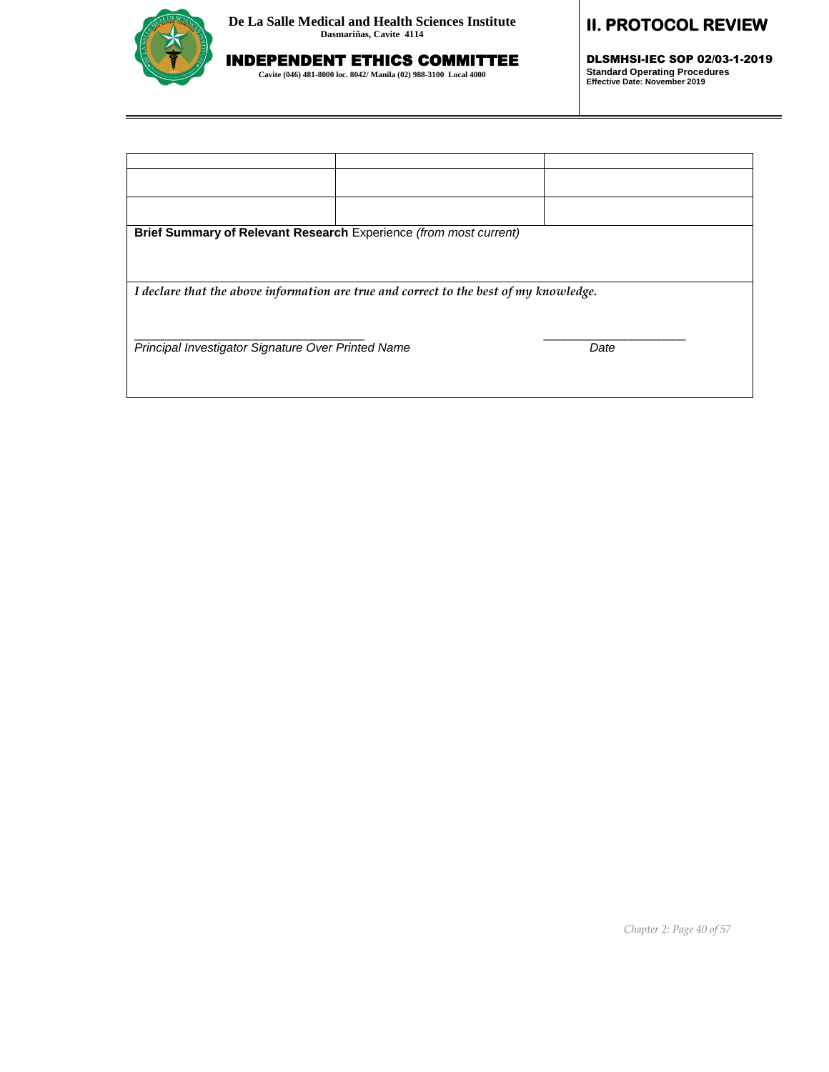| | | |
|---|---|---|
| | | |
| | | |

**Brief Summary of Relevant Research** Experience *(from most current)*

*I declare that the above information are true and correct to the best of my knowledge.*

_________________________________ _____________________

*Principal Investigator Signature Over Printed Name* *Date*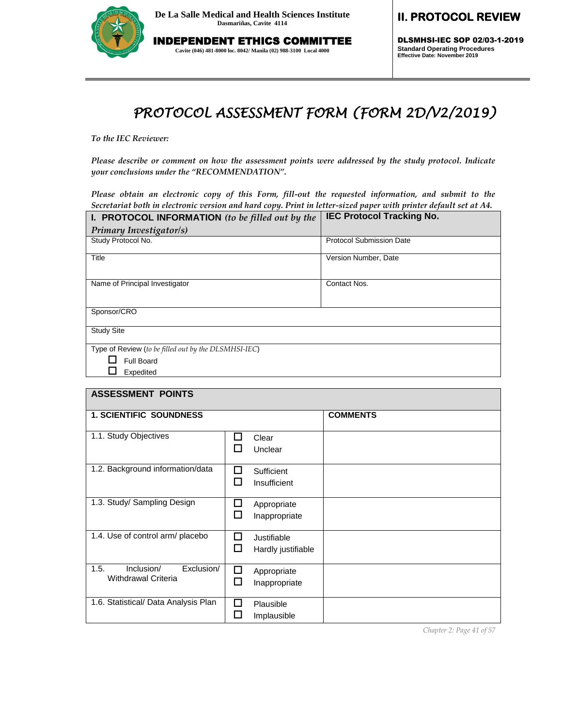# PROTOCOL ASSESSMENT FORM (FORM 2D/V2/2019)

*To the IEC Reviewer:*

*Please describe or comment on how the assessment points were addressed by the study protocol. Indicate your conclusions under the "RECOMMENDATION".*

*Please obtain an electronic copy of this Form, fill-out the requested information, and submit to the Secretariat both in electronic version and hard copy. Print in letter-sized paper with printer default set at A4.*

| **I. PROTOCOL INFORMATION** *(to be filled out by the Primary Investigator/s)* | **IEC Protocol Tracking No.** |
|---|---|
| Study Protocol No. | Protocol Submission Date |
| Title | Version Number, Date |
| Name of Principal Investigator | Contact Nos. |
| Sponsor/CRO | |
| Study Site | |
| Type of Review (*to be filled out by the DLSMHSI-IEC*)<br>☐ Full Board<br>☐ Expedited | |

| **ASSESSMENT POINTS** | | |
|---|---|---|
| **1. SCIENTIFIC SOUNDNESS** | | **COMMENTS** |
| 1.1. Study Objectives | ☐ Clear<br>☐ Unclear | |
| 1.2. Background information/data | ☐ Sufficient<br>☐ Insufficient | |
| 1.3. Study/ Sampling Design | ☐ Appropriate<br>☐ Inappropriate | |
| 1.4. Use of control arm/ placebo | ☐ Justifiable<br>☐ Hardly justifiable | |
| 1.5. Inclusion/ Exclusion/ Withdrawal Criteria | ☐ Appropriate<br>☐ Inappropriate | |
| 1.6. Statistical/ Data Analysis Plan | ☐ Plausible<br>☐ Implausible | |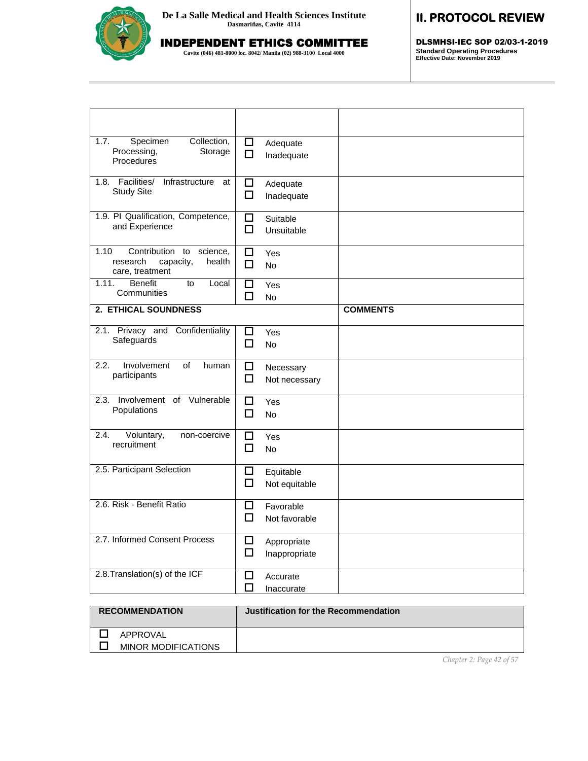| | | |
|---|---|---|
| | | |
| 1.7. Specimen Collection, Processing, Storage Procedures | ☐ Adequate<br>☐ Inadequate | |
| 1.8. Facilities/ Infrastructure at Study Site | ☐ Adequate<br>☐ Inadequate | |
| 1.9. PI Qualification, Competence, and Experience | ☐ Suitable<br>☐ Unsuitable | |
| 1.10 Contribution to science, research capacity, health care, treatment | ☐ Yes<br>☐ No | |
| 1.11. Benefit to Local Communities | ☐ Yes<br>☐ No | |
| **2. ETHICAL SOUNDNESS** | | **COMMENTS** |
| 2.1. Privacy and Confidentiality Safeguards | ☐ Yes<br>☐ No | |
| 2.2. Involvement of human participants | ☐ Necessary<br>☐ Not necessary | |
| 2.3. Involvement of Vulnerable Populations | ☐ Yes<br>☐ No | |
| 2.4. Voluntary, non-coercive recruitment | ☐ Yes<br>☐ No | |
| 2.5. Participant Selection | ☐ Equitable<br>☐ Not equitable | |
| 2.6. Risk - Benefit Ratio | ☐ Favorable<br>☐ Not favorable | |
| 2.7. Informed Consent Process | ☐ Appropriate<br>☐ Inappropriate | |
| 2.8.Translation(s) of the ICF | ☐ Accurate<br>☐ Inaccurate | |

| RECOMMENDATION | Justification for the Recommendation |
|---|---|
| ☐ APPROVAL<br>☐ MINOR MODIFICATIONS | |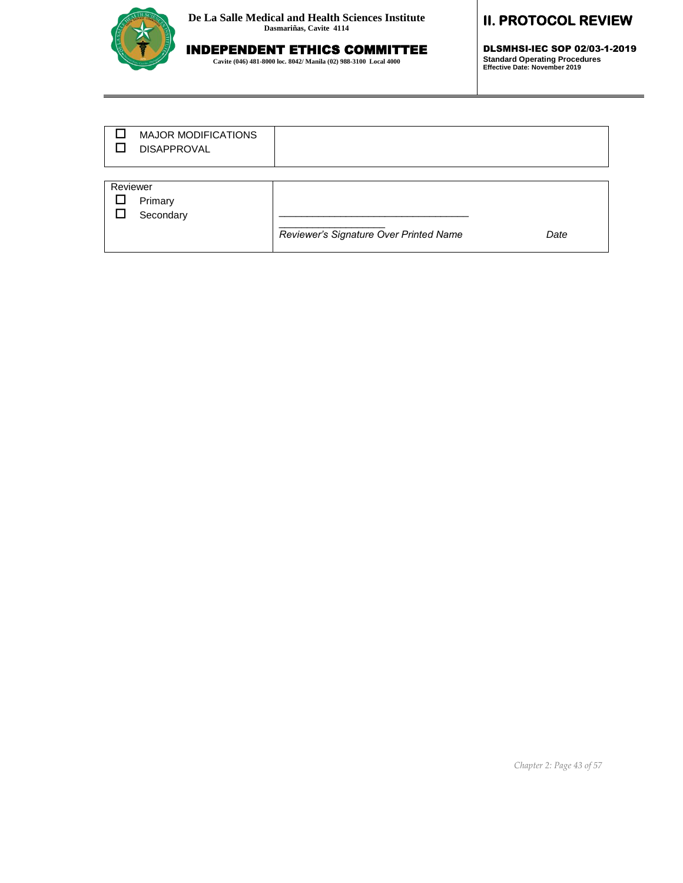| ☐ MAJOR MODIFICATIONS<br>☐ DISAPPROVAL | |
|---|---|

| Reviewer<br>☐ Primary<br>☐ Secondary | ___________________________________<br>___________________<br>*Reviewer's Signature Over Printed Name* *Date* |
|---|---|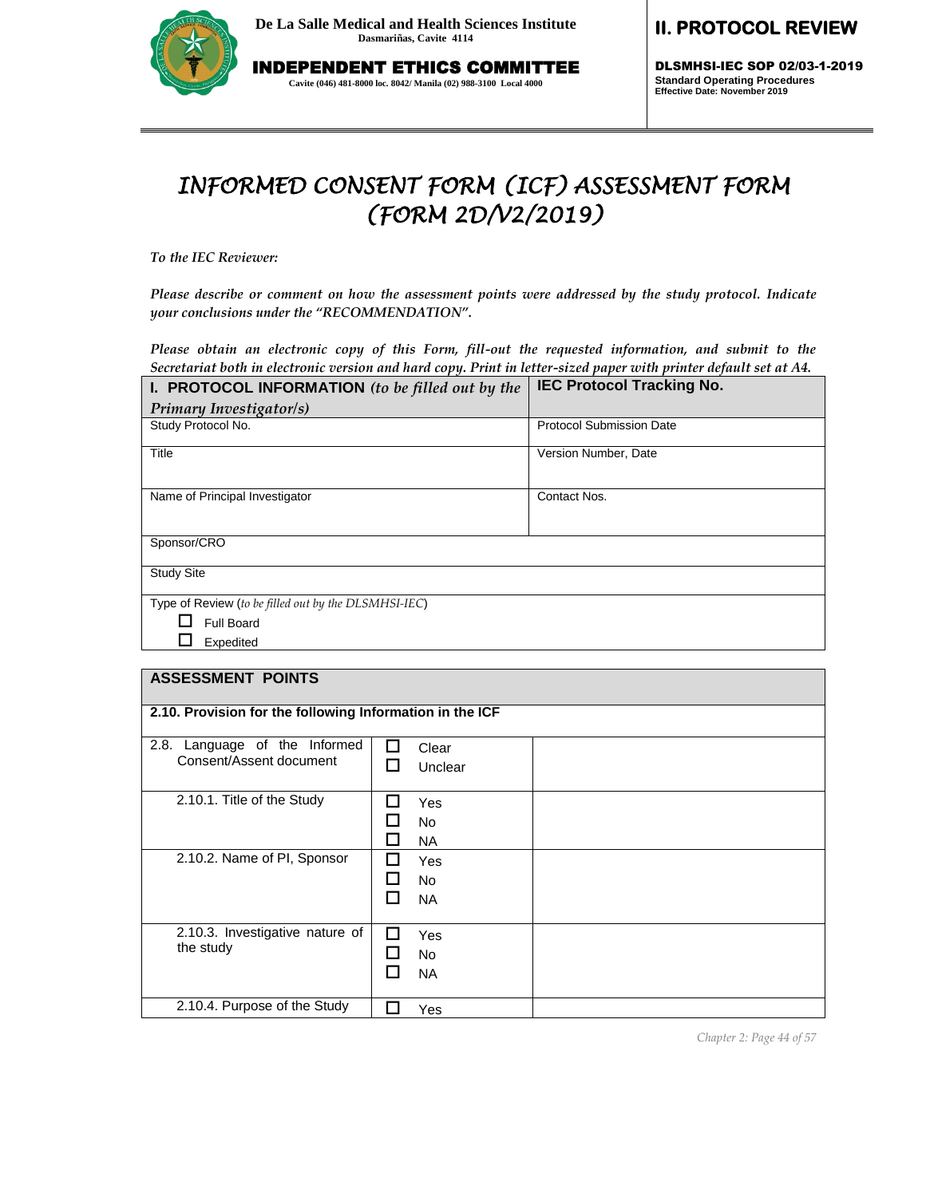De La Salle Medical and Health Sciences Institute
Dasmariñas, Cavite 4114

INDEPENDENT ETHICS COMMITTEE
Cavite (046) 481-8000 loc. 8042/ Manila (02) 988-3100 Local 4000

**II. PROTOCOL REVIEW**

**DLSMHSI-IEC SOP 02/03-1-2019**
**Standard Operating Procedures**
**Effective Date: November 2019**

# *INFORMED CONSENT FORM (ICF) ASSESSMENT FORM (FORM 2D/V2/2019)*

*To the IEC Reviewer:*

*Please describe or comment on how the assessment points were addressed by the study protocol. Indicate your conclusions under the "RECOMMENDATION".*

*Please obtain an electronic copy of this Form, fill-out the requested information, and submit to the Secretariat both in electronic version and hard copy. Print in letter-sized paper with printer default set at A4.*

| **I. PROTOCOL INFORMATION** *(to be filled out by the Primary Investigator/s)* | **IEC Protocol Tracking No.** |
|---|---|
| Study Protocol No. | Protocol Submission Date |
| Title | Version Number, Date |
| Name of Principal Investigator | Contact Nos. |
| Sponsor/CRO | |
| Study Site | |
| Type of Review (*to be filled out by the DLSMHSI-IEC*)<br>☐ Full Board<br>☐ Expedited | |

| **ASSESSMENT POINTS** | | |
|---|---|---|
| **2.10. Provision for the following Information in the ICF** | | |
| 2.8. Language of the Informed Consent/Assent document | ☐ Clear<br>☐ Unclear | |
| 2.10.1. Title of the Study | ☐ Yes<br>☐ No<br>☐ NA | |
| 2.10.2. Name of PI, Sponsor | ☐ Yes<br>☐ No<br>☐ NA | |
| 2.10.3. Investigative nature of the study | ☐ Yes<br>☐ No<br>☐ NA | |
| 2.10.4. Purpose of the Study | ☐ Yes | |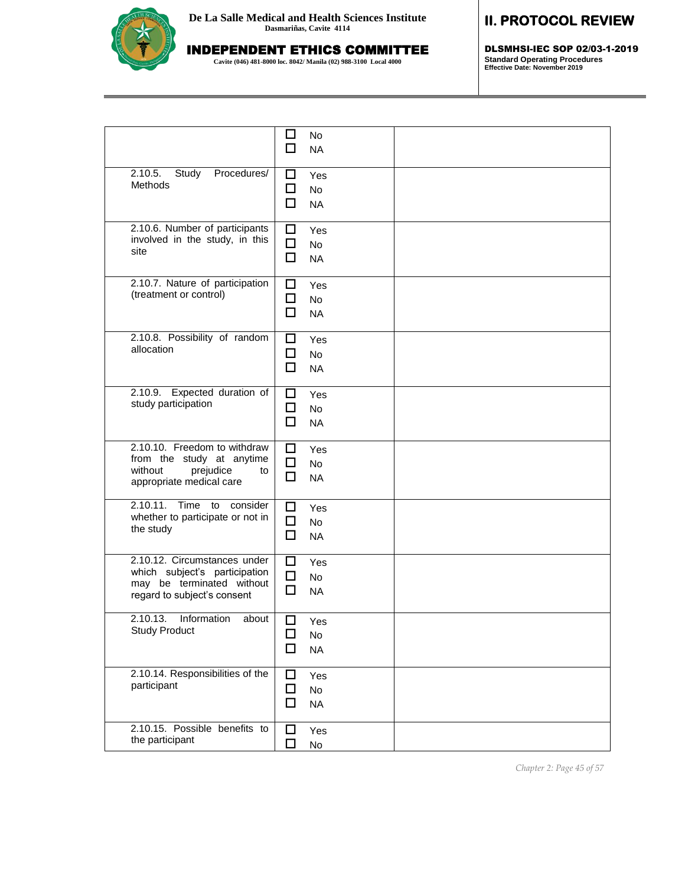| | | |
|---|---|---|
| | ☐ No<br>☐ NA | |
| 2.10.5. Study Procedures/ Methods | ☐ Yes<br>☐ No<br>☐ NA | |
| 2.10.6. Number of participants involved in the study, in this site | ☐ Yes<br>☐ No<br>☐ NA | |
| 2.10.7. Nature of participation (treatment or control) | ☐ Yes<br>☐ No<br>☐ NA | |
| 2.10.8. Possibility of random allocation | ☐ Yes<br>☐ No<br>☐ NA | |
| 2.10.9. Expected duration of study participation | ☐ Yes<br>☐ No<br>☐ NA | |
| 2.10.10. Freedom to withdraw from the study at anytime without prejudice to appropriate medical care | ☐ Yes<br>☐ No<br>☐ NA | |
| 2.10.11. Time to consider whether to participate or not in the study | ☐ Yes<br>☐ No<br>☐ NA | |
| 2.10.12. Circumstances under which subject's participation may be terminated without regard to subject's consent | ☐ Yes<br>☐ No<br>☐ NA | |
| 2.10.13. Information about Study Product | ☐ Yes<br>☐ No<br>☐ NA | |
| 2.10.14. Responsibilities of the participant | ☐ Yes<br>☐ No<br>☐ NA | |
| 2.10.15. Possible benefits to the participant | ☐ Yes<br>☐ No | |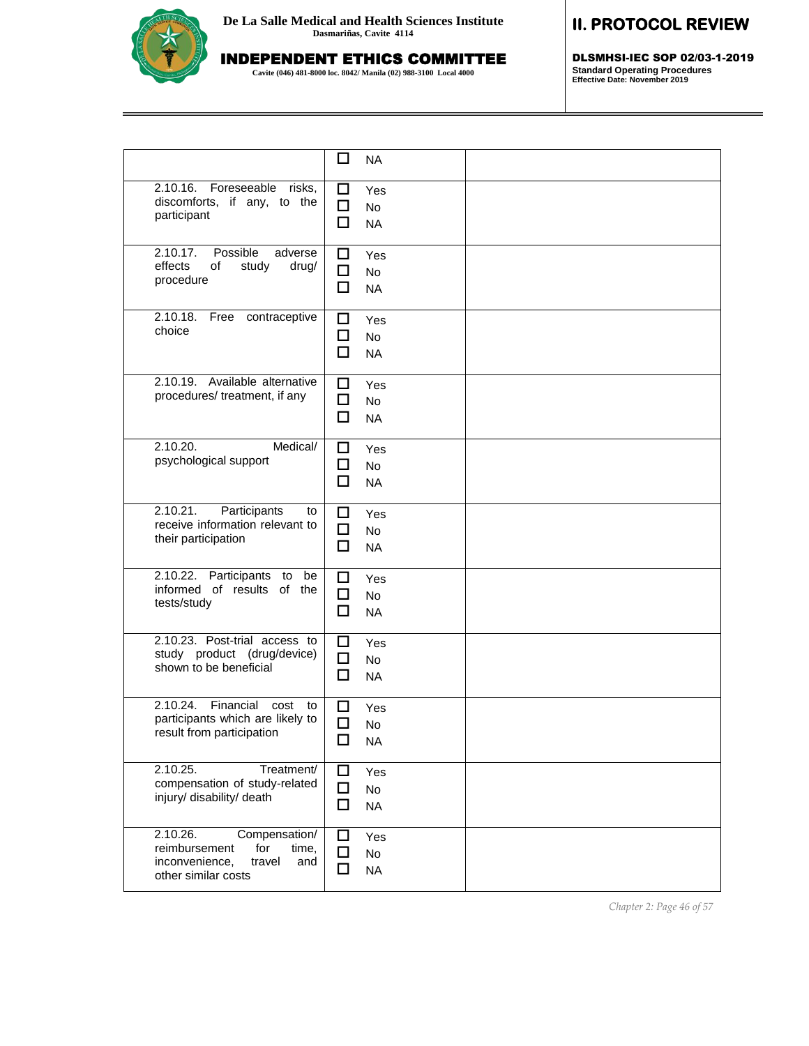|  |  |  |
|---|---|---|
|  | ☐ NA |  |
| 2.10.16. Foreseeable risks, discomforts, if any, to the participant | ☐ Yes<br>☐ No<br>☐ NA |  |
| 2.10.17. Possible adverse effects of study drug/ procedure | ☐ Yes<br>☐ No<br>☐ NA |  |
| 2.10.18. Free contraceptive choice | ☐ Yes<br>☐ No<br>☐ NA |  |
| 2.10.19. Available alternative procedures/ treatment, if any | ☐ Yes<br>☐ No<br>☐ NA |  |
| 2.10.20. Medical/ psychological support | ☐ Yes<br>☐ No<br>☐ NA |  |
| 2.10.21. Participants to receive information relevant to their participation | ☐ Yes<br>☐ No<br>☐ NA |  |
| 2.10.22. Participants to be informed of results of the tests/study | ☐ Yes<br>☐ No<br>☐ NA |  |
| 2.10.23. Post-trial access to study product (drug/device) shown to be beneficial | ☐ Yes<br>☐ No<br>☐ NA |  |
| 2.10.24. Financial cost to participants which are likely to result from participation | ☐ Yes<br>☐ No<br>☐ NA |  |
| 2.10.25. Treatment/ compensation of study-related injury/ disability/ death | ☐ Yes<br>☐ No<br>☐ NA |  |
| 2.10.26. Compensation/ reimbursement for time, inconvenience, travel and other similar costs | ☐ Yes<br>☐ No<br>☐ NA |  |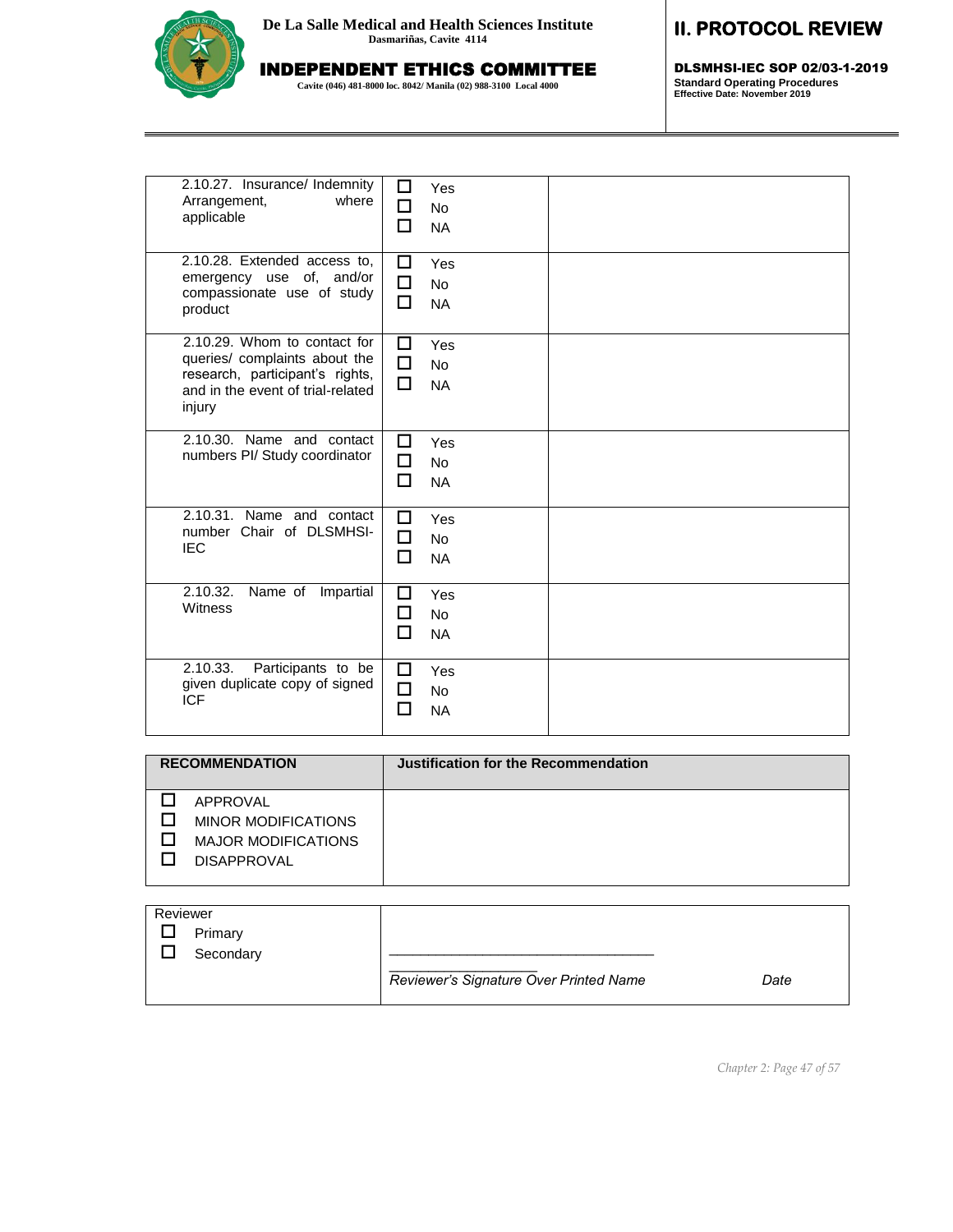| | | |
|---|---|---|
| 2.10.27. Insurance/ Indemnity Arrangement, where applicable | ☐ Yes<br>☐ No<br>☐ NA | |
| 2.10.28. Extended access to, emergency use of, and/or compassionate use of study product | ☐ Yes<br>☐ No<br>☐ NA | |
| 2.10.29. Whom to contact for queries/ complaints about the research, participant's rights, and in the event of trial-related injury | ☐ Yes<br>☐ No<br>☐ NA | |
| 2.10.30. Name and contact numbers PI/ Study coordinator | ☐ Yes<br>☐ No<br>☐ NA | |
| 2.10.31. Name and contact number Chair of DLSMHSI-IEC | ☐ Yes<br>☐ No<br>☐ NA | |
| 2.10.32. Name of Impartial Witness | ☐ Yes<br>☐ No<br>☐ NA | |
| 2.10.33. Participants to be given duplicate copy of signed ICF | ☐ Yes<br>☐ No<br>☐ NA | |

| RECOMMENDATION | Justification for the Recommendation |
|---|---|
| ☐ APPROVAL<br>☐ MINOR MODIFICATIONS<br>☐ MAJOR MODIFICATIONS<br>☐ DISAPPROVAL | |

| Reviewer | |
|---|---|
| ☐ Primary<br>☐ Secondary | \_\_\_\_\_\_\_\_\_\_\_\_\_\_\_\_\_\_\_\_\_\_\_\_\_\_\_\_\_\_\_\_\_\_\_\_\_\_<br>*Reviewer's Signature Over Printed Name* *Date* |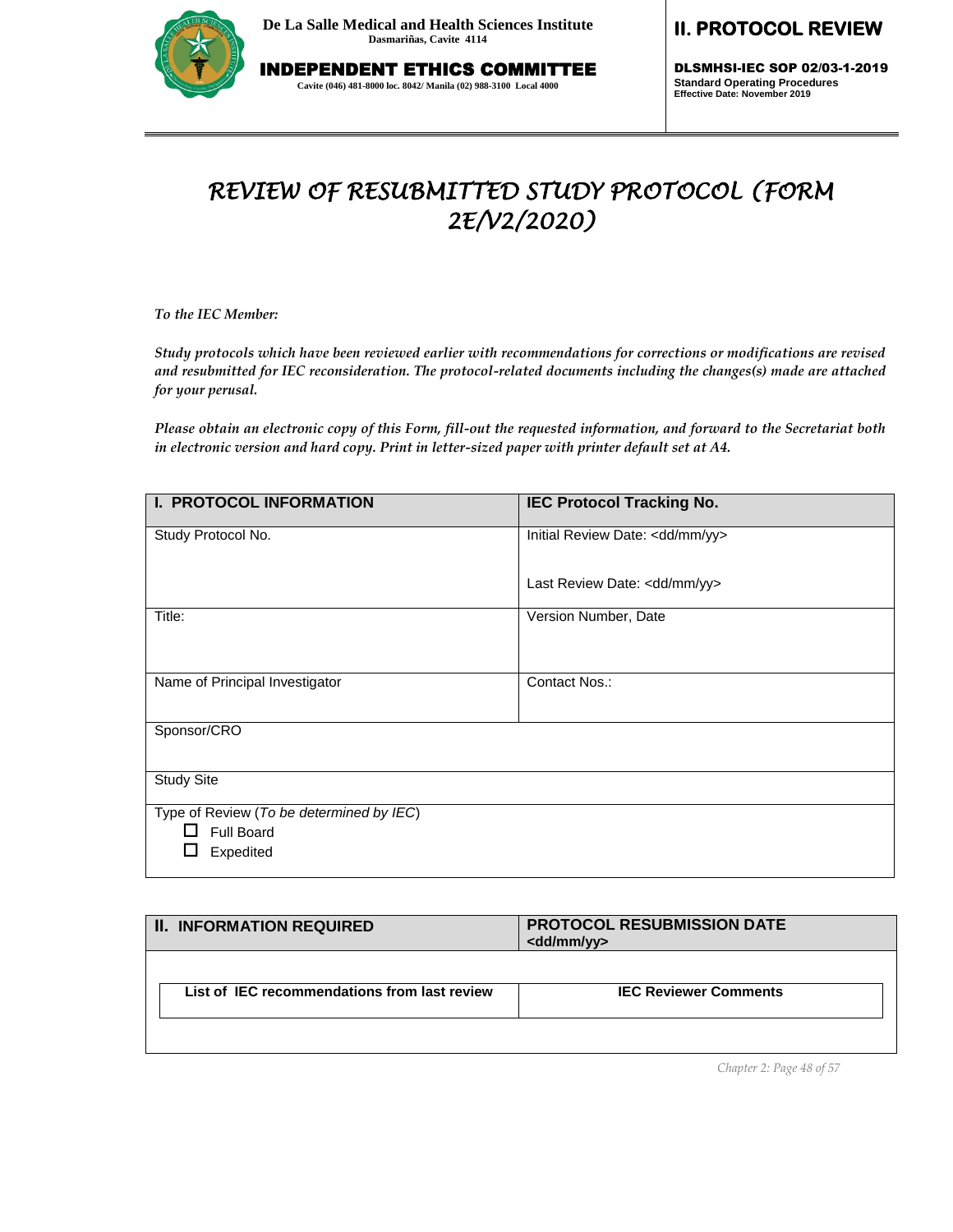# REVIEW OF RESUBMITTED STUDY PROTOCOL (FORM 2E/V2/2020)

*To the IEC Member:*

*Study protocols which have been reviewed earlier with recommendations for corrections or modifications are revised and resubmitted for IEC reconsideration. The protocol-related documents including the changes(s) made are attached for your perusal.*

*Please obtain an electronic copy of this Form, fill-out the requested information, and forward to the Secretariat both in electronic version and hard copy. Print in letter-sized paper with printer default set at A4.*

| **I. PROTOCOL INFORMATION** | **IEC Protocol Tracking No.** |
|---|---|
| Study Protocol No. | Initial Review Date: <dd/mm/yy><br><br>Last Review Date: <dd/mm/yy> |
| Title: | Version Number, Date |
| Name of Principal Investigator | Contact Nos.: |
| Sponsor/CRO | |
| Study Site | |
| Type of Review (*To be determined by IEC*)<br>☐ Full Board<br>☐ Expedited | |

| **II. INFORMATION REQUIRED** | **PROTOCOL RESUBMISSION DATE <dd/mm/yy>** |
|---|---|
| **List of IEC recommendations from last review** | **IEC Reviewer Comments** |
| | |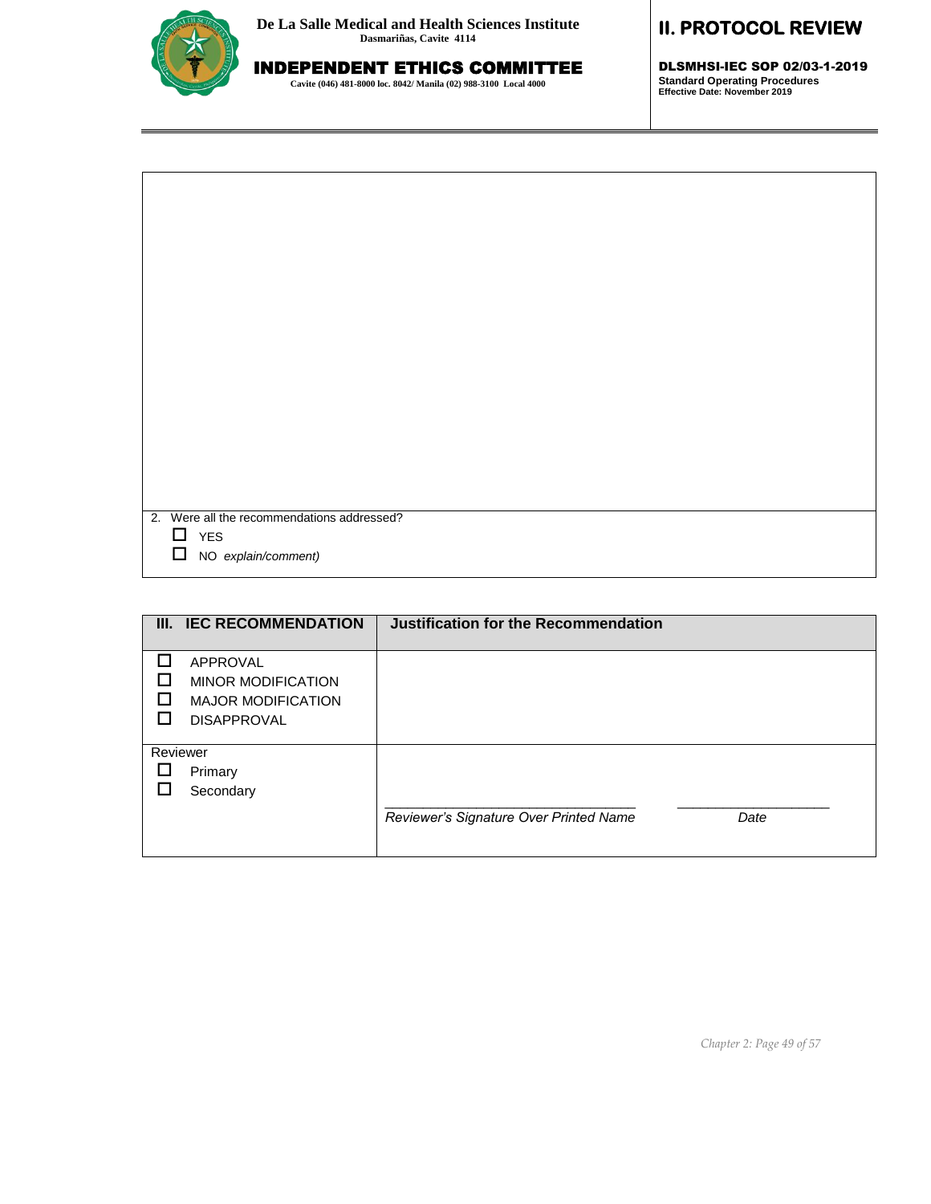2. Were all the recommendations addressed?

☐ YES

☐ NO *explain/comment)*

| III. IEC RECOMMENDATION | Justification for the Recommendation |
|---|---|
| ☐ APPROVAL<br>☐ MINOR MODIFICATION<br>☐ MAJOR MODIFICATION<br>☐ DISAPPROVAL | |
| Reviewer<br>☐ Primary<br>☐ Secondary | \_\_\_\_\_\_\_\_\_\_\_\_\_\_\_\_\_\_\_\_\_\_\_\_\_\_\_\_\_\_\_\_ \_\_\_\_\_\_\_\_\_\_\_\_\_\_\_\_\_\_\_\_<br>*Reviewer's Signature Over Printed Name* *Date* |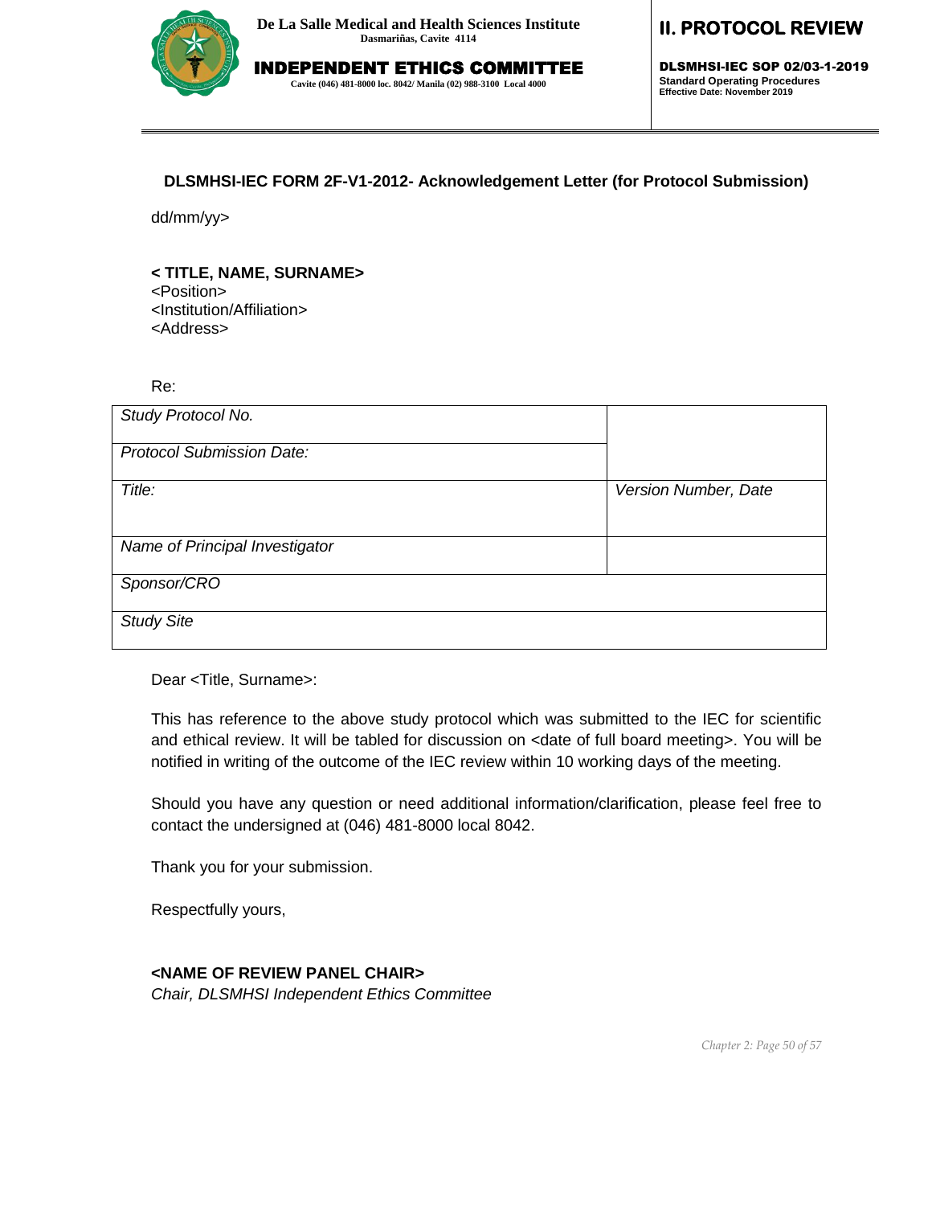**DLSMHSI-IEC FORM 2F-V1-2012- Acknowledgement Letter (for Protocol Submission)**

dd/mm/yy>

**< TITLE, NAME, SURNAME>**
<Position>
<Institution/Affiliation>
<Address>

Re:

| *Study Protocol No.* | |
|---|---|
| *Protocol Submission Date:* | |
| *Title:* | *Version Number, Date* |
| *Name of Principal Investigator* | |
| *Sponsor/CRO* | |
| *Study Site* | |

Dear <Title, Surname>:

This has reference to the above study protocol which was submitted to the IEC for scientific and ethical review. It will be tabled for discussion on <date of full board meeting>. You will be notified in writing of the outcome of the IEC review within 10 working days of the meeting.

Should you have any question or need additional information/clarification, please feel free to contact the undersigned at (046) 481-8000 local 8042.

Thank you for your submission.

Respectfully yours,

**<NAME OF REVIEW PANEL CHAIR>**
*Chair, DLSMHSI Independent Ethics Committee*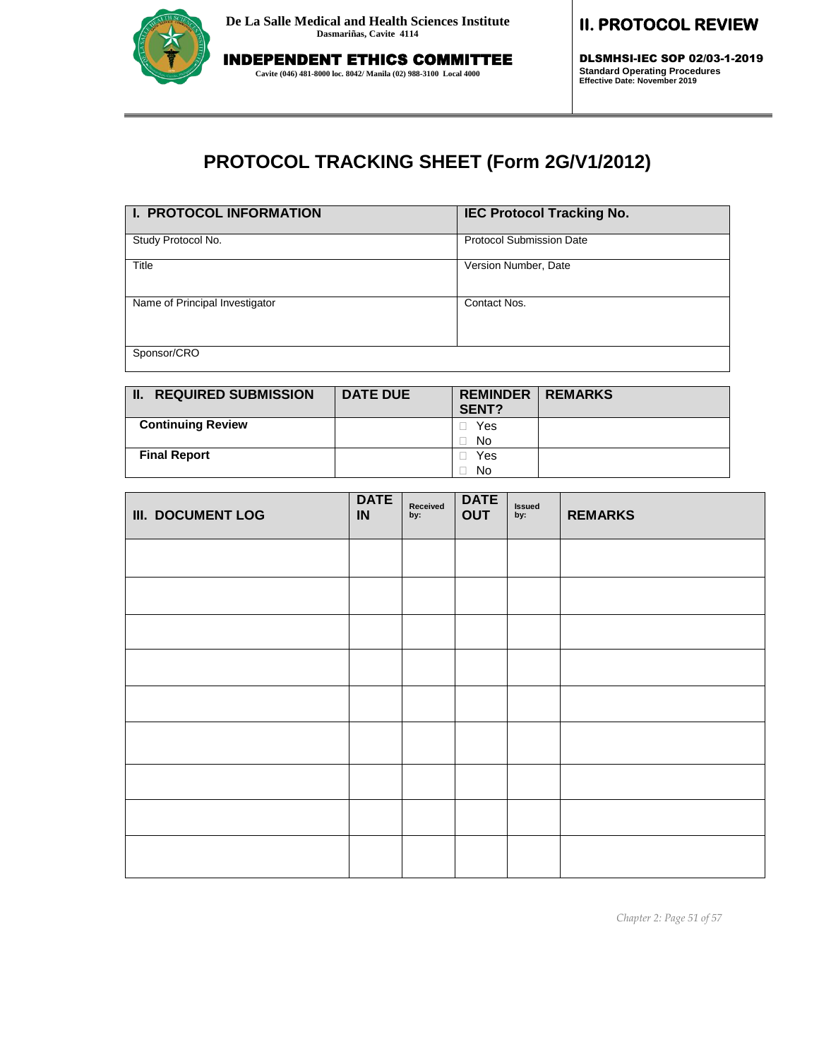# PROTOCOL TRACKING SHEET (Form 2G/V1/2012)

| **I. PROTOCOL INFORMATION** | **IEC Protocol Tracking No.** |
|---|---|
| Study Protocol No. | Protocol Submission Date |
| Title | Version Number, Date |
| Name of Principal Investigator | Contact Nos. |
| Sponsor/CRO | |

| **II. REQUIRED SUBMISSION** | **DATE DUE** | **REMINDER SENT?** | **REMARKS** |
|---|---|---|---|
| **Continuing Review** | | ☐ Yes ☐ No | |
| **Final Report** | | ☐ Yes ☐ No | |

| **III. DOCUMENT LOG** | **DATE IN** | **Received by:** | **DATE OUT** | **Issued by:** | **REMARKS** |
|---|---|---|---|---|---|
| | | | | | |
| | | | | | |
| | | | | | |
| | | | | | |
| | | | | | |
| | | | | | |
| | | | | | |
| | | | | | |
| | | | | | |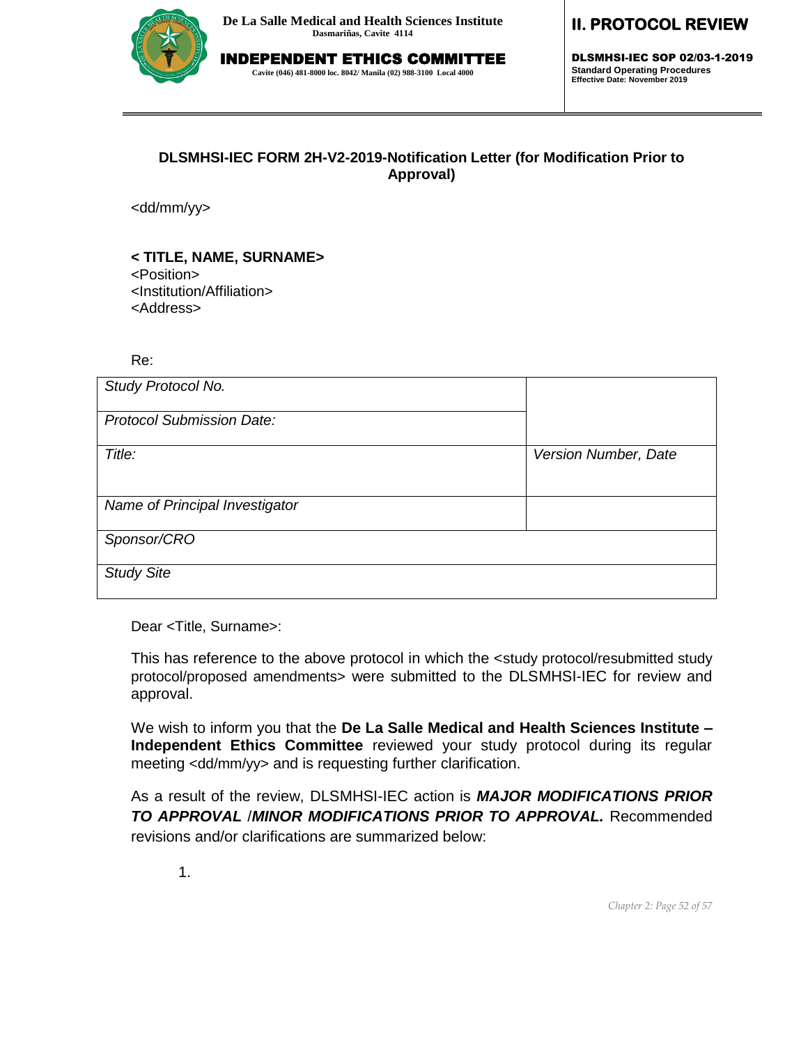**DLSMHSI-IEC FORM 2H-V2-2019-Notification Letter (for Modification Prior to Approval)**

<dd/mm/yy>

**< TITLE, NAME, SURNAME>**
<Position>
<Institution/Affiliation>
<Address>

Re:

| | |
|---|---|
| *Study Protocol No.* | |
| *Protocol Submission Date:* | |
| *Title:* | *Version Number, Date* |
| *Name of Principal Investigator* | |
| *Sponsor/CRO* | |
| *Study Site* | |

Dear <Title, Surname>:

This has reference to the above protocol in which the <study protocol/resubmitted study protocol/proposed amendments> were submitted to the DLSMHSI-IEC for review and approval.

We wish to inform you that the **De La Salle Medical and Health Sciences Institute – Independent Ethics Committee** reviewed your study protocol during its regular meeting <dd/mm/yy> and is requesting further clarification.

As a result of the review, DLSMHSI-IEC action is ***MAJOR MODIFICATIONS PRIOR TO APPROVAL*** /***MINOR MODIFICATIONS PRIOR TO APPROVAL.*** Recommended revisions and/or clarifications are summarized below:

1.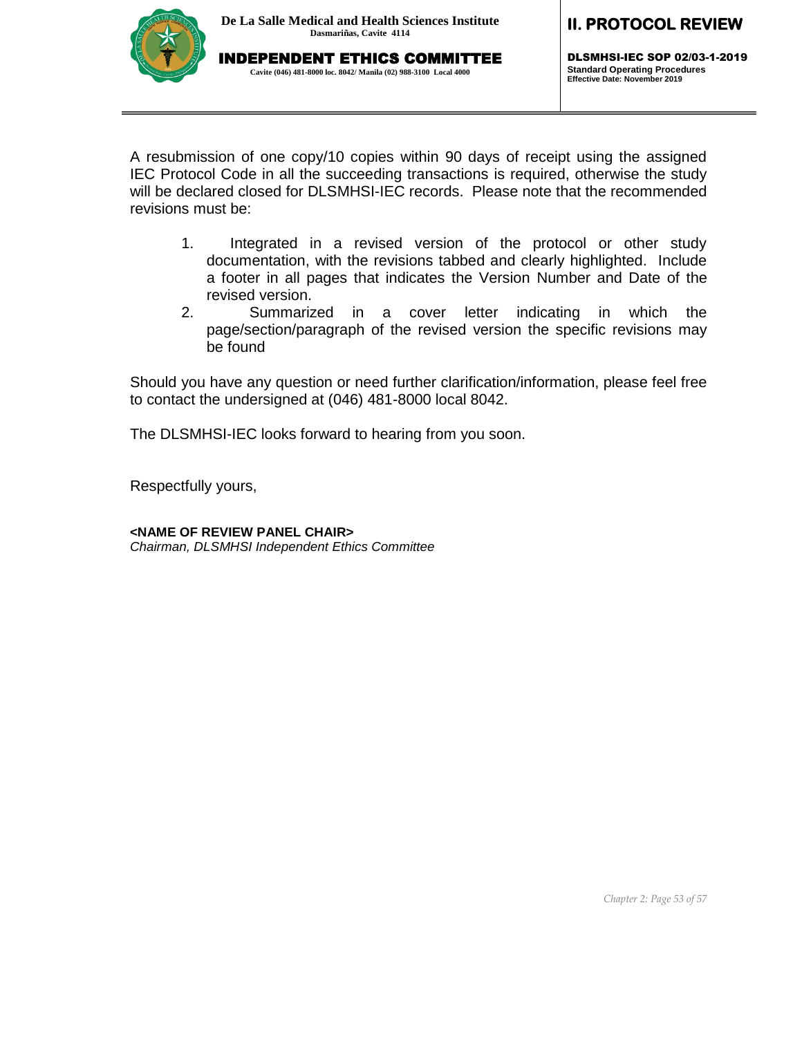A resubmission of one copy/10 copies within 90 days of receipt using the assigned IEC Protocol Code in all the succeeding transactions is required, otherwise the study will be declared closed for DLSMHSI-IEC records. Please note that the recommended revisions must be:

1. Integrated in a revised version of the protocol or other study documentation, with the revisions tabbed and clearly highlighted. Include a footer in all pages that indicates the Version Number and Date of the revised version.
2. Summarized in a cover letter indicating in which the page/section/paragraph of the revised version the specific revisions may be found

Should you have any question or need further clarification/information, please feel free to contact the undersigned at (046) 481-8000 local 8042.

The DLSMHSI-IEC looks forward to hearing from you soon.

Respectfully yours,

**<NAME OF REVIEW PANEL CHAIR>**
*Chairman, DLSMHSI Independent Ethics Committee*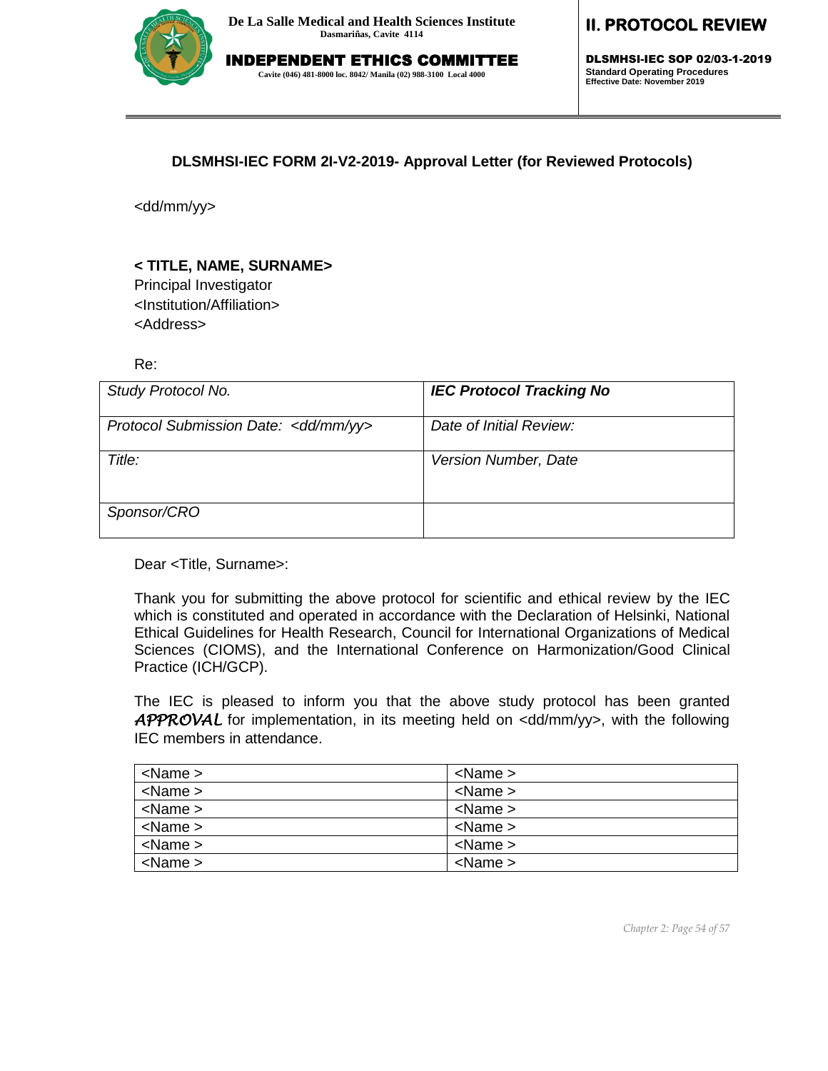**DLSMHSI-IEC FORM 2I-V2-2019- Approval Letter (for Reviewed Protocols)**

<dd/mm/yy>

**< TITLE, NAME, SURNAME>**
Principal Investigator
<Institution/Affiliation>
<Address>

Re:

| *Study Protocol No.* | ***IEC Protocol Tracking No*** |
|---|---|
| *Protocol Submission Date: <dd/mm/yy>* | *Date of Initial Review:* |
| *Title:* | *Version Number, Date* |
| *Sponsor/CRO* | |

Dear <Title, Surname>:

Thank you for submitting the above protocol for scientific and ethical review by the IEC which is constituted and operated in accordance with the Declaration of Helsinki, National Ethical Guidelines for Health Research, Council for International Organizations of Medical Sciences (CIOMS), and the International Conference on Harmonization/Good Clinical Practice (ICH/GCP).

The IEC is pleased to inform you that the above study protocol has been granted ***APPROVAL*** for implementation, in its meeting held on <dd/mm/yy>, with the following IEC members in attendance.

| <Name > | <Name > |
|---|---|
| <Name > | <Name > |
| <Name > | <Name > |
| <Name > | <Name > |
| <Name > | <Name > |
| <Name > | <Name > |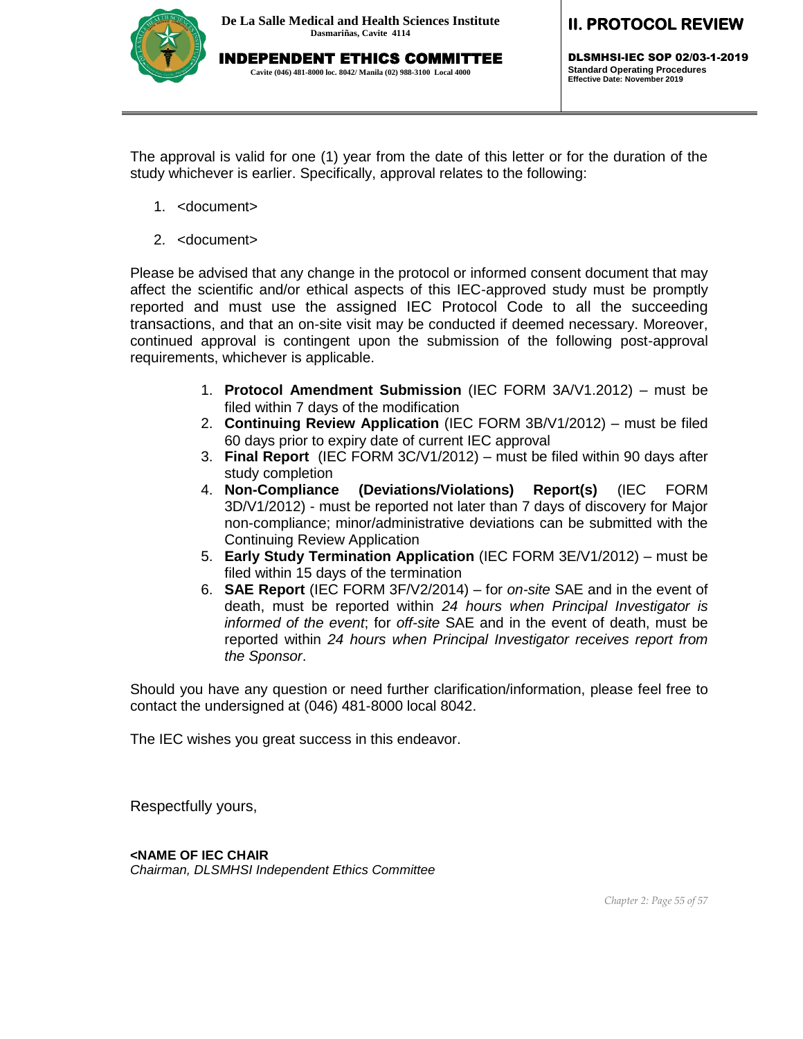The approval is valid for one (1) year from the date of this letter or for the duration of the study whichever is earlier. Specifically, approval relates to the following:

1. <document>
2. <document>

Please be advised that any change in the protocol or informed consent document that may affect the scientific and/or ethical aspects of this IEC-approved study must be promptly reported and must use the assigned IEC Protocol Code to all the succeeding transactions, and that an on-site visit may be conducted if deemed necessary. Moreover, continued approval is contingent upon the submission of the following post-approval requirements, whichever is applicable.

1. **Protocol Amendment Submission** (IEC FORM 3A/V1.2012) – must be filed within 7 days of the modification
2. **Continuing Review Application** (IEC FORM 3B/V1/2012) – must be filed 60 days prior to expiry date of current IEC approval
3. **Final Report** (IEC FORM 3C/V1/2012) – must be filed within 90 days after study completion
4. **Non-Compliance (Deviations/Violations) Report(s)** (IEC FORM 3D/V1/2012) - must be reported not later than 7 days of discovery for Major non-compliance; minor/administrative deviations can be submitted with the Continuing Review Application
5. **Early Study Termination Application** (IEC FORM 3E/V1/2012) – must be filed within 15 days of the termination
6. **SAE Report** (IEC FORM 3F/V2/2014) – for *on-site* SAE and in the event of death, must be reported within *24 hours when Principal Investigator is informed of the event*; for *off-site* SAE and in the event of death, must be reported within *24 hours when Principal Investigator receives report from the Sponsor*.

Should you have any question or need further clarification/information, please feel free to contact the undersigned at (046) 481-8000 local 8042.

The IEC wishes you great success in this endeavor.

Respectfully yours,

**<NAME OF IEC CHAIR**
*Chairman, DLSMHSI Independent Ethics Committee*